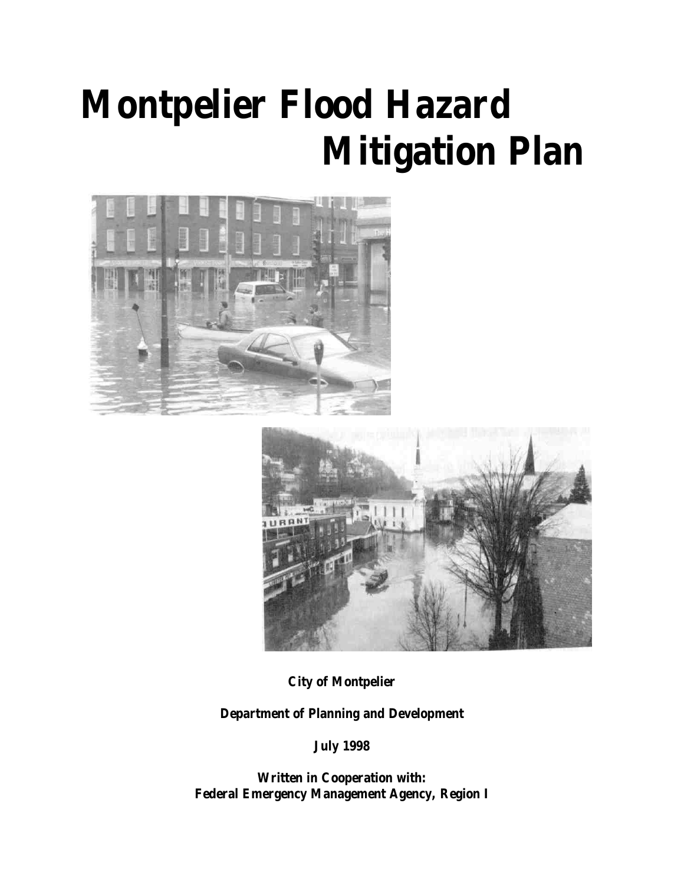# Montpelier Flood Hazard Mitigation Plan

**City of Montpelier**

**Department of Planning and Development**

**July 1998**

**Written in Cooperation with:**
**Federal Emergency Management Agency, Region I**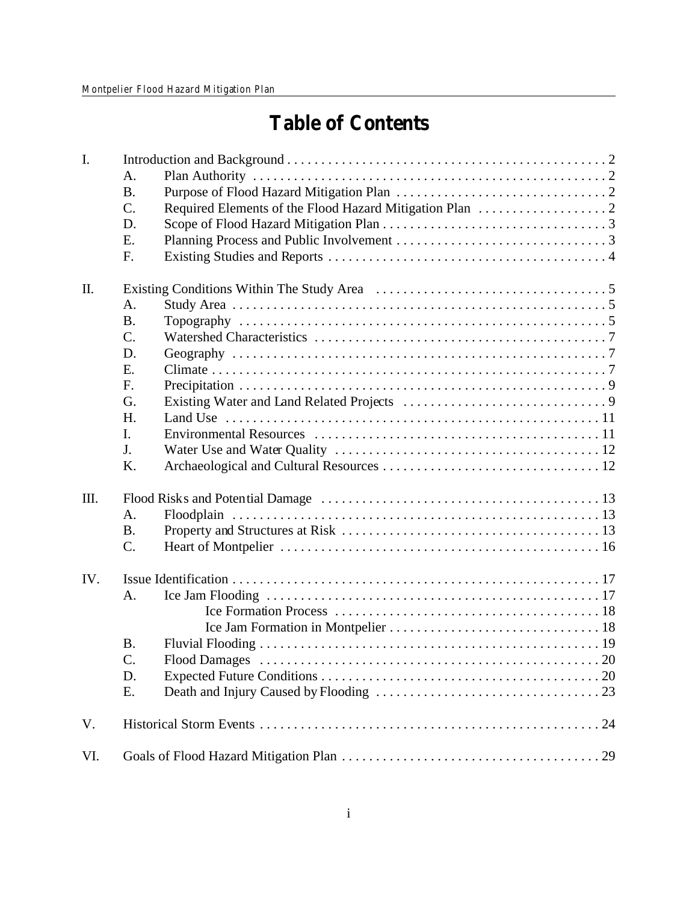# Table of Contents

I. Introduction and Background . . . . . . . . . . . . . . . . . . . . . . . . . . . . . . . . . . . . . . . . . . . . . 2
- A. Plan Authority . . . . . . . . . . . . . . . . . . . . . . . . . . . . . . . . . . . . . . . . . . . . . . . . . . 2
- B. Purpose of Flood Hazard Mitigation Plan . . . . . . . . . . . . . . . . . . . . . . . . . . . . . . . 2
- C. Required Elements of the Flood Hazard Mitigation Plan . . . . . . . . . . . . . . . . . . . 2
- D. Scope of Flood Hazard Mitigation Plan . . . . . . . . . . . . . . . . . . . . . . . . . . . . . . . . . 3
- E. Planning Process and Public Involvement . . . . . . . . . . . . . . . . . . . . . . . . . . . . . . . 3
- F. Existing Studies and Reports . . . . . . . . . . . . . . . . . . . . . . . . . . . . . . . . . . . . . . . . . 4

II. Existing Conditions Within The Study Area . . . . . . . . . . . . . . . . . . . . . . . . . . . . . . . . . 5
- A. Study Area . . . . . . . . . . . . . . . . . . . . . . . . . . . . . . . . . . . . . . . . . . . . . . . . . . . . . . 5
- B. Topography . . . . . . . . . . . . . . . . . . . . . . . . . . . . . . . . . . . . . . . . . . . . . . . . . . . . . 5
- C. Watershed Characteristics . . . . . . . . . . . . . . . . . . . . . . . . . . . . . . . . . . . . . . . . . . . 7
- D. Geography . . . . . . . . . . . . . . . . . . . . . . . . . . . . . . . . . . . . . . . . . . . . . . . . . . . . . . 7
- E. Climate . . . . . . . . . . . . . . . . . . . . . . . . . . . . . . . . . . . . . . . . . . . . . . . . . . . . . . . . . 7
- F. Precipitation . . . . . . . . . . . . . . . . . . . . . . . . . . . . . . . . . . . . . . . . . . . . . . . . . . . . . 9
- G. Existing Water and Land Related Projects . . . . . . . . . . . . . . . . . . . . . . . . . . . . . . 9
- H. Land Use . . . . . . . . . . . . . . . . . . . . . . . . . . . . . . . . . . . . . . . . . . . . . . . . . . . . . . . 11
- I. Environmental Resources . . . . . . . . . . . . . . . . . . . . . . . . . . . . . . . . . . . . . . . . . . 11
- J. Water Use and Water Quality . . . . . . . . . . . . . . . . . . . . . . . . . . . . . . . . . . . . . . . 12
- K. Archaeological and Cultural Resources . . . . . . . . . . . . . . . . . . . . . . . . . . . . . . . . 12

III. Flood Risks and Potential Damage . . . . . . . . . . . . . . . . . . . . . . . . . . . . . . . . . . . . . . . 13
- A. Floodplain . . . . . . . . . . . . . . . . . . . . . . . . . . . . . . . . . . . . . . . . . . . . . . . . . . . . . . 13
- B. Property and Structures at Risk . . . . . . . . . . . . . . . . . . . . . . . . . . . . . . . . . . . . . . 13
- C. Heart of Montpelier . . . . . . . . . . . . . . . . . . . . . . . . . . . . . . . . . . . . . . . . . . . . . . . 16

IV. Issue Identification . . . . . . . . . . . . . . . . . . . . . . . . . . . . . . . . . . . . . . . . . . . . . . . . . . . 17
- A. Ice Jam Flooding . . . . . . . . . . . . . . . . . . . . . . . . . . . . . . . . . . . . . . . . . . . . . . . . . 17
  - Ice Formation Process . . . . . . . . . . . . . . . . . . . . . . . . . . . . . . . . . . . . . . . . 18
  - Ice Jam Formation in Montpelier . . . . . . . . . . . . . . . . . . . . . . . . . . . . . . . 18
- B. Fluvial Flooding . . . . . . . . . . . . . . . . . . . . . . . . . . . . . . . . . . . . . . . . . . . . . . . . . . 19
- C. Flood Damages . . . . . . . . . . . . . . . . . . . . . . . . . . . . . . . . . . . . . . . . . . . . . . . . . . 20
- D. Expected Future Conditions . . . . . . . . . . . . . . . . . . . . . . . . . . . . . . . . . . . . . . . . . 20
- E. Death and Injury Caused by Flooding . . . . . . . . . . . . . . . . . . . . . . . . . . . . . . . . . 23

V. Historical Storm Events . . . . . . . . . . . . . . . . . . . . . . . . . . . . . . . . . . . . . . . . . . . . . . . . 24

VI. Goals of Flood Hazard Mitigation Plan . . . . . . . . . . . . . . . . . . . . . . . . . . . . . . . . . . . . 29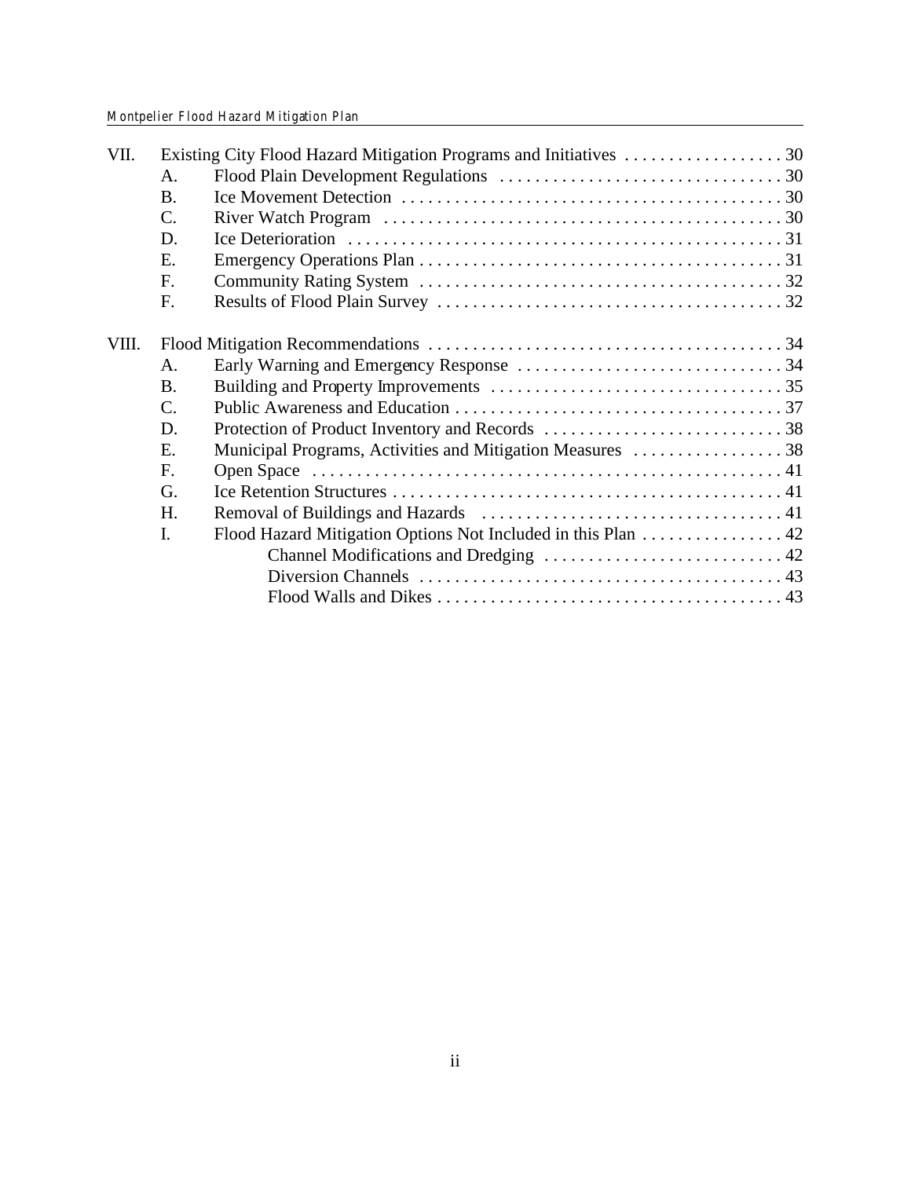VII. Existing City Flood Hazard Mitigation Programs and Initiatives . . . . . . . . . . . . . . . . . . 30
- A. Flood Plain Development Regulations . . . . . . . . . . . . . . . . . . . . . . . . . . . . . . . . 30
- B. Ice Movement Detection . . . . . . . . . . . . . . . . . . . . . . . . . . . . . . . . . . . . . . . . . . . 30
- C. River Watch Program . . . . . . . . . . . . . . . . . . . . . . . . . . . . . . . . . . . . . . . . . . . . . 30
- D. Ice Deterioration . . . . . . . . . . . . . . . . . . . . . . . . . . . . . . . . . . . . . . . . . . . . . . . . . 31
- E. Emergency Operations Plan . . . . . . . . . . . . . . . . . . . . . . . . . . . . . . . . . . . . . . . . . 31
- F. Community Rating System . . . . . . . . . . . . . . . . . . . . . . . . . . . . . . . . . . . . . . . . . 32
- F. Results of Flood Plain Survey . . . . . . . . . . . . . . . . . . . . . . . . . . . . . . . . . . . . . . . 32

VIII. Flood Mitigation Recommendations . . . . . . . . . . . . . . . . . . . . . . . . . . . . . . . . . . . . . . . . 34
- A. Early Warning and Emergency Response . . . . . . . . . . . . . . . . . . . . . . . . . . . . . . 34
- B. Building and Property Improvements . . . . . . . . . . . . . . . . . . . . . . . . . . . . . . . . . 35
- C. Public Awareness and Education . . . . . . . . . . . . . . . . . . . . . . . . . . . . . . . . . . . . . 37
- D. Protection of Product Inventory and Records . . . . . . . . . . . . . . . . . . . . . . . . . . . 38
- E. Municipal Programs, Activities and Mitigation Measures . . . . . . . . . . . . . . . . . 38
- F. Open Space . . . . . . . . . . . . . . . . . . . . . . . . . . . . . . . . . . . . . . . . . . . . . . . . . . . . . 41
- G. Ice Retention Structures . . . . . . . . . . . . . . . . . . . . . . . . . . . . . . . . . . . . . . . . . . . . 41
- H. Removal of Buildings and Hazards . . . . . . . . . . . . . . . . . . . . . . . . . . . . . . . . . . 41
- I. Flood Hazard Mitigation Options Not Included in this Plan . . . . . . . . . . . . . . . . 42
  - Channel Modifications and Dredging . . . . . . . . . . . . . . . . . . . . . . . . . . . 42
  - Diversion Channels . . . . . . . . . . . . . . . . . . . . . . . . . . . . . . . . . . . . . . . . . 43
  - Flood Walls and Dikes . . . . . . . . . . . . . . . . . . . . . . . . . . . . . . . . . . . . . . . 43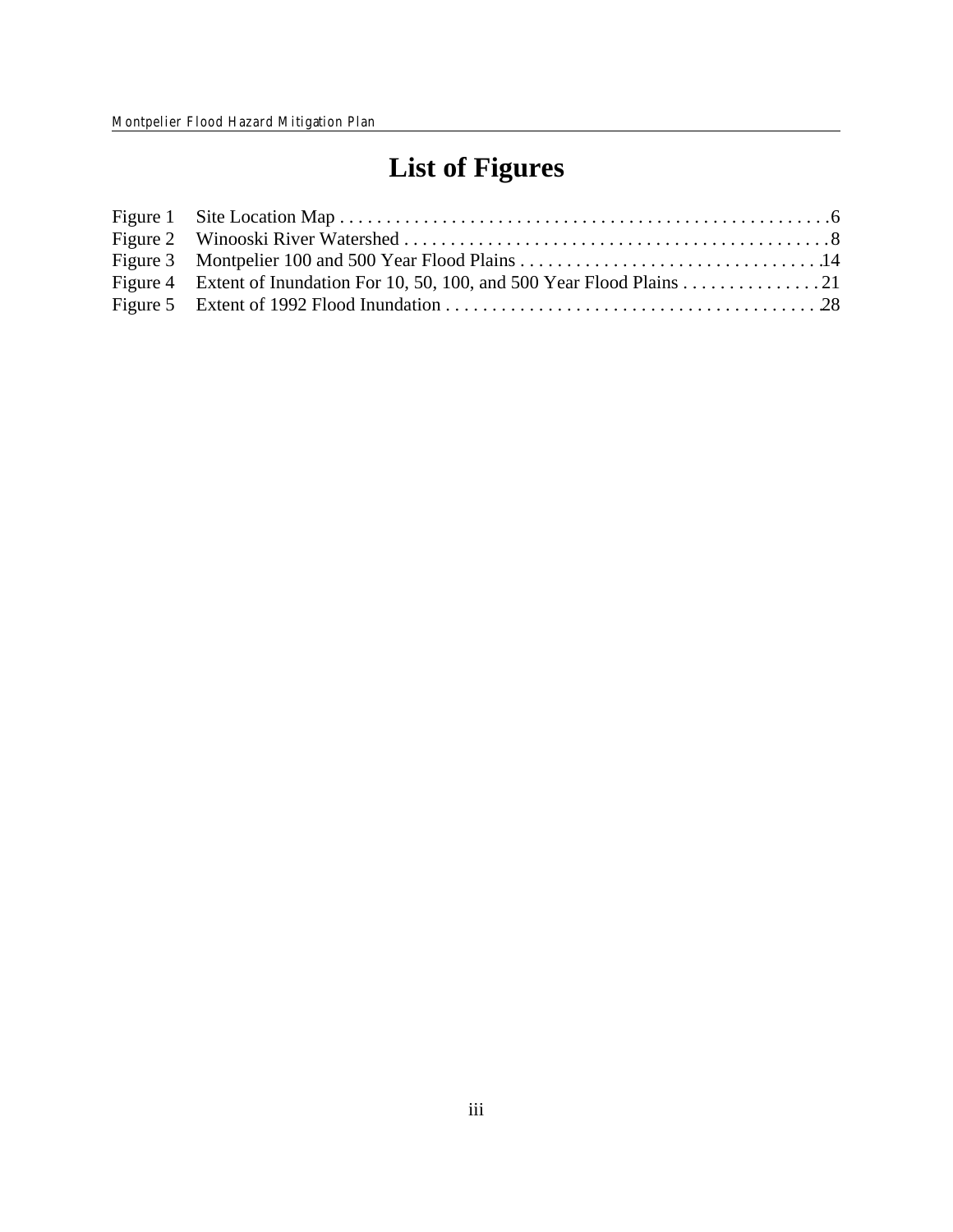# List of Figures

Figure 1 Site Location Map . . . . . . . . . . . . . . . . . . . . . . . . . . . . . . . . . . . . . . . . . . . . . . . . . . . . 6
Figure 2 Winooski River Watershed . . . . . . . . . . . . . . . . . . . . . . . . . . . . . . . . . . . . . . . . . . . . . . 8
Figure 3 Montpelier 100 and 500 Year Flood Plains . . . . . . . . . . . . . . . . . . . . . . . . . . . . . . . . 14
Figure 4 Extent of Inundation For 10, 50, 100, and 500 Year Flood Plains . . . . . . . . . . . . . . . 21
Figure 5 Extent of 1992 Flood Inundation . . . . . . . . . . . . . . . . . . . . . . . . . . . . . . . . . . . . . . . 28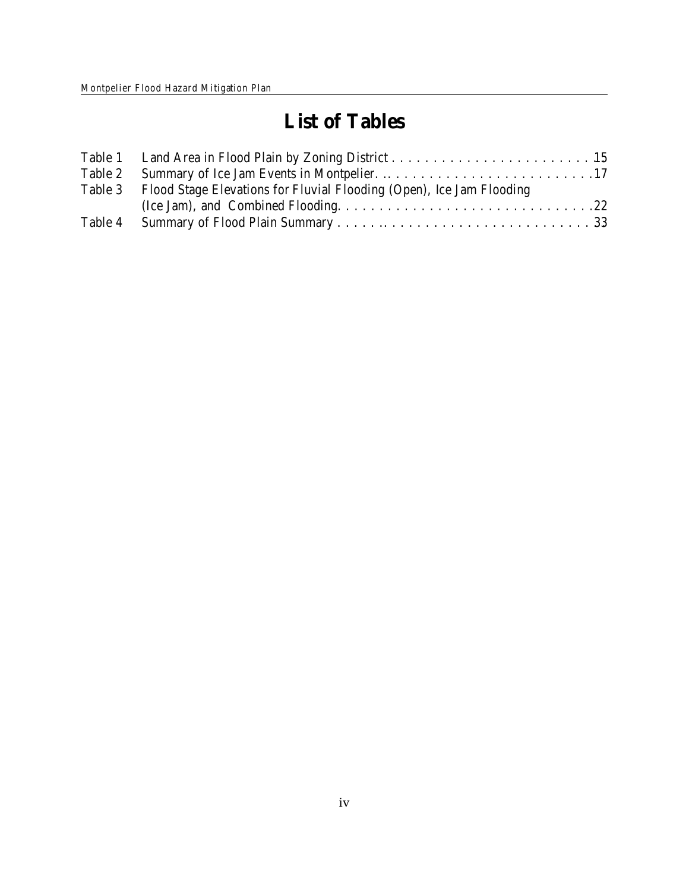# List of Tables

| | | |
|---|---|---|
| Table 1 | Land Area in Flood Plain by Zoning District | 15 |
| Table 2 | Summary of Ice Jam Events in Montpelier | 17 |
| Table 3 | Flood Stage Elevations for Fluvial Flooding (Open), Ice Jam Flooding (Ice Jam), and Combined Flooding | 22 |
| Table 4 | Summary of Flood Plain Summary | 33 |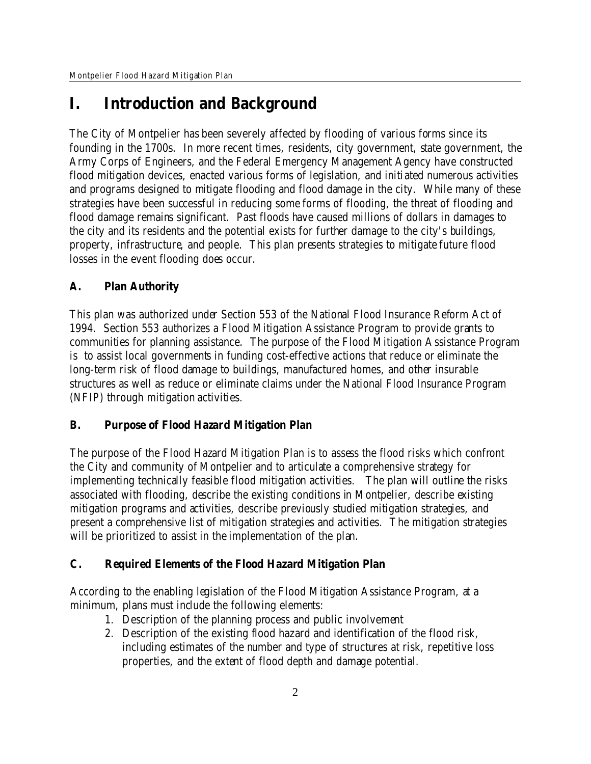# I. Introduction and Background

The City of Montpelier has been severely affected by flooding of various forms since its founding in the 1700s. In more recent times, residents, city government, state government, the Army Corps of Engineers, and the Federal Emergency Management Agency have constructed flood mitigation devices, enacted various forms of legislation, and initiated numerous activities and programs designed to mitigate flooding and flood damage in the city. While many of these strategies have been successful in reducing some forms of flooding, the threat of flooding and flood damage remains significant. Past floods have caused millions of dollars in damages to the city and its residents and the potential exists for further damage to the city's buildings, property, infrastructure, and people. This plan presents strategies to mitigate future flood losses in the event flooding does occur.

## A. Plan Authority

This plan was authorized under Section 553 of the National Flood Insurance Reform Act of 1994. Section 553 authorizes a Flood Mitigation Assistance Program to provide grants to communities for planning assistance. The purpose of the Flood Mitigation Assistance Program is to assist local governments in funding cost-effective actions that reduce or eliminate the long-term risk of flood damage to buildings, manufactured homes, and other insurable structures as well as reduce or eliminate claims under the National Flood Insurance Program (NFIP) through mitigation activities.

## B. Purpose of Flood Hazard Mitigation Plan

The purpose of the Flood Hazard Mitigation Plan is to assess the flood risks which confront the City and community of Montpelier and to articulate a comprehensive strategy for implementing technically feasible flood mitigation activities. The plan will outline the risks associated with flooding, describe the existing conditions in Montpelier, describe existing mitigation programs and activities, describe previously studied mitigation strategies, and present a comprehensive list of mitigation strategies and activities. The mitigation strategies will be prioritized to assist in the implementation of the plan.

## C. Required Elements of the Flood Hazard Mitigation Plan

According to the enabling legislation of the Flood Mitigation Assistance Program, at a minimum, plans must include the following elements:

1. Description of the planning process and public involvement
2. Description of the existing flood hazard and identification of the flood risk, including estimates of the number and type of structures at risk, repetitive loss properties, and the extent of flood depth and damage potential.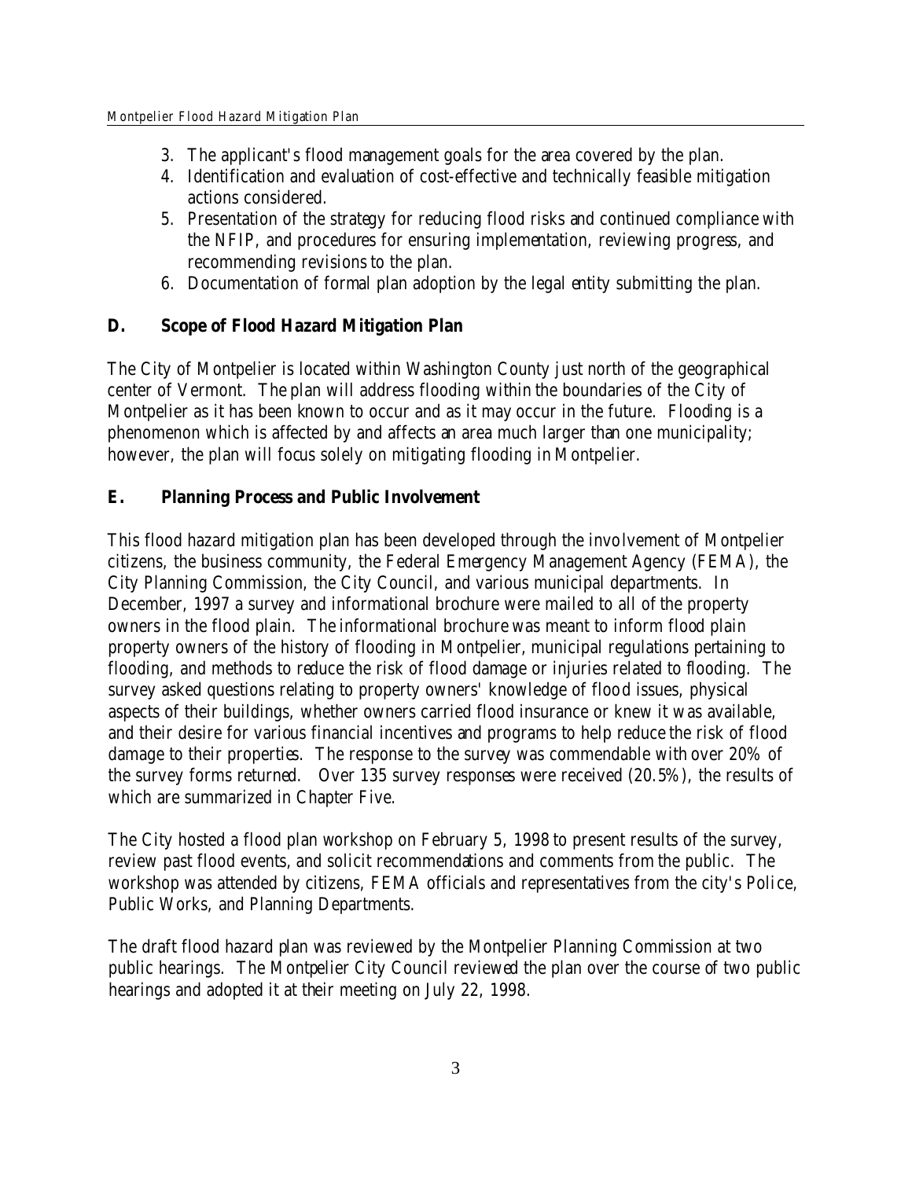3. The applicant's flood management goals for the area covered by the plan.
4. Identification and evaluation of cost-effective and technically feasible mitigation actions considered.
5. Presentation of the strategy for reducing flood risks and continued compliance with the NFIP, and procedures for ensuring implementation, reviewing progress, and recommending revisions to the plan.
6. Documentation of formal plan adoption by the legal entity submitting the plan.

### D. Scope of Flood Hazard Mitigation Plan

The City of Montpelier is located within Washington County just north of the geographical center of Vermont. The plan will address flooding within the boundaries of the City of Montpelier as it has been known to occur and as it may occur in the future. Flooding is a phenomenon which is affected by and affects an area much larger than one municipality; however, the plan will focus solely on mitigating flooding in Montpelier.

### E. Planning Process and Public Involvement

This flood hazard mitigation plan has been developed through the involvement of Montpelier citizens, the business community, the Federal Emergency Management Agency (FEMA), the City Planning Commission, the City Council, and various municipal departments. In December, 1997 a survey and informational brochure were mailed to all of the property owners in the flood plain. The informational brochure was meant to inform flood plain property owners of the history of flooding in Montpelier, municipal regulations pertaining to flooding, and methods to reduce the risk of flood damage or injuries related to flooding. The survey asked questions relating to property owners' knowledge of flood issues, physical aspects of their buildings, whether owners carried flood insurance or knew it was available, and their desire for various financial incentives and programs to help reduce the risk of flood damage to their properties. The response to the survey was commendable with over 20% of the survey forms returned. Over 135 survey responses were received (20.5%), the results of which are summarized in Chapter Five.

The City hosted a flood plan workshop on February 5, 1998 to present results of the survey, review past flood events, and solicit recommendations and comments from the public. The workshop was attended by citizens, FEMA officials and representatives from the city's Police, Public Works, and Planning Departments.

The draft flood hazard plan was reviewed by the Montpelier Planning Commission at two public hearings. The Montpelier City Council reviewed the plan over the course of two public hearings and adopted it at their meeting on July 22, 1998.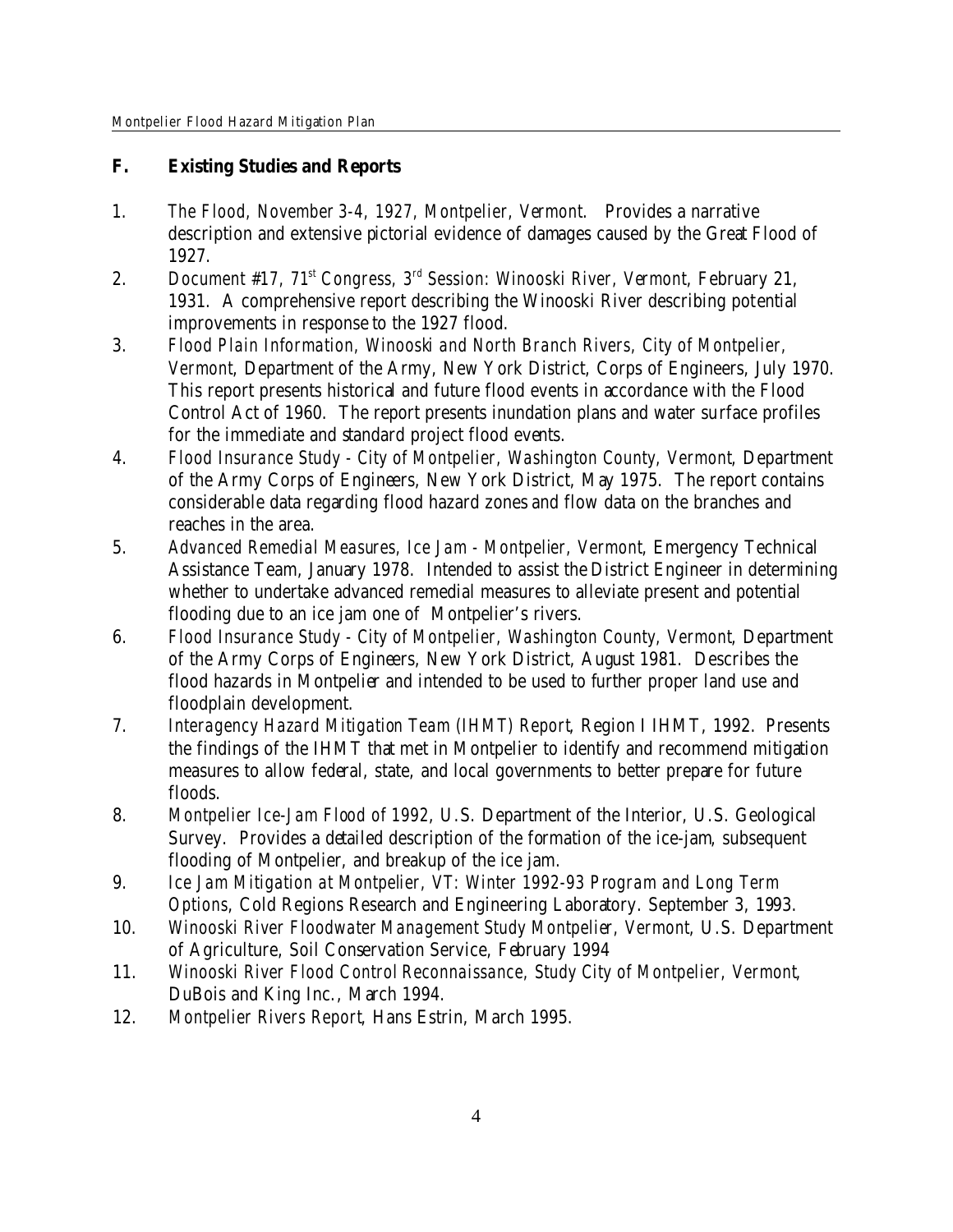## F. Existing Studies and Reports

1. *The Flood, November 3-4, 1927, Montpelier, Vermont.* Provides a narrative description and extensive pictorial evidence of damages caused by the Great Flood of 1927.
2. *Document #17, 71st Congress, 3rd Session: Winooski River, Vermont*, February 21, 1931. A comprehensive report describing the Winooski River describing potential improvements in response to the 1927 flood.
3. *Flood Plain Information, Winooski and North Branch Rivers, City of Montpelier, Vermont*, Department of the Army, New York District, Corps of Engineers, July 1970. This report presents historical and future flood events in accordance with the Flood Control Act of 1960. The report presents inundation plans and water surface profiles for the immediate and standard project flood events.
4. *Flood Insurance Study - City of Montpelier, Washington County, Vermont*, Department of the Army Corps of Engineers, New York District, May 1975. The report contains considerable data regarding flood hazard zones and flow data on the branches and reaches in the area.
5. *Advanced Remedial Measures, Ice Jam - Montpelier, Vermont*, Emergency Technical Assistance Team, January 1978. Intended to assist the District Engineer in determining whether to undertake advanced remedial measures to alleviate present and potential flooding due to an ice jam one of Montpelier's rivers.
6. *Flood Insurance Study - City of Montpelier, Washington County, Vermont*, Department of the Army Corps of Engineers, New York District, August 1981. Describes the flood hazards in Montpelier and intended to be used to further proper land use and floodplain development.
7. *Interagency Hazard Mitigation Team (IHMT) Report*, Region I IHMT, 1992. Presents the findings of the IHMT that met in Montpelier to identify and recommend mitigation measures to allow federal, state, and local governments to better prepare for future floods.
8. *Montpelier Ice-Jam Flood of 1992*, U.S. Department of the Interior, U.S. Geological Survey. Provides a detailed description of the formation of the ice-jam, subsequent flooding of Montpelier, and breakup of the ice jam.
9. *Ice Jam Mitigation at Montpelier, VT: Winter 1992-93 Program and Long Term Options*, Cold Regions Research and Engineering Laboratory. September 3, 1993.
10. *Winooski River Floodwater Management Study Montpelier, Vermont*, U.S. Department of Agriculture, Soil Conservation Service, February 1994
11. *Winooski River Flood Control Reconnaissance, Study City of Montpelier, Vermont*, DuBois and King Inc., March 1994.
12. *Montpelier Rivers Report*, Hans Estrin, March 1995.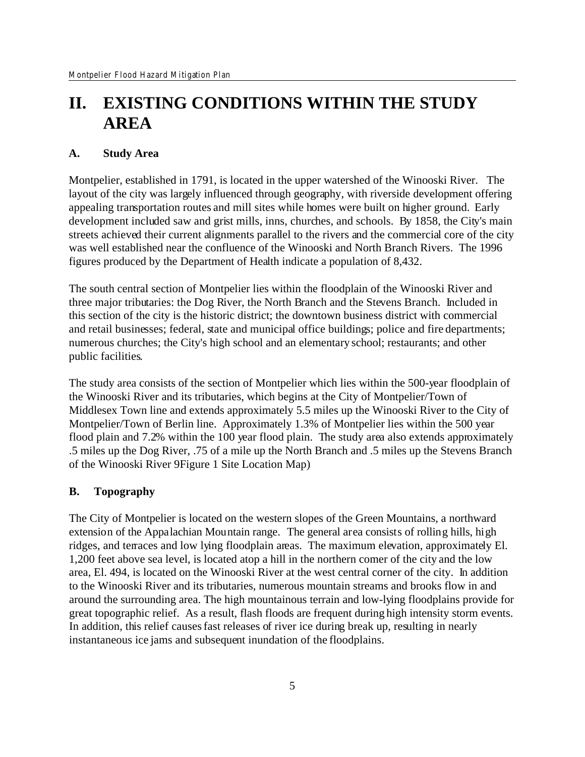# II. EXISTING CONDITIONS WITHIN THE STUDY AREA

## A. Study Area

Montpelier, established in 1791, is located in the upper watershed of the Winooski River. The layout of the city was largely influenced through geography, with riverside development offering appealing transportation routes and mill sites while homes were built on higher ground. Early development included saw and grist mills, inns, churches, and schools. By 1858, the City's main streets achieved their current alignments parallel to the rivers and the commercial core of the city was well established near the confluence of the Winooski and North Branch Rivers. The 1996 figures produced by the Department of Health indicate a population of 8,432.

The south central section of Montpelier lies within the floodplain of the Winooski River and three major tributaries: the Dog River, the North Branch and the Stevens Branch. Included in this section of the city is the historic district; the downtown business district with commercial and retail businesses; federal, state and municipal office buildings; police and fire departments; numerous churches; the City's high school and an elementary school; restaurants; and other public facilities.

The study area consists of the section of Montpelier which lies within the 500-year floodplain of the Winooski River and its tributaries, which begins at the City of Montpelier/Town of Middlesex Town line and extends approximately 5.5 miles up the Winooski River to the City of Montpelier/Town of Berlin line. Approximately 1.3% of Montpelier lies within the 500 year flood plain and 7.2% within the 100 year flood plain. The study area also extends approximately .5 miles up the Dog River, .75 of a mile up the North Branch and .5 miles up the Stevens Branch of the Winooski River 9Figure 1 Site Location Map)

## B. Topography

The City of Montpelier is located on the western slopes of the Green Mountains, a northward extension of the Appalachian Mountain range. The general area consists of rolling hills, high ridges, and terraces and low lying floodplain areas. The maximum elevation, approximately El. 1,200 feet above sea level, is located atop a hill in the northern comer of the city and the low area, El. 494, is located on the Winooski River at the west central corner of the city. In addition to the Winooski River and its tributaries, numerous mountain streams and brooks flow in and around the surrounding area. The high mountainous terrain and low-lying floodplains provide for great topographic relief. As a result, flash floods are frequent during high intensity storm events. In addition, this relief causes fast releases of river ice during break up, resulting in nearly instantaneous ice jams and subsequent inundation of the floodplains.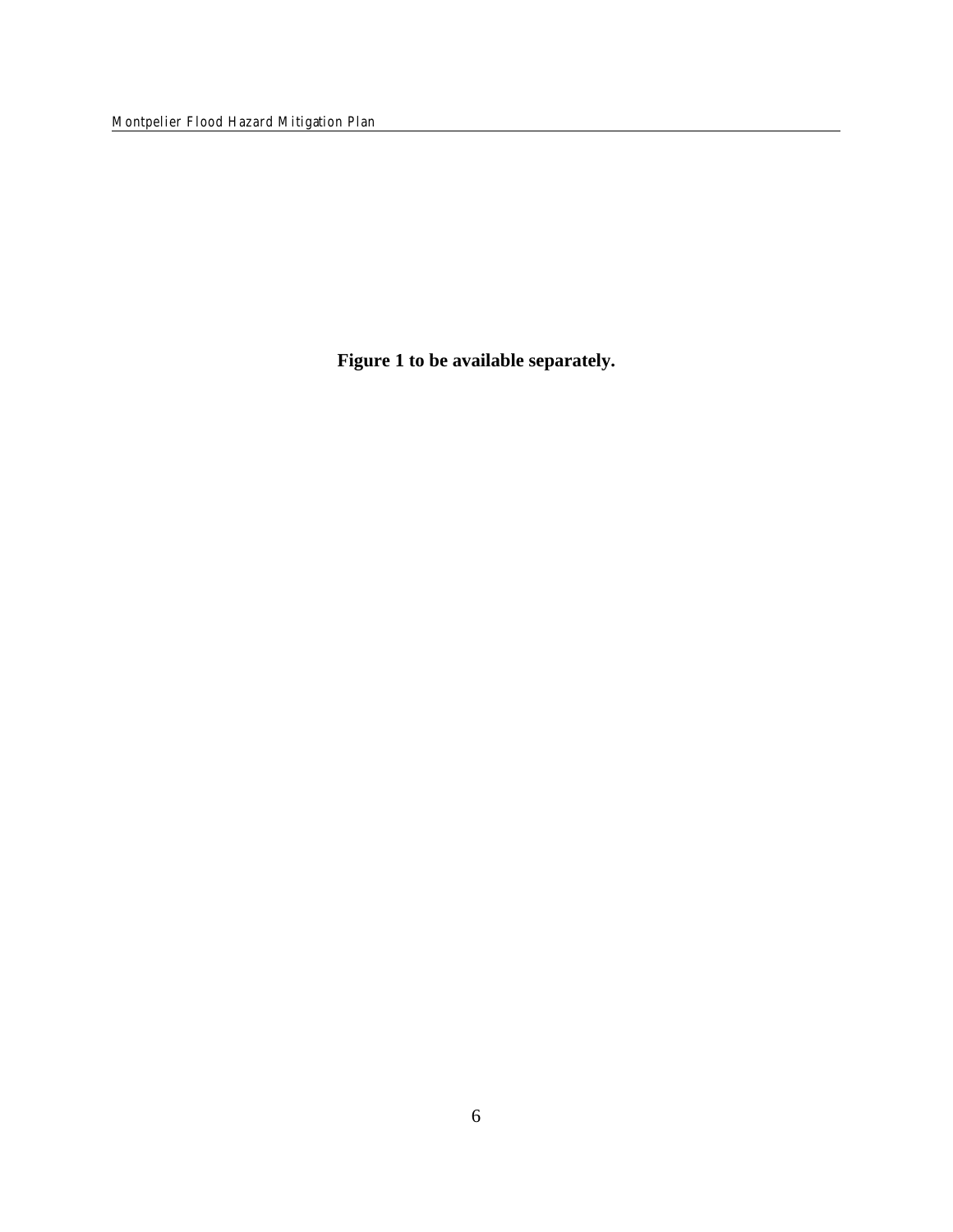**Figure 1 to be available separately.**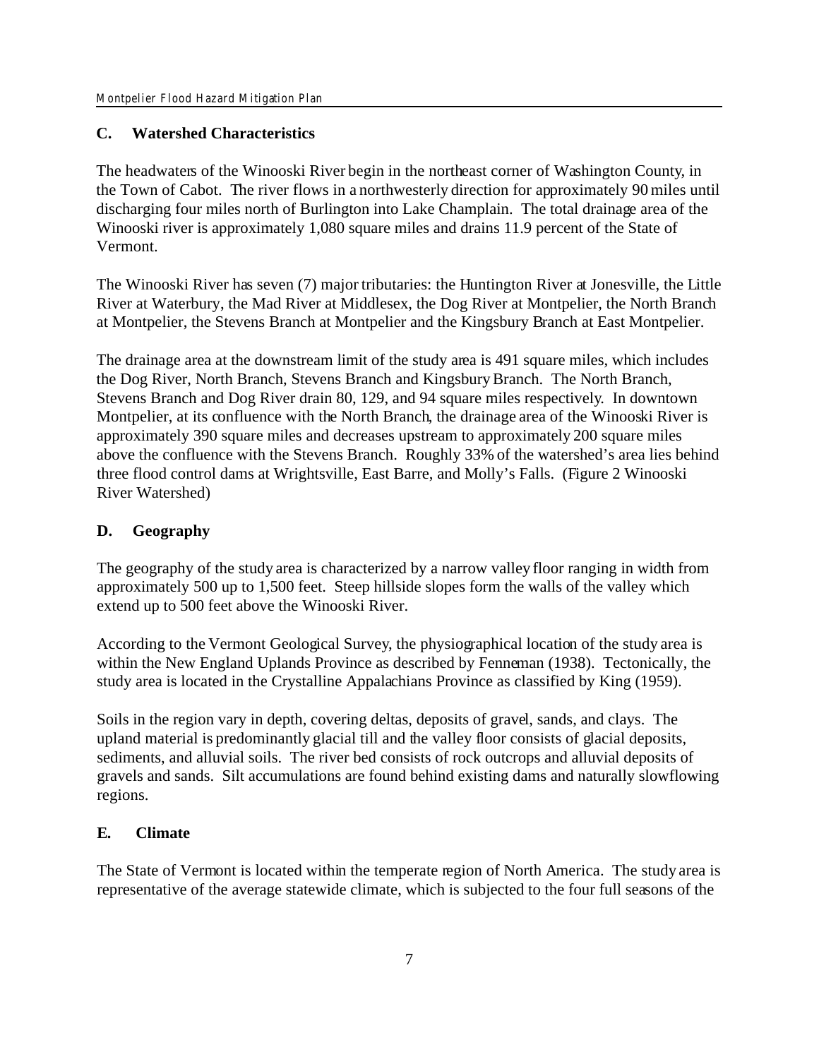## C. Watershed Characteristics

The headwaters of the Winooski River begin in the northeast corner of Washington County, in the Town of Cabot. The river flows in a northwesterly direction for approximately 90 miles until discharging four miles north of Burlington into Lake Champlain. The total drainage area of the Winooski river is approximately 1,080 square miles and drains 11.9 percent of the State of Vermont.

The Winooski River has seven (7) major tributaries: the Huntington River at Jonesville, the Little River at Waterbury, the Mad River at Middlesex, the Dog River at Montpelier, the North Branch at Montpelier, the Stevens Branch at Montpelier and the Kingsbury Branch at East Montpelier.

The drainage area at the downstream limit of the study area is 491 square miles, which includes the Dog River, North Branch, Stevens Branch and Kingsbury Branch. The North Branch, Stevens Branch and Dog River drain 80, 129, and 94 square miles respectively. In downtown Montpelier, at its confluence with the North Branch, the drainage area of the Winooski River is approximately 390 square miles and decreases upstream to approximately 200 square miles above the confluence with the Stevens Branch. Roughly 33% of the watershed's area lies behind three flood control dams at Wrightsville, East Barre, and Molly's Falls. (Figure 2 Winooski River Watershed)

## D. Geography

The geography of the study area is characterized by a narrow valley floor ranging in width from approximately 500 up to 1,500 feet. Steep hillside slopes form the walls of the valley which extend up to 500 feet above the Winooski River.

According to the Vermont Geological Survey, the physiographical location of the study area is within the New England Uplands Province as described by Fenneman (1938). Tectonically, the study area is located in the Crystalline Appalachians Province as classified by King (1959).

Soils in the region vary in depth, covering deltas, deposits of gravel, sands, and clays. The upland material is predominantly glacial till and the valley floor consists of glacial deposits, sediments, and alluvial soils. The river bed consists of rock outcrops and alluvial deposits of gravels and sands. Silt accumulations are found behind existing dams and naturally slowflowing regions.

## E. Climate

The State of Vermont is located within the temperate region of North America. The study area is representative of the average statewide climate, which is subjected to the four full seasons of the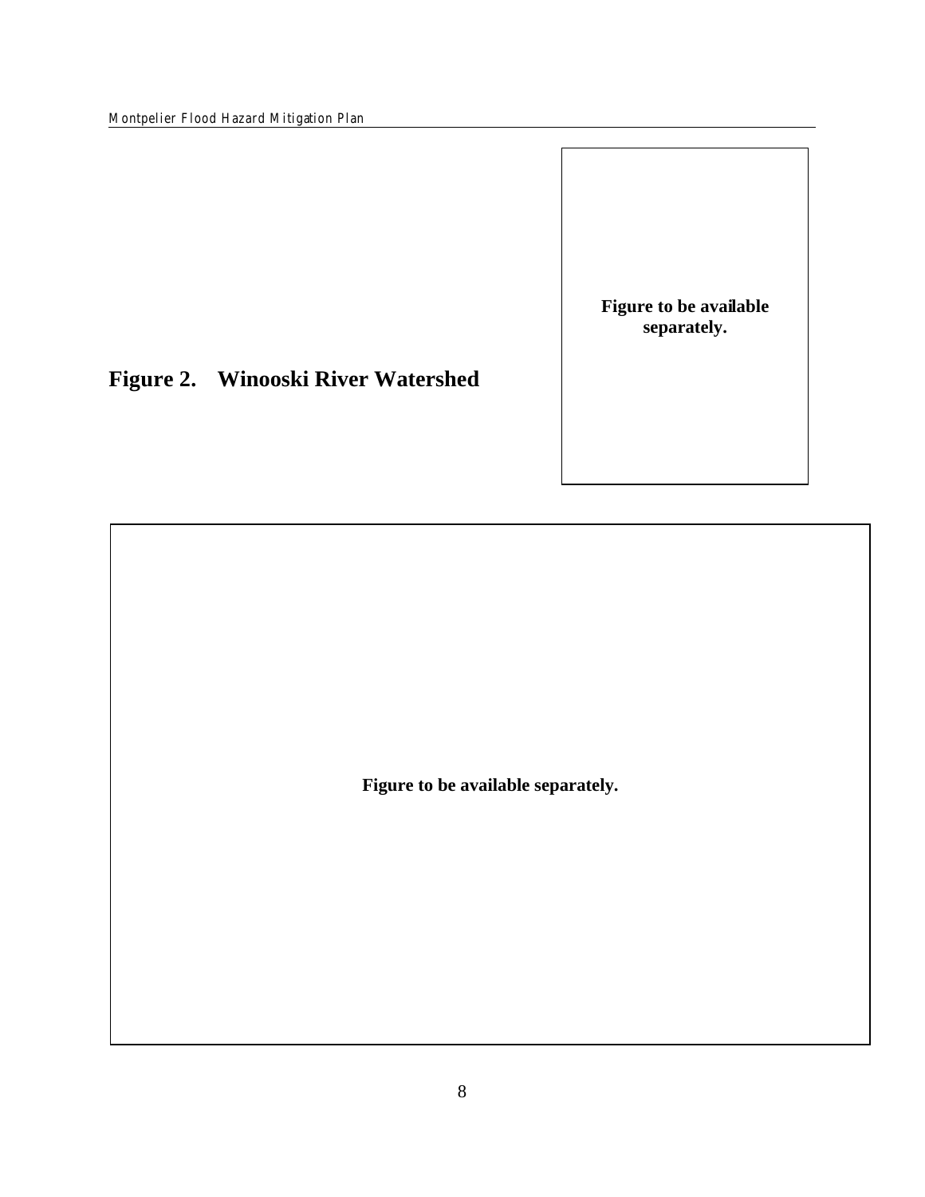**Figure to be available separately.**

## Figure 2. Winooski River Watershed

**Figure to be available separately.**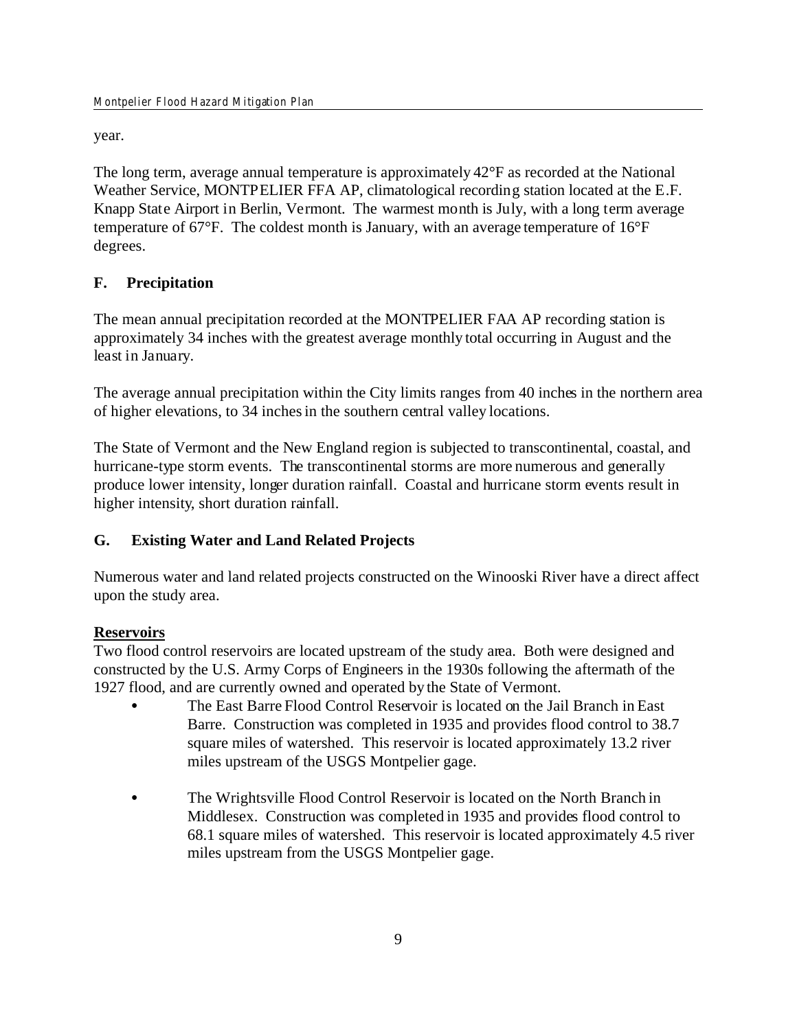year.

The long term, average annual temperature is approximately 42°F as recorded at the National Weather Service, MONTPELIER FFA AP, climatological recording station located at the E.F. Knapp State Airport in Berlin, Vermont. The warmest month is July, with a long term average temperature of 67°F. The coldest month is January, with an average temperature of 16°F degrees.

## F. Precipitation

The mean annual precipitation recorded at the MONTPELIER FAA AP recording station is approximately 34 inches with the greatest average monthly total occurring in August and the least in January.

The average annual precipitation within the City limits ranges from 40 inches in the northern area of higher elevations, to 34 inches in the southern central valley locations.

The State of Vermont and the New England region is subjected to transcontinental, coastal, and hurricane-type storm events. The transcontinental storms are more numerous and generally produce lower intensity, longer duration rainfall. Coastal and hurricane storm events result in higher intensity, short duration rainfall.

## G. Existing Water and Land Related Projects

Numerous water and land related projects constructed on the Winooski River have a direct affect upon the study area.

**Reservoirs**

Two flood control reservoirs are located upstream of the study area. Both were designed and constructed by the U.S. Army Corps of Engineers in the 1930s following the aftermath of the 1927 flood, and are currently owned and operated by the State of Vermont.

- The East Barre Flood Control Reservoir is located on the Jail Branch in East Barre. Construction was completed in 1935 and provides flood control to 38.7 square miles of watershed. This reservoir is located approximately 13.2 river miles upstream of the USGS Montpelier gage.

- The Wrightsville Flood Control Reservoir is located on the North Branch in Middlesex. Construction was completed in 1935 and provides flood control to 68.1 square miles of watershed. This reservoir is located approximately 4.5 river miles upstream from the USGS Montpelier gage.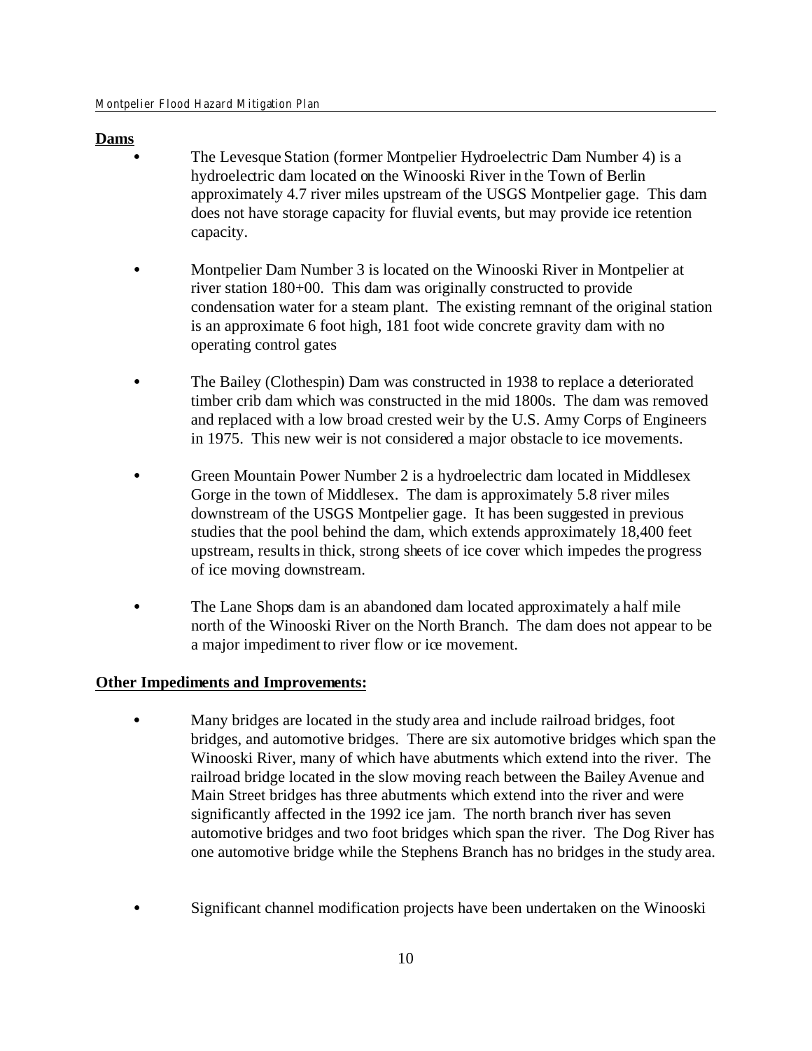**Dams**

- The Levesque Station (former Montpelier Hydroelectric Dam Number 4) is a hydroelectric dam located on the Winooski River in the Town of Berlin approximately 4.7 river miles upstream of the USGS Montpelier gage. This dam does not have storage capacity for fluvial events, but may provide ice retention capacity.

- Montpelier Dam Number 3 is located on the Winooski River in Montpelier at river station 180+00. This dam was originally constructed to provide condensation water for a steam plant. The existing remnant of the original station is an approximate 6 foot high, 181 foot wide concrete gravity dam with no operating control gates

- The Bailey (Clothespin) Dam was constructed in 1938 to replace a deteriorated timber crib dam which was constructed in the mid 1800s. The dam was removed and replaced with a low broad crested weir by the U.S. Army Corps of Engineers in 1975. This new weir is not considered a major obstacle to ice movements.

- Green Mountain Power Number 2 is a hydroelectric dam located in Middlesex Gorge in the town of Middlesex. The dam is approximately 5.8 river miles downstream of the USGS Montpelier gage. It has been suggested in previous studies that the pool behind the dam, which extends approximately 18,400 feet upstream, results in thick, strong sheets of ice cover which impedes the progress of ice moving downstream.

- The Lane Shops dam is an abandoned dam located approximately a half mile north of the Winooski River on the North Branch. The dam does not appear to be a major impediment to river flow or ice movement.

**Other Impediments and Improvements:**

- Many bridges are located in the study area and include railroad bridges, foot bridges, and automotive bridges. There are six automotive bridges which span the Winooski River, many of which have abutments which extend into the river. The railroad bridge located in the slow moving reach between the Bailey Avenue and Main Street bridges has three abutments which extend into the river and were significantly affected in the 1992 ice jam. The north branch river has seven automotive bridges and two foot bridges which span the river. The Dog River has one automotive bridge while the Stephens Branch has no bridges in the study area.

- Significant channel modification projects have been undertaken on the Winooski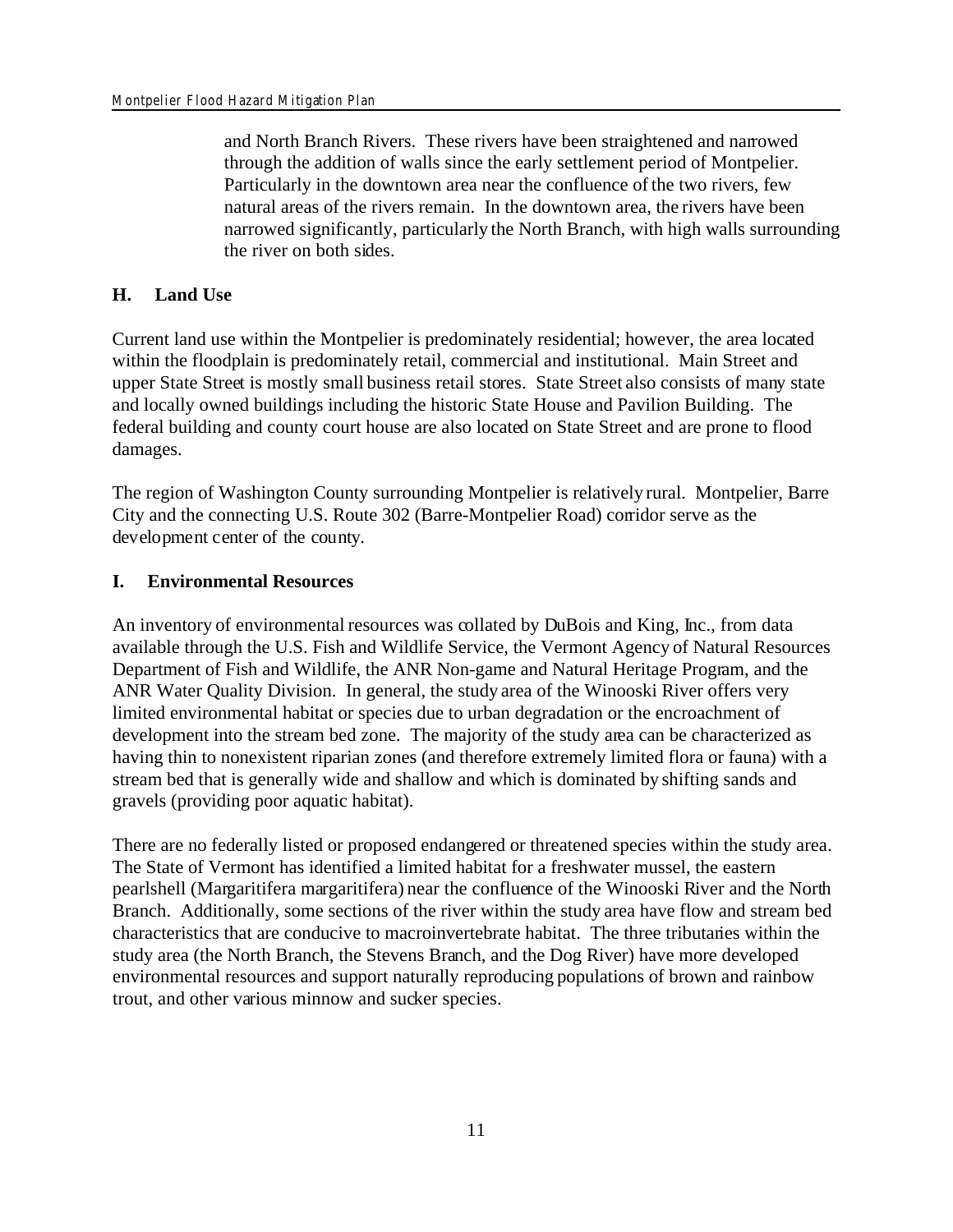and North Branch Rivers. These rivers have been straightened and narrowed through the addition of walls since the early settlement period of Montpelier. Particularly in the downtown area near the confluence of the two rivers, few natural areas of the rivers remain. In the downtown area, the rivers have been narrowed significantly, particularly the North Branch, with high walls surrounding the river on both sides.

## H. Land Use

Current land use within the Montpelier is predominately residential; however, the area located within the floodplain is predominately retail, commercial and institutional. Main Street and upper State Street is mostly small business retail stores. State Street also consists of many state and locally owned buildings including the historic State House and Pavilion Building. The federal building and county court house are also located on State Street and are prone to flood damages.

The region of Washington County surrounding Montpelier is relatively rural. Montpelier, Barre City and the connecting U.S. Route 302 (Barre-Montpelier Road) corridor serve as the development center of the county.

## I. Environmental Resources

An inventory of environmental resources was collated by DuBois and King, Inc., from data available through the U.S. Fish and Wildlife Service, the Vermont Agency of Natural Resources Department of Fish and Wildlife, the ANR Non-game and Natural Heritage Program, and the ANR Water Quality Division. In general, the study area of the Winooski River offers very limited environmental habitat or species due to urban degradation or the encroachment of development into the stream bed zone. The majority of the study area can be characterized as having thin to nonexistent riparian zones (and therefore extremely limited flora or fauna) with a stream bed that is generally wide and shallow and which is dominated by shifting sands and gravels (providing poor aquatic habitat).

There are no federally listed or proposed endangered or threatened species within the study area. The State of Vermont has identified a limited habitat for a freshwater mussel, the eastern pearlshell (Margaritifera margaritifera) near the confluence of the Winooski River and the North Branch. Additionally, some sections of the river within the study area have flow and stream bed characteristics that are conducive to macroinvertebrate habitat. The three tributaries within the study area (the North Branch, the Stevens Branch, and the Dog River) have more developed environmental resources and support naturally reproducing populations of brown and rainbow trout, and other various minnow and sucker species.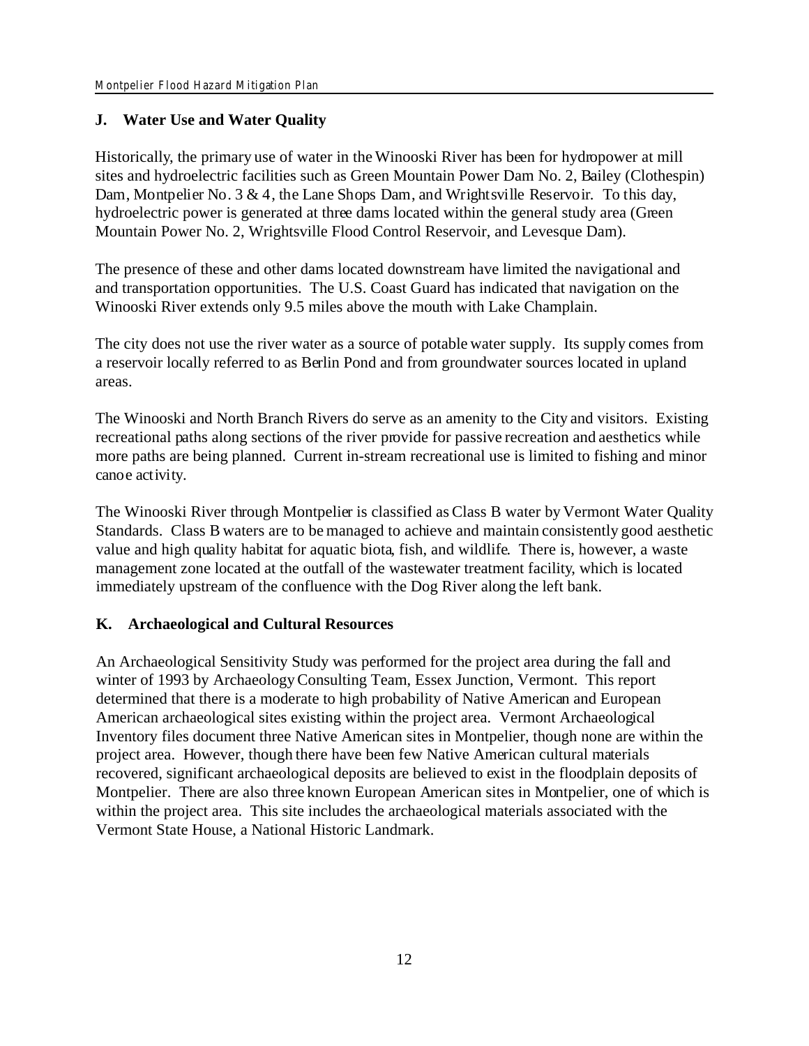## J. Water Use and Water Quality

Historically, the primary use of water in the Winooski River has been for hydropower at mill sites and hydroelectric facilities such as Green Mountain Power Dam No. 2, Bailey (Clothespin) Dam, Montpelier No. 3 & 4, the Lane Shops Dam, and Wrightsville Reservoir. To this day, hydroelectric power is generated at three dams located within the general study area (Green Mountain Power No. 2, Wrightsville Flood Control Reservoir, and Levesque Dam).

The presence of these and other dams located downstream have limited the navigational and and transportation opportunities. The U.S. Coast Guard has indicated that navigation on the Winooski River extends only 9.5 miles above the mouth with Lake Champlain.

The city does not use the river water as a source of potable water supply. Its supply comes from a reservoir locally referred to as Berlin Pond and from groundwater sources located in upland areas.

The Winooski and North Branch Rivers do serve as an amenity to the City and visitors. Existing recreational paths along sections of the river provide for passive recreation and aesthetics while more paths are being planned. Current in-stream recreational use is limited to fishing and minor canoe activity.

The Winooski River through Montpelier is classified as Class B water by Vermont Water Quality Standards. Class B waters are to be managed to achieve and maintain consistently good aesthetic value and high quality habitat for aquatic biota, fish, and wildlife. There is, however, a waste management zone located at the outfall of the wastewater treatment facility, which is located immediately upstream of the confluence with the Dog River along the left bank.

## K. Archaeological and Cultural Resources

An Archaeological Sensitivity Study was performed for the project area during the fall and winter of 1993 by Archaeology Consulting Team, Essex Junction, Vermont. This report determined that there is a moderate to high probability of Native American and European American archaeological sites existing within the project area. Vermont Archaeological Inventory files document three Native American sites in Montpelier, though none are within the project area. However, though there have been few Native American cultural materials recovered, significant archaeological deposits are believed to exist in the floodplain deposits of Montpelier. There are also three known European American sites in Montpelier, one of which is within the project area. This site includes the archaeological materials associated with the Vermont State House, a National Historic Landmark.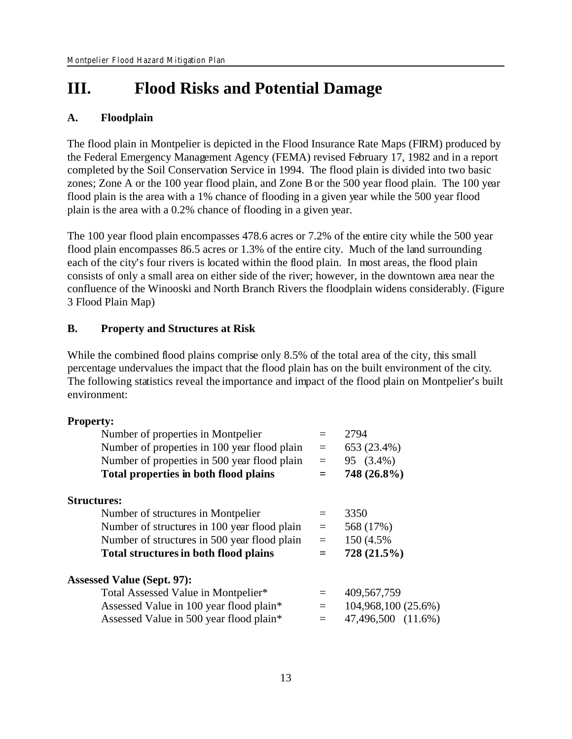# III. Flood Risks and Potential Damage

## A. Floodplain

The flood plain in Montpelier is depicted in the Flood Insurance Rate Maps (FIRM) produced by the Federal Emergency Management Agency (FEMA) revised February 17, 1982 and in a report completed by the Soil Conservation Service in 1994. The flood plain is divided into two basic zones; Zone A or the 100 year flood plain, and Zone B or the 500 year flood plain. The 100 year flood plain is the area with a 1% chance of flooding in a given year while the 500 year flood plain is the area with a 0.2% chance of flooding in a given year.

The 100 year flood plain encompasses 478.6 acres or 7.2% of the entire city while the 500 year flood plain encompasses 86.5 acres or 1.3% of the entire city. Much of the land surrounding each of the city's four rivers is located within the flood plain. In most areas, the flood plain consists of only a small area on either side of the river; however, in the downtown area near the confluence of the Winooski and North Branch Rivers the floodplain widens considerably. (Figure 3 Flood Plain Map)

## B. Property and Structures at Risk

While the combined flood plains comprise only 8.5% of the total area of the city, this small percentage undervalues the impact that the flood plain has on the built environment of the city. The following statistics reveal the importance and impact of the flood plain on Montpelier's built environment:

**Property:**

| | | |
|---|---|---|
| Number of properties in Montpelier | = | 2794 |
| Number of properties in 100 year flood plain | = | 653 (23.4%) |
| Number of properties in 500 year flood plain | = | 95 (3.4%) |
| **Total properties in both flood plains** | **=** | **748 (26.8%)** |

**Structures:**

| | | |
|---|---|---|
| Number of structures in Montpelier | = | 3350 |
| Number of structures in 100 year flood plain | = | 568 (17%) |
| Number of structures in 500 year flood plain | = | 150 (4.5% |
| **Total structures in both flood plains** | **=** | **728 (21.5%)** |

**Assessed Value (Sept. 97):**

| | | |
|---|---|---|
| Total Assessed Value in Montpelier* | = | 409,567,759 |
| Assessed Value in 100 year flood plain* | = | 104,968,100 (25.6%) |
| Assessed Value in 500 year flood plain* | = | 47,496,500 (11.6%) |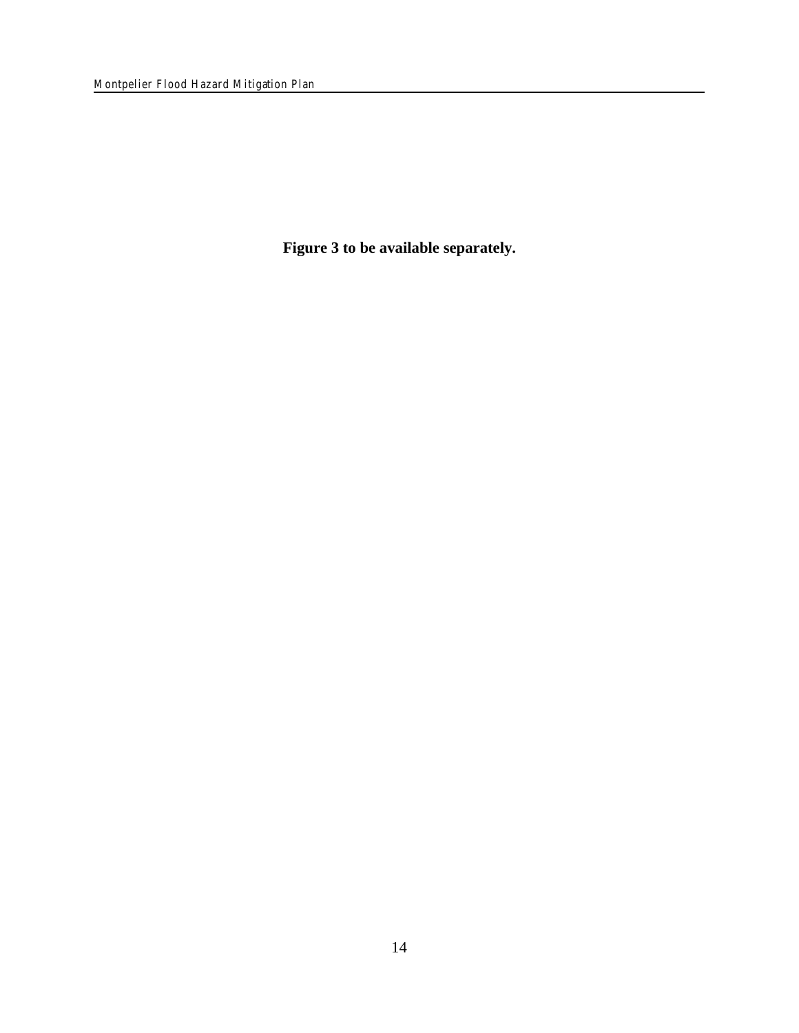**Figure 3 to be available separately.**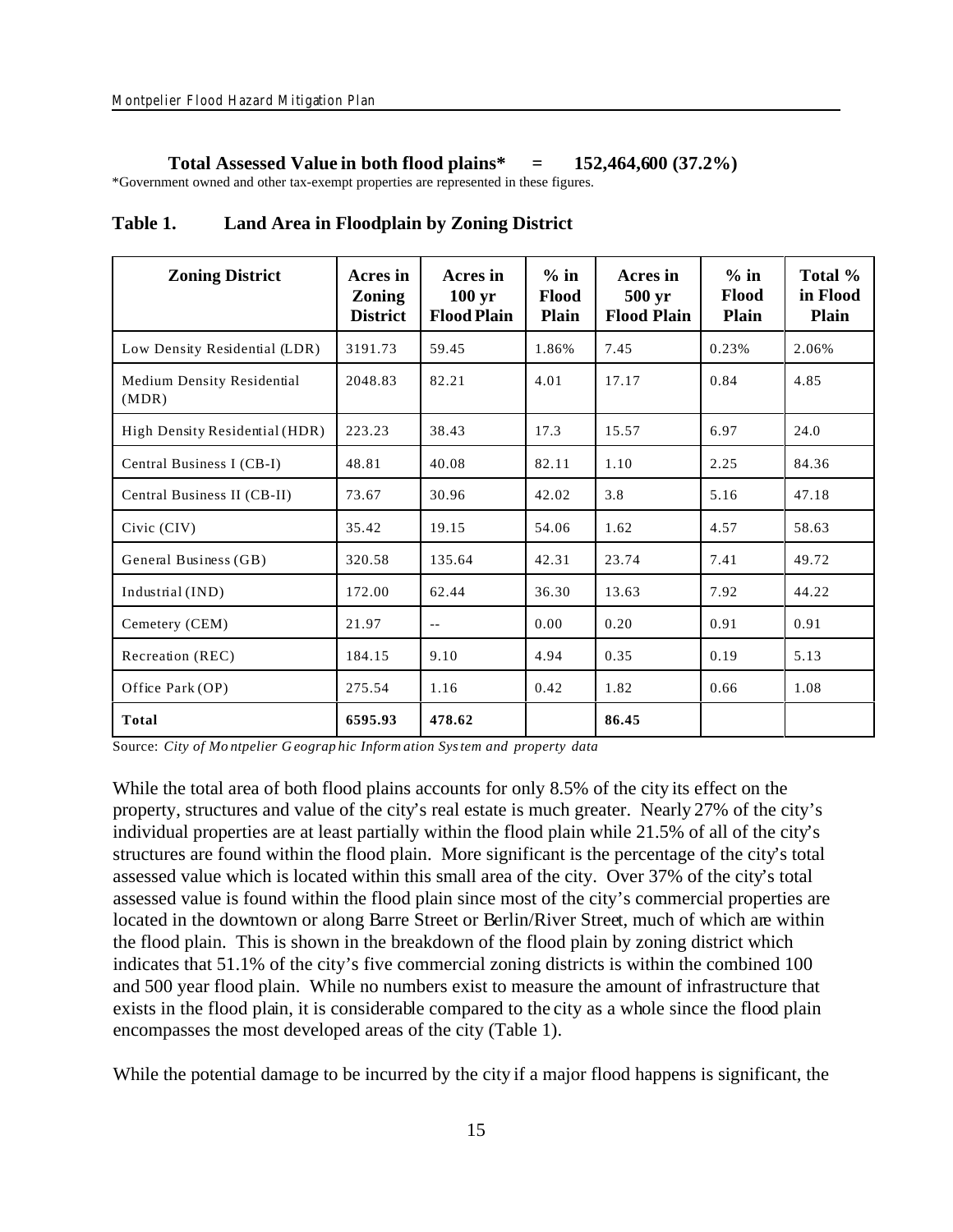**Total Assessed Value in both flood plains* = 152,464,600 (37.2%)**

*Government owned and other tax-exempt properties are represented in these figures.

**Table 1. Land Area in Floodplain by Zoning District**

| Zoning District | Acres in Zoning District | Acres in 100 yr Flood Plain | % in Flood Plain | Acres in 500 yr Flood Plain | % in Flood Plain | Total % in Flood Plain |
|---|---|---|---|---|---|---|
| Low Density Residential (LDR) | 3191.73 | 59.45 | 1.86% | 7.45 | 0.23% | 2.06% |
| Medium Density Residential (MDR) | 2048.83 | 82.21 | 4.01 | 17.17 | 0.84 | 4.85 |
| High Density Residential (HDR) | 223.23 | 38.43 | 17.3 | 15.57 | 6.97 | 24.0 |
| Central Business I (CB-I) | 48.81 | 40.08 | 82.11 | 1.10 | 2.25 | 84.36 |
| Central Business II (CB-II) | 73.67 | 30.96 | 42.02 | 3.8 | 5.16 | 47.18 |
| Civic (CIV) | 35.42 | 19.15 | 54.06 | 1.62 | 4.57 | 58.63 |
| General Business (GB) | 320.58 | 135.64 | 42.31 | 23.74 | 7.41 | 49.72 |
| Industrial (IND) | 172.00 | 62.44 | 36.30 | 13.63 | 7.92 | 44.22 |
| Cemetery (CEM) | 21.97 | -- | 0.00 | 0.20 | 0.91 | 0.91 |
| Recreation (REC) | 184.15 | 9.10 | 4.94 | 0.35 | 0.19 | 5.13 |
| Office Park (OP) | 275.54 | 1.16 | 0.42 | 1.82 | 0.66 | 1.08 |
| **Total** | **6595.93** | **478.62** | | **86.45** | | |

Source: *City of Montpelier Geographic Information System and property data*

While the total area of both flood plains accounts for only 8.5% of the city its effect on the property, structures and value of the city's real estate is much greater. Nearly 27% of the city's individual properties are at least partially within the flood plain while 21.5% of all of the city's structures are found within the flood plain. More significant is the percentage of the city's total assessed value which is located within this small area of the city. Over 37% of the city's total assessed value is found within the flood plain since most of the city's commercial properties are located in the downtown or along Barre Street or Berlin/River Street, much of which are within the flood plain. This is shown in the breakdown of the flood plain by zoning district which indicates that 51.1% of the city's five commercial zoning districts is within the combined 100 and 500 year flood plain. While no numbers exist to measure the amount of infrastructure that exists in the flood plain, it is considerable compared to the city as a whole since the flood plain encompasses the most developed areas of the city (Table 1).

While the potential damage to be incurred by the city if a major flood happens is significant, the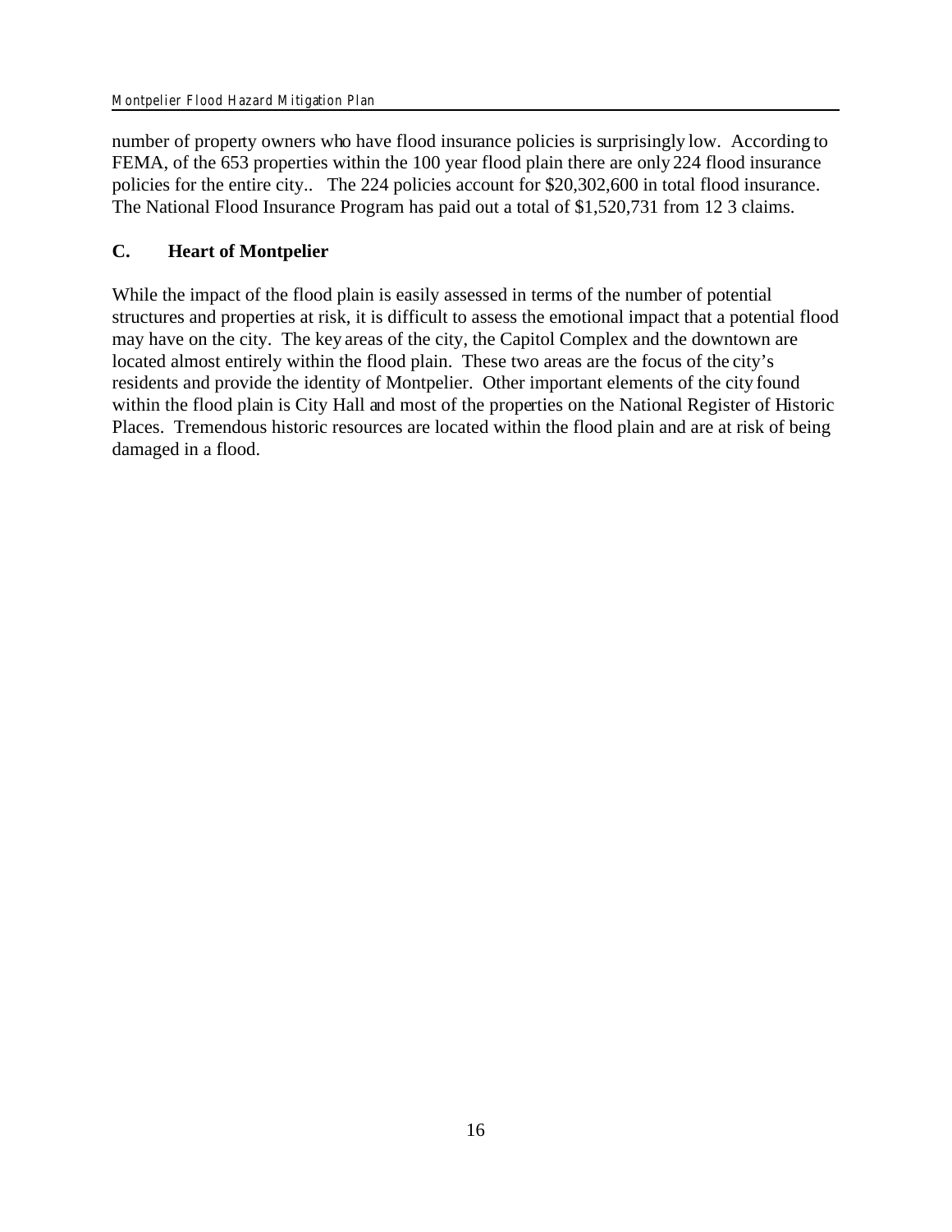number of property owners who have flood insurance policies is surprisingly low. According to FEMA, of the 653 properties within the 100 year flood plain there are only 224 flood insurance policies for the entire city.. The 224 policies account for $20,302,600 in total flood insurance. The National Flood Insurance Program has paid out a total of $1,520,731 from 12 3 claims.

## C. Heart of Montpelier

While the impact of the flood plain is easily assessed in terms of the number of potential structures and properties at risk, it is difficult to assess the emotional impact that a potential flood may have on the city. The key areas of the city, the Capitol Complex and the downtown are located almost entirely within the flood plain. These two areas are the focus of the city's residents and provide the identity of Montpelier. Other important elements of the city found within the flood plain is City Hall and most of the properties on the National Register of Historic Places. Tremendous historic resources are located within the flood plain and are at risk of being damaged in a flood.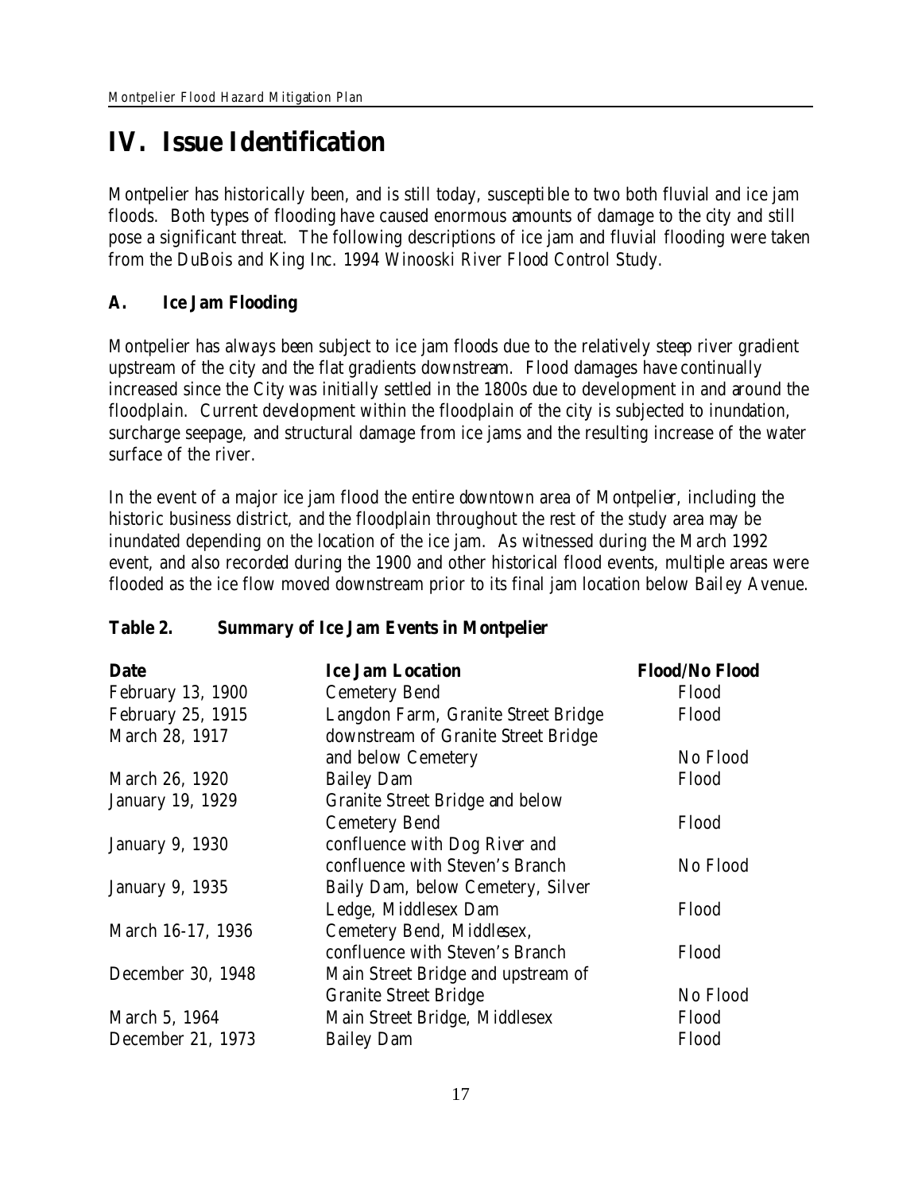# IV. Issue Identification

Montpelier has historically been, and is still today, susceptible to two both fluvial and ice jam floods. Both types of flooding have caused enormous amounts of damage to the city and still pose a significant threat. The following descriptions of ice jam and fluvial flooding were taken from the DuBois and King Inc. 1994 Winooski River Flood Control Study.

## A. Ice Jam Flooding

Montpelier has always been subject to ice jam floods due to the relatively steep river gradient upstream of the city and the flat gradients downstream. Flood damages have continually increased since the City was initially settled in the 1800s due to development in and around the floodplain. Current development within the floodplain of the city is subjected to inundation, surcharge seepage, and structural damage from ice jams and the resulting increase of the water surface of the river.

In the event of a major ice jam flood the entire downtown area of Montpelier, including the historic business district, and the floodplain throughout the rest of the study area may be inundated depending on the location of the ice jam. As witnessed during the March 1992 event, and also recorded during the 1900 and other historical flood events, multiple areas were flooded as the ice flow moved downstream prior to its final jam location below Bailey Avenue.

**Table 2. Summary of Ice Jam Events in Montpelier**

| Date | Ice Jam Location | Flood/No Flood |
|---|---|---|
| February 13, 1900 | Cemetery Bend | Flood |
| February 25, 1915 | Langdon Farm, Granite Street Bridge | Flood |
| March 28, 1917 | downstream of Granite Street Bridge and below Cemetery | No Flood |
| March 26, 1920 | Bailey Dam | Flood |
| January 19, 1929 | Granite Street Bridge and below Cemetery Bend | Flood |
| January 9, 1930 | confluence with Dog River and confluence with Steven's Branch | No Flood |
| January 9, 1935 | Baily Dam, below Cemetery, Silver Ledge, Middlesex Dam | Flood |
| March 16-17, 1936 | Cemetery Bend, Middlesex, confluence with Steven's Branch | Flood |
| December 30, 1948 | Main Street Bridge and upstream of Granite Street Bridge | No Flood |
| March 5, 1964 | Main Street Bridge, Middlesex | Flood |
| December 21, 1973 | Bailey Dam | Flood |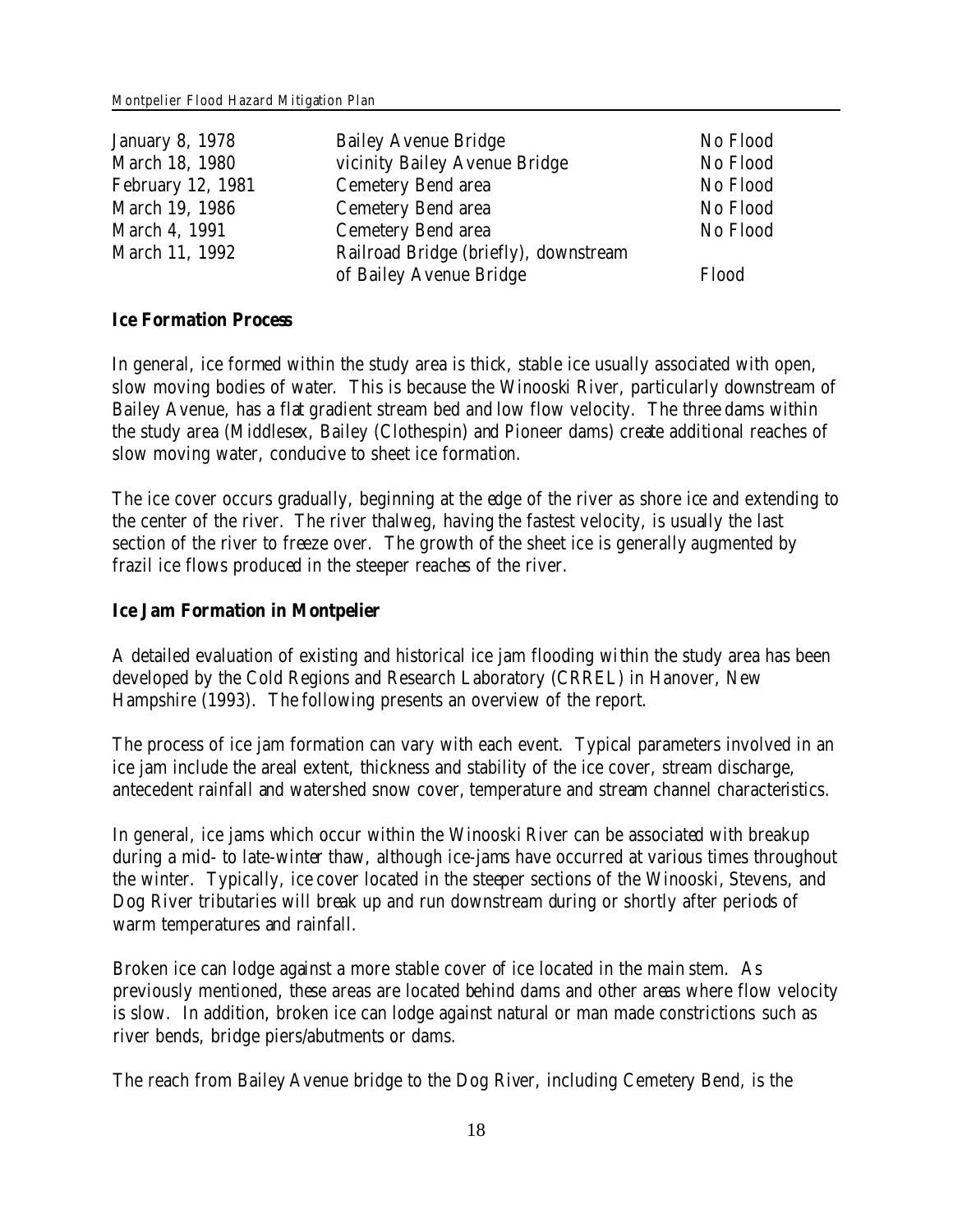| | | |
|---|---|---|
| January 8, 1978 | Bailey Avenue Bridge | No Flood |
| March 18, 1980 | vicinity Bailey Avenue Bridge | No Flood |
| February 12, 1981 | Cemetery Bend area | No Flood |
| March 19, 1986 | Cemetery Bend area | No Flood |
| March 4, 1991 | Cemetery Bend area | No Flood |
| March 11, 1992 | Railroad Bridge (briefly), downstream of Bailey Avenue Bridge | Flood |

**Ice Formation Process**

In general, ice formed within the study area is thick, stable ice usually associated with open, slow moving bodies of water. This is because the Winooski River, particularly downstream of Bailey Avenue, has a flat gradient stream bed and low flow velocity. The three dams within the study area (Middlesex, Bailey (Clothespin) and Pioneer dams) create additional reaches of slow moving water, conducive to sheet ice formation.

The ice cover occurs gradually, beginning at the edge of the river as shore ice and extending to the center of the river. The river thalweg, having the fastest velocity, is usually the last section of the river to freeze over. The growth of the sheet ice is generally augmented by frazil ice flows produced in the steeper reaches of the river.

**Ice Jam Formation in Montpelier**

A detailed evaluation of existing and historical ice jam flooding within the study area has been developed by the Cold Regions and Research Laboratory (CRREL) in Hanover, New Hampshire (1993). The following presents an overview of the report.

The process of ice jam formation can vary with each event. Typical parameters involved in an ice jam include the areal extent, thickness and stability of the ice cover, stream discharge, antecedent rainfall and watershed snow cover, temperature and stream channel characteristics.

In general, ice jams which occur within the Winooski River can be associated with breakup during a mid- to late-winter thaw, although ice-jams have occurred at various times throughout the winter. Typically, ice cover located in the steeper sections of the Winooski, Stevens, and Dog River tributaries will break up and run downstream during or shortly after periods of warm temperatures and rainfall.

Broken ice can lodge against a more stable cover of ice located in the main stem. As previously mentioned, these areas are located behind dams and other areas where flow velocity is slow. In addition, broken ice can lodge against natural or man made constrictions such as river bends, bridge piers/abutments or dams.

The reach from Bailey Avenue bridge to the Dog River, including Cemetery Bend, is the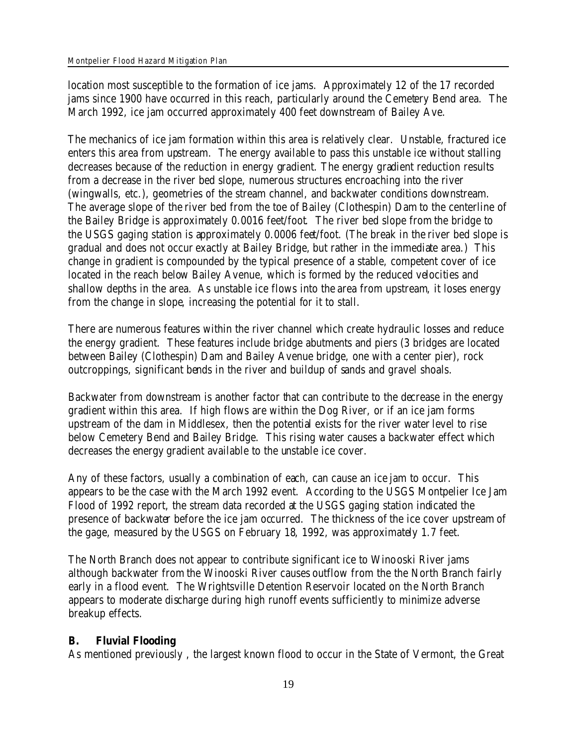location most susceptible to the formation of ice jams. Approximately 12 of the 17 recorded jams since 1900 have occurred in this reach, particularly around the Cemetery Bend area. The March 1992, ice jam occurred approximately 400 feet downstream of Bailey Ave.

The mechanics of ice jam formation within this area is relatively clear. Unstable, fractured ice enters this area from upstream. The energy available to pass this unstable ice without stalling decreases because of the reduction in energy gradient. The energy gradient reduction results from a decrease in the river bed slope, numerous structures encroaching into the river (wingwalls, etc.), geometries of the stream channel, and backwater conditions downstream. The average slope of the river bed from the toe of Bailey (Clothespin) Dam to the centerline of the Bailey Bridge is approximately 0.0016 feet/foot. The river bed slope from the bridge to the USGS gaging station is approximately 0.0006 feet/foot. (The break in the river bed slope is gradual and does not occur exactly at Bailey Bridge, but rather in the immediate area.) This change in gradient is compounded by the typical presence of a stable, competent cover of ice located in the reach below Bailey Avenue, which is formed by the reduced velocities and shallow depths in the area. As unstable ice flows into the area from upstream, it loses energy from the change in slope, increasing the potential for it to stall.

There are numerous features within the river channel which create hydraulic losses and reduce the energy gradient. These features include bridge abutments and piers (3 bridges are located between Bailey (Clothespin) Dam and Bailey Avenue bridge, one with a center pier), rock outcroppings, significant bends in the river and buildup of sands and gravel shoals.

Backwater from downstream is another factor that can contribute to the decrease in the energy gradient within this area. If high flows are within the Dog River, or if an ice jam forms upstream of the dam in Middlesex, then the potential exists for the river water level to rise below Cemetery Bend and Bailey Bridge. This rising water causes a backwater effect which decreases the energy gradient available to the unstable ice cover.

Any of these factors, usually a combination of each, can cause an ice jam to occur. This appears to be the case with the March 1992 event. According to the USGS Montpelier Ice Jam Flood of 1992 report, the stream data recorded at the USGS gaging station indicated the presence of backwater before the ice jam occurred. The thickness of the ice cover upstream of the gage, measured by the USGS on February 18, 1992, was approximately 1.7 feet.

The North Branch does not appear to contribute significant ice to Winooski River jams although backwater from the Winooski River causes outflow from the the North Branch fairly early in a flood event. The Wrightsville Detention Reservoir located on the North Branch appears to moderate discharge during high runoff events sufficiently to minimize adverse breakup effects.

### B. Fluvial Flooding

As mentioned previously , the largest known flood to occur in the State of Vermont, the Great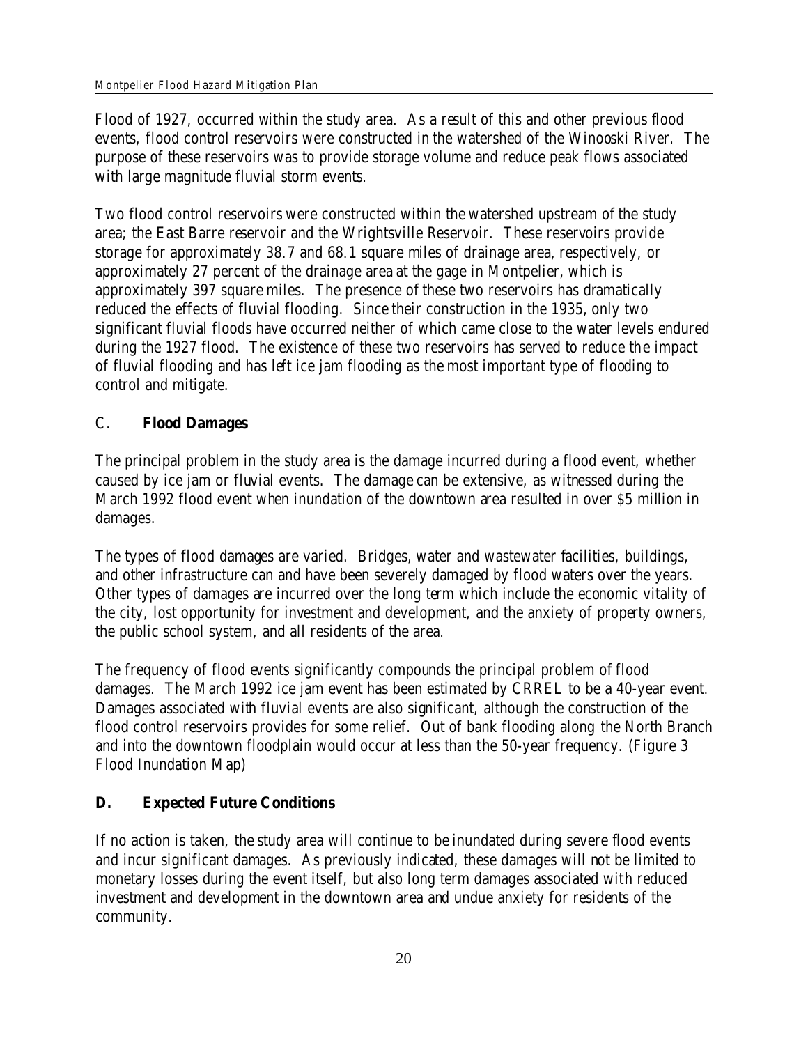Flood of 1927, occurred within the study area. As a result of this and other previous flood events, flood control reservoirs were constructed in the watershed of the Winooski River. The purpose of these reservoirs was to provide storage volume and reduce peak flows associated with large magnitude fluvial storm events.

Two flood control reservoirs were constructed within the watershed upstream of the study area; the East Barre reservoir and the Wrightsville Reservoir. These reservoirs provide storage for approximately 38.7 and 68.1 square miles of drainage area, respectively, or approximately 27 percent of the drainage area at the gage in Montpelier, which is approximately 397 square miles. The presence of these two reservoirs has dramatically reduced the effects of fluvial flooding. Since their construction in the 1935, only two significant fluvial floods have occurred neither of which came close to the water levels endured during the 1927 flood. The existence of these two reservoirs has served to reduce the impact of fluvial flooding and has left ice jam flooding as the most important type of flooding to control and mitigate.

## C. **Flood Damages**

The principal problem in the study area is the damage incurred during a flood event, whether caused by ice jam or fluvial events. The damage can be extensive, as witnessed during the March 1992 flood event when inundation of the downtown area resulted in over $5 million in damages.

The types of flood damages are varied. Bridges, water and wastewater facilities, buildings, and other infrastructure can and have been severely damaged by flood waters over the years. Other types of damages are incurred over the long term which include the economic vitality of the city, lost opportunity for investment and development, and the anxiety of property owners, the public school system, and all residents of the area.

The frequency of flood events significantly compounds the principal problem of flood damages. The March 1992 ice jam event has been estimated by CRREL to be a 40-year event. Damages associated with fluvial events are also significant, although the construction of the flood control reservoirs provides for some relief. Out of bank flooding along the North Branch and into the downtown floodplain would occur at less than the 50-year frequency. (Figure 3 Flood Inundation Map)

## **D. Expected Future Conditions**

If no action is taken, the study area will continue to be inundated during severe flood events and incur significant damages. As previously indicated, these damages will not be limited to monetary losses during the event itself, but also long term damages associated with reduced investment and development in the downtown area and undue anxiety for residents of the community.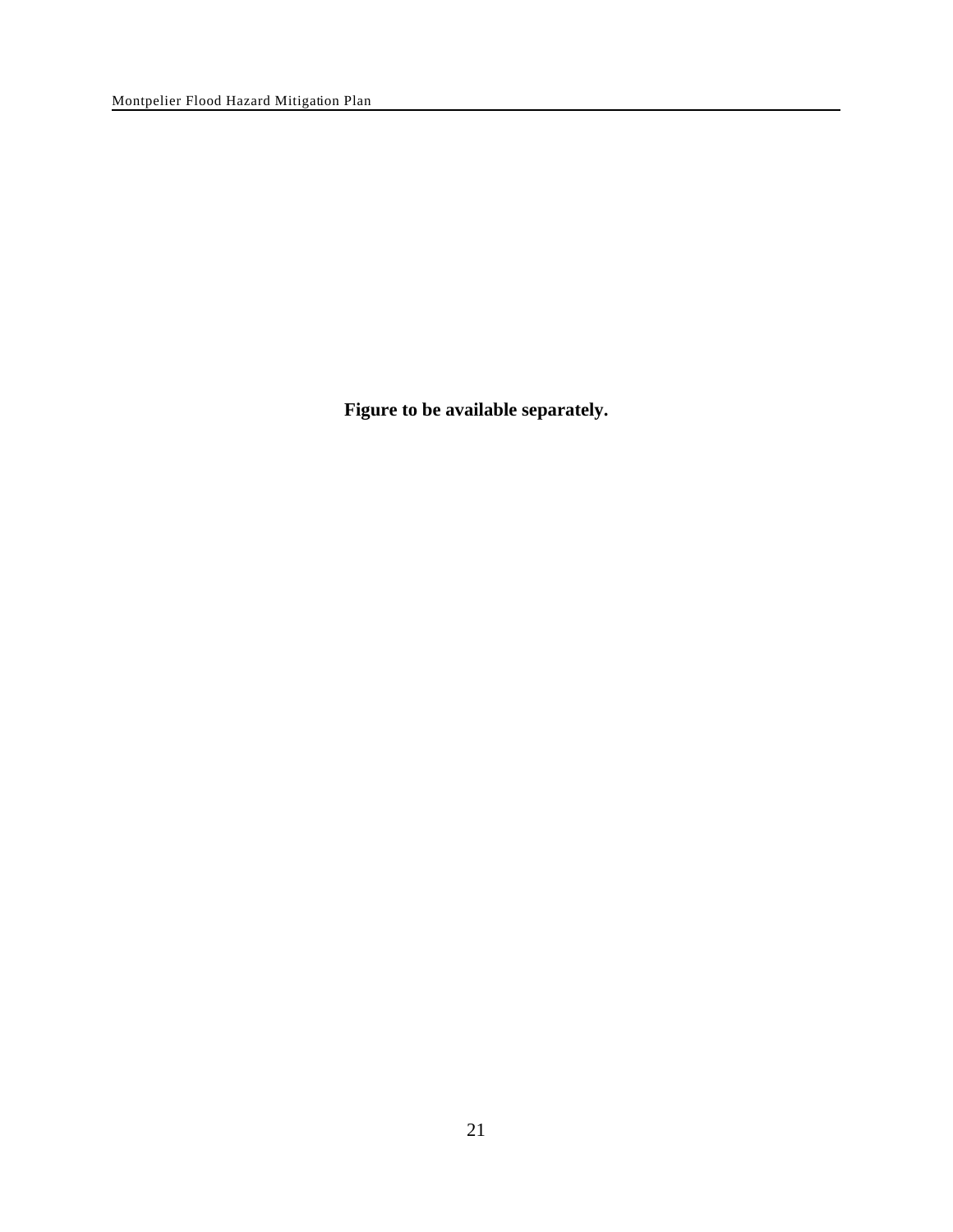**Figure to be available separately.**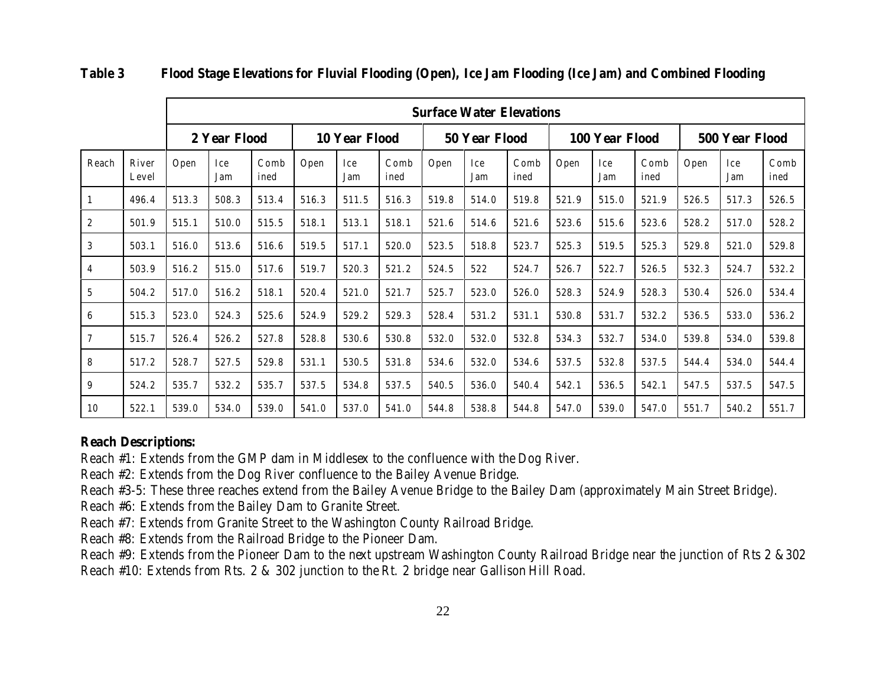**Table 3 Flood Stage Elevations for Fluvial Flooding (Open), Ice Jam Flooding (Ice Jam) and Combined Flooding**

| | | Surface Water Elevations | | | | | | | | | | | | | | |
|---|---|---|---|---|---|---|---|---|---|---|---|---|---|---|---|---|
| | | 2 Year Flood | | | 10 Year Flood | | | 50 Year Flood | | | 100 Year Flood | | | 500 Year Flood | | |
| Reach | River Level | Open | Ice Jam | Combined | Open | Ice Jam | Combined | Open | Ice Jam | Combined | Open | Ice Jam | Combined | Open | Ice Jam | Combined |
| 1 | 496.4 | 513.3 | 508.3 | 513.4 | 516.3 | 511.5 | 516.3 | 519.8 | 514.0 | 519.8 | 521.9 | 515.0 | 521.9 | 526.5 | 517.3 | 526.5 |
| 2 | 501.9 | 515.1 | 510.0 | 515.5 | 518.1 | 513.1 | 518.1 | 521.6 | 514.6 | 521.6 | 523.6 | 515.6 | 523.6 | 528.2 | 517.0 | 528.2 |
| 3 | 503.1 | 516.0 | 513.6 | 516.6 | 519.5 | 517.1 | 520.0 | 523.5 | 518.8 | 523.7 | 525.3 | 519.5 | 525.3 | 529.8 | 521.0 | 529.8 |
| 4 | 503.9 | 516.2 | 515.0 | 517.6 | 519.7 | 520.3 | 521.2 | 524.5 | 522 | 524.7 | 526.7 | 522.7 | 526.5 | 532.3 | 524.7 | 532.2 |
| 5 | 504.2 | 517.0 | 516.2 | 518.1 | 520.4 | 521.0 | 521.7 | 525.7 | 523.0 | 526.0 | 528.3 | 524.9 | 528.3 | 530.4 | 526.0 | 534.4 |
| 6 | 515.3 | 523.0 | 524.3 | 525.6 | 524.9 | 529.2 | 529.3 | 528.4 | 531.2 | 531.1 | 530.8 | 531.7 | 532.2 | 536.5 | 533.0 | 536.2 |
| 7 | 515.7 | 526.4 | 526.2 | 527.8 | 528.8 | 530.6 | 530.8 | 532.0 | 532.0 | 532.8 | 534.3 | 532.7 | 534.0 | 539.8 | 534.0 | 539.8 |
| 8 | 517.2 | 528.7 | 527.5 | 529.8 | 531.1 | 530.5 | 531.8 | 534.6 | 532.0 | 534.6 | 537.5 | 532.8 | 537.5 | 544.4 | 534.0 | 544.4 |
| 9 | 524.2 | 535.7 | 532.2 | 535.7 | 537.5 | 534.8 | 537.5 | 540.5 | 536.0 | 540.4 | 542.1 | 536.5 | 542.1 | 547.5 | 537.5 | 547.5 |
| 10 | 522.1 | 539.0 | 534.0 | 539.0 | 541.0 | 537.0 | 541.0 | 544.8 | 538.8 | 544.8 | 547.0 | 539.0 | 547.0 | 551.7 | 540.2 | 551.7 |

**Reach Descriptions:**

Reach #1: Extends from the GMP dam in Middlesex to the confluence with the Dog River.
Reach #2: Extends from the Dog River confluence to the Bailey Avenue Bridge.
Reach #3-5: These three reaches extend from the Bailey Avenue Bridge to the Bailey Dam (approximately Main Street Bridge).
Reach #6: Extends from the Bailey Dam to Granite Street.
Reach #7: Extends from Granite Street to the Washington County Railroad Bridge.
Reach #8: Extends from the Railroad Bridge to the Pioneer Dam.
Reach #9: Extends from the Pioneer Dam to the next upstream Washington County Railroad Bridge near the junction of Rts 2 & 302
Reach #10: Extends from Rts. 2 & 302 junction to the Rt. 2 bridge near Gallison Hill Road.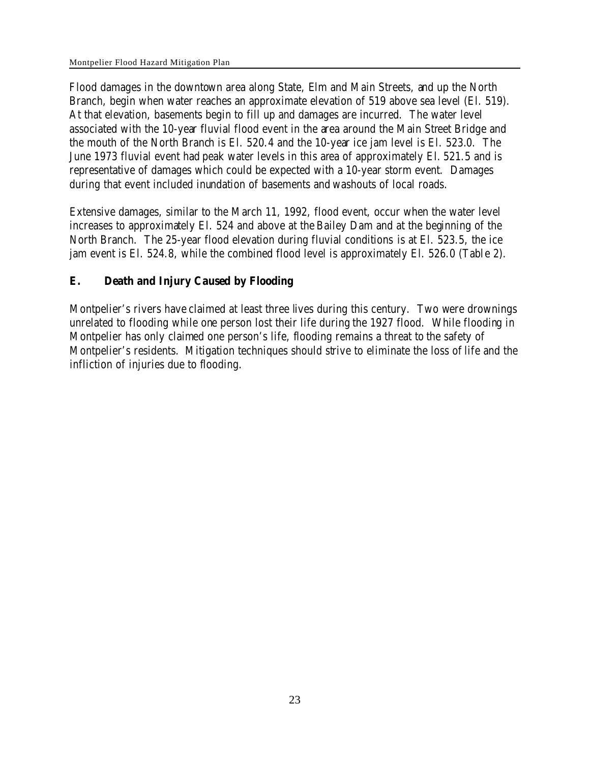Flood damages in the downtown area along State, Elm and Main Streets, and up the North Branch, begin when water reaches an approximate elevation of 519 above sea level (El. 519). At that elevation, basements begin to fill up and damages are incurred. The water level associated with the 10-year fluvial flood event in the area around the Main Street Bridge and the mouth of the North Branch is El. 520.4 and the 10-year ice jam level is El. 523.0. The June 1973 fluvial event had peak water levels in this area of approximately El. 521.5 and is representative of damages which could be expected with a 10-year storm event. Damages during that event included inundation of basements and washouts of local roads.

Extensive damages, similar to the March 11, 1992, flood event, occur when the water level increases to approximately El. 524 and above at the Bailey Dam and at the beginning of the North Branch. The 25-year flood elevation during fluvial conditions is at El. 523.5, the ice jam event is El. 524.8, while the combined flood level is approximately El. 526.0 (Table 2).

## E. Death and Injury Caused by Flooding

Montpelier's rivers have claimed at least three lives during this century. Two were drownings unrelated to flooding while one person lost their life during the 1927 flood. While flooding in Montpelier has only claimed one person's life, flooding remains a threat to the safety of Montpelier's residents. Mitigation techniques should strive to eliminate the loss of life and the infliction of injuries due to flooding.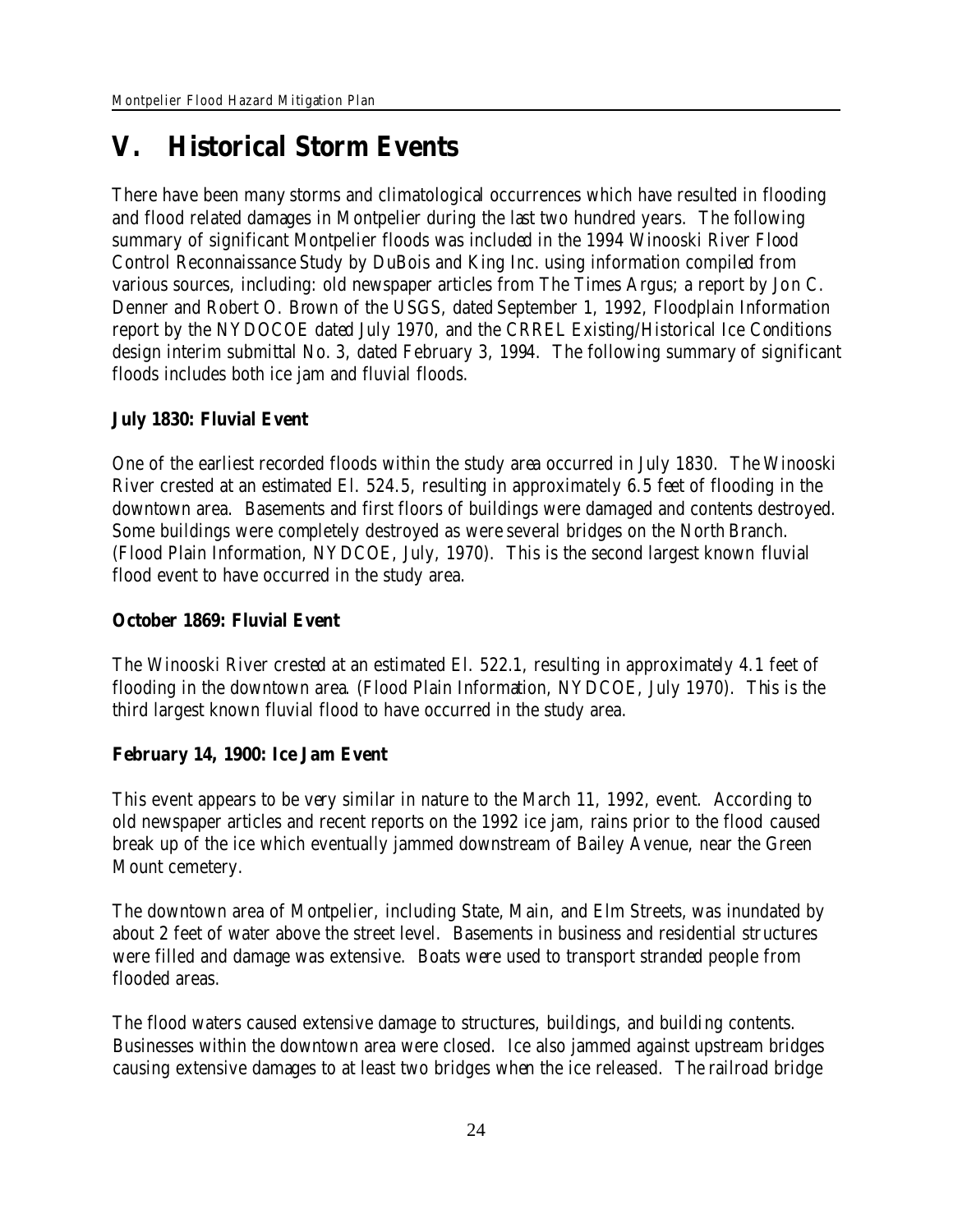# V. Historical Storm Events

There have been many storms and climatological occurrences which have resulted in flooding and flood related damages in Montpelier during the last two hundred years. The following summary of significant Montpelier floods was included in the 1994 Winooski River Flood Control Reconnaissance Study by DuBois and King Inc. using information compiled from various sources, including: old newspaper articles from The Times Argus; a report by Jon C. Denner and Robert O. Brown of the USGS, dated September 1, 1992, Floodplain Information report by the NYDOCOE dated July 1970, and the CRREL Existing/Historical Ice Conditions design interim submittal No. 3, dated February 3, 1994. The following summary of significant floods includes both ice jam and fluvial floods.

**July 1830: Fluvial Event**

One of the earliest recorded floods within the study area occurred in July 1830. The Winooski River crested at an estimated El. 524.5, resulting in approximately 6.5 feet of flooding in the downtown area. Basements and first floors of buildings were damaged and contents destroyed. Some buildings were completely destroyed as were several bridges on the North Branch. (Flood Plain Information, NYDCOE, July, 1970). This is the second largest known fluvial flood event to have occurred in the study area.

**October 1869: Fluvial Event**

The Winooski River crested at an estimated El. 522.1, resulting in approximately 4.1 feet of flooding in the downtown area. (Flood Plain Information, NYDCOE, July 1970). This is the third largest known fluvial flood to have occurred in the study area.

**February 14, 1900: Ice Jam Event**

This event appears to be very similar in nature to the March 11, 1992, event. According to old newspaper articles and recent reports on the 1992 ice jam, rains prior to the flood caused break up of the ice which eventually jammed downstream of Bailey Avenue, near the Green Mount cemetery.

The downtown area of Montpelier, including State, Main, and Elm Streets, was inundated by about 2 feet of water above the street level. Basements in business and residential structures were filled and damage was extensive. Boats were used to transport stranded people from flooded areas.

The flood waters caused extensive damage to structures, buildings, and building contents. Businesses within the downtown area were closed. Ice also jammed against upstream bridges causing extensive damages to at least two bridges when the ice released. The railroad bridge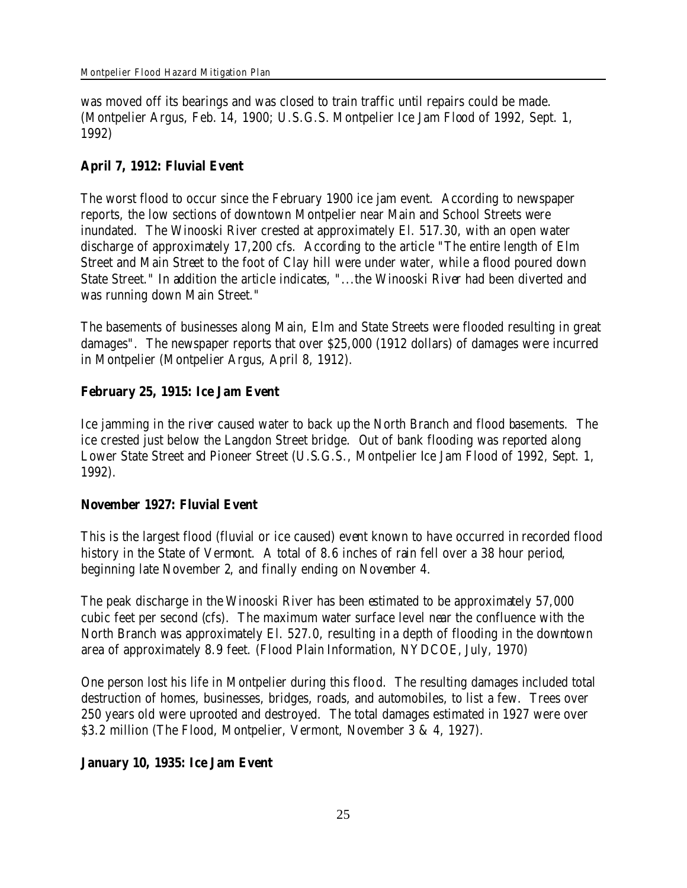was moved off its bearings and was closed to train traffic until repairs could be made. (Montpelier Argus, Feb. 14, 1900; U.S.G.S. Montpelier Ice Jam Flood of 1992, Sept. 1, 1992)

**April 7, 1912: Fluvial Event**

The worst flood to occur since the February 1900 ice jam event. According to newspaper reports, the low sections of downtown Montpelier near Main and School Streets were inundated. The Winooski River crested at approximately El. 517.30, with an open water discharge of approximately 17,200 cfs. According to the article "The entire length of Elm Street and Main Street to the foot of Clay hill were under water, while a flood poured down State Street." In addition the article indicates, "...the Winooski River had been diverted and was running down Main Street."

The basements of businesses along Main, Elm and State Streets were flooded resulting in great damages". The newspaper reports that over $25,000 (1912 dollars) of damages were incurred in Montpelier (Montpelier Argus, April 8, 1912).

**February 25, 1915: Ice Jam Event**

Ice jamming in the river caused water to back up the North Branch and flood basements. The ice crested just below the Langdon Street bridge. Out of bank flooding was reported along Lower State Street and Pioneer Street (U.S.G.S., Montpelier Ice Jam Flood of 1992, Sept. 1, 1992).

**November 1927: Fluvial Event**

This is the largest flood (fluvial or ice caused) event known to have occurred in recorded flood history in the State of Vermont. A total of 8.6 inches of rain fell over a 38 hour period, beginning late November 2, and finally ending on November 4.

The peak discharge in the Winooski River has been estimated to be approximately 57,000 cubic feet per second (cfs). The maximum water surface level near the confluence with the North Branch was approximately El. 527.0, resulting in a depth of flooding in the downtown area of approximately 8.9 feet. (Flood Plain Information, NYDCOE, July, 1970)

One person lost his life in Montpelier during this flood. The resulting damages included total destruction of homes, businesses, bridges, roads, and automobiles, to list a few. Trees over 250 years old were uprooted and destroyed. The total damages estimated in 1927 were over $3.2 million (The Flood, Montpelier, Vermont, November 3 & 4, 1927).

**January 10, 1935: Ice Jam Event**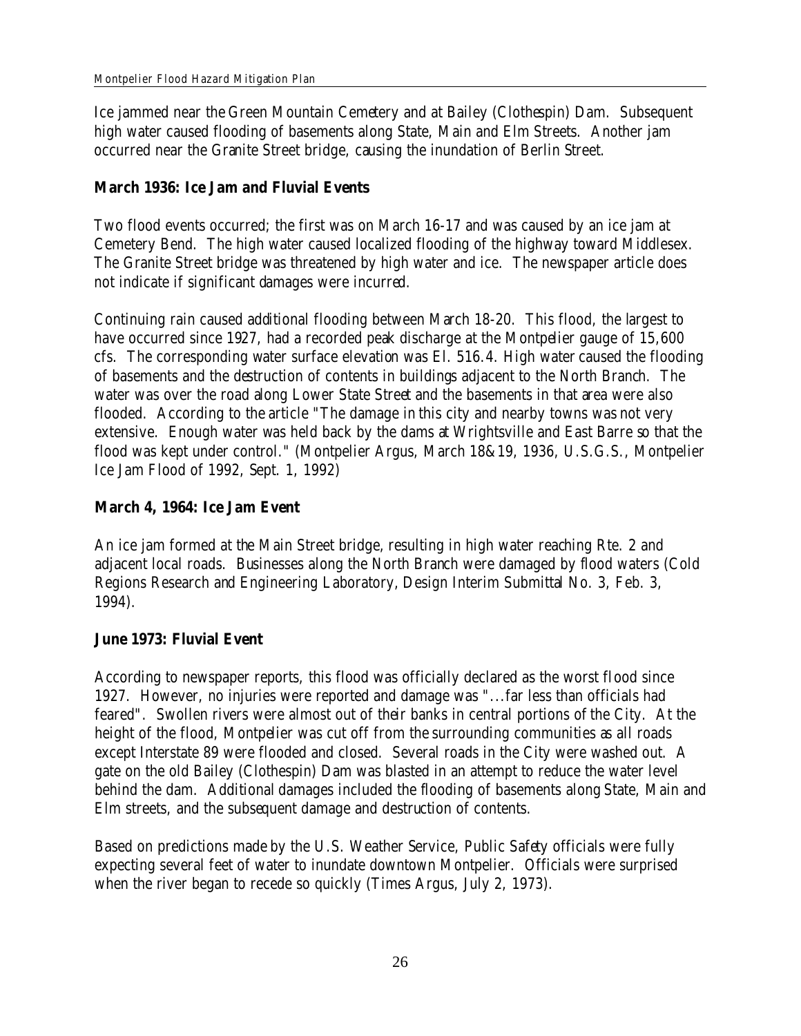Ice jammed near the Green Mountain Cemetery and at Bailey (Clothespin) Dam. Subsequent high water caused flooding of basements along State, Main and Elm Streets. Another jam occurred near the Granite Street bridge, causing the inundation of Berlin Street.

**March 1936: Ice Jam and Fluvial Events**

Two flood events occurred; the first was on March 16-17 and was caused by an ice jam at Cemetery Bend. The high water caused localized flooding of the highway toward Middlesex. The Granite Street bridge was threatened by high water and ice. The newspaper article does not indicate if significant damages were incurred.

Continuing rain caused additional flooding between March 18-20. This flood, the largest to have occurred since 1927, had a recorded peak discharge at the Montpelier gauge of 15,600 cfs. The corresponding water surface elevation was El. 516.4. High water caused the flooding of basements and the destruction of contents in buildings adjacent to the North Branch. The water was over the road along Lower State Street and the basements in that area were also flooded. According to the article "The damage in this city and nearby towns was not very extensive. Enough water was held back by the dams at Wrightsville and East Barre so that the flood was kept under control." (Montpelier Argus, March 18&19, 1936, U.S.G.S., Montpelier Ice Jam Flood of 1992, Sept. 1, 1992)

**March 4, 1964: Ice Jam Event**

An ice jam formed at the Main Street bridge, resulting in high water reaching Rte. 2 and adjacent local roads. Businesses along the North Branch were damaged by flood waters (Cold Regions Research and Engineering Laboratory, Design Interim Submittal No. 3, Feb. 3, 1994).

**June 1973: Fluvial Event**

According to newspaper reports, this flood was officially declared as the worst flood since 1927. However, no injuries were reported and damage was "...far less than officials had feared". Swollen rivers were almost out of their banks in central portions of the City. At the height of the flood, Montpelier was cut off from the surrounding communities as all roads except Interstate 89 were flooded and closed. Several roads in the City were washed out. A gate on the old Bailey (Clothespin) Dam was blasted in an attempt to reduce the water level behind the dam. Additional damages included the flooding of basements along State, Main and Elm streets, and the subsequent damage and destruction of contents.

Based on predictions made by the U.S. Weather Service, Public Safety officials were fully expecting several feet of water to inundate downtown Montpelier. Officials were surprised when the river began to recede so quickly (Times Argus, July 2, 1973).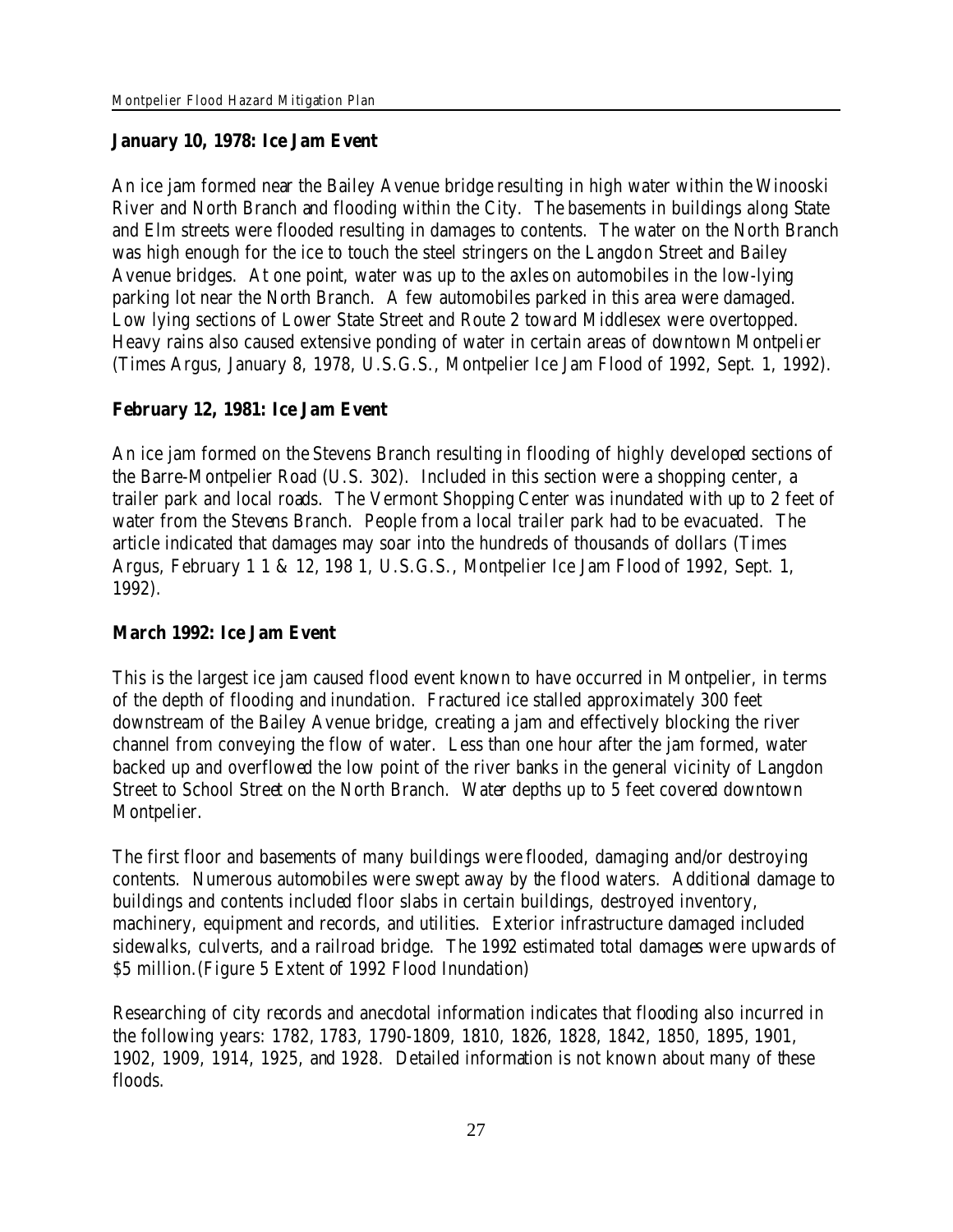**January 10, 1978: Ice Jam Event**

An ice jam formed near the Bailey Avenue bridge resulting in high water within the Winooski River and North Branch and flooding within the City. The basements in buildings along State and Elm streets were flooded resulting in damages to contents. The water on the North Branch was high enough for the ice to touch the steel stringers on the Langdon Street and Bailey Avenue bridges. At one point, water was up to the axles on automobiles in the low-lying parking lot near the North Branch. A few automobiles parked in this area were damaged. Low lying sections of Lower State Street and Route 2 toward Middlesex were overtopped. Heavy rains also caused extensive ponding of water in certain areas of downtown Montpelier (Times Argus, January 8, 1978, U.S.G.S., Montpelier Ice Jam Flood of 1992, Sept. 1, 1992).

**February 12, 1981: Ice Jam Event**

An ice jam formed on the Stevens Branch resulting in flooding of highly developed sections of the Barre-Montpelier Road (U.S. 302). Included in this section were a shopping center, a trailer park and local roads. The Vermont Shopping Center was inundated with up to 2 feet of water from the Stevens Branch. People from a local trailer park had to be evacuated. The article indicated that damages may soar into the hundreds of thousands of dollars (Times Argus, February 1 1 & 12, 198 1, U.S.G.S., Montpelier Ice Jam Flood of 1992, Sept. 1, 1992).

**March 1992: Ice Jam Event**

This is the largest ice jam caused flood event known to have occurred in Montpelier, in terms of the depth of flooding and inundation. Fractured ice stalled approximately 300 feet downstream of the Bailey Avenue bridge, creating a jam and effectively blocking the river channel from conveying the flow of water. Less than one hour after the jam formed, water backed up and overflowed the low point of the river banks in the general vicinity of Langdon Street to School Street on the North Branch. Water depths up to 5 feet covered downtown Montpelier.

The first floor and basements of many buildings were flooded, damaging and/or destroying contents. Numerous automobiles were swept away by the flood waters. Additional damage to buildings and contents included floor slabs in certain buildings, destroyed inventory, machinery, equipment and records, and utilities. Exterior infrastructure damaged included sidewalks, culverts, and a railroad bridge. The 1992 estimated total damages were upwards of $5 million.(Figure 5 Extent of 1992 Flood Inundation)

Researching of city records and anecdotal information indicates that flooding also incurred in the following years: 1782, 1783, 1790-1809, 1810, 1826, 1828, 1842, 1850, 1895, 1901, 1902, 1909, 1914, 1925, and 1928. Detailed information is not known about many of these floods.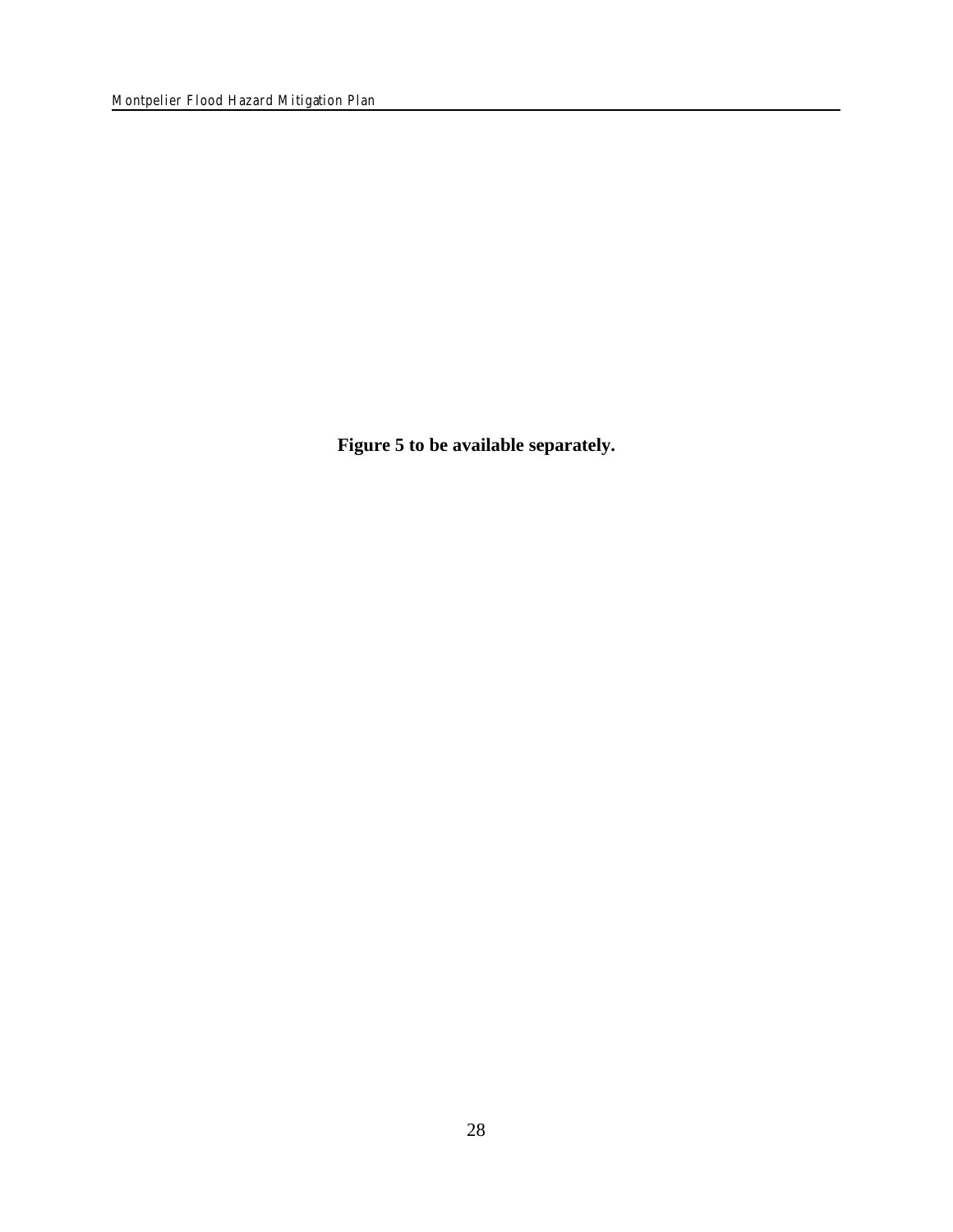**Figure 5 to be available separately.**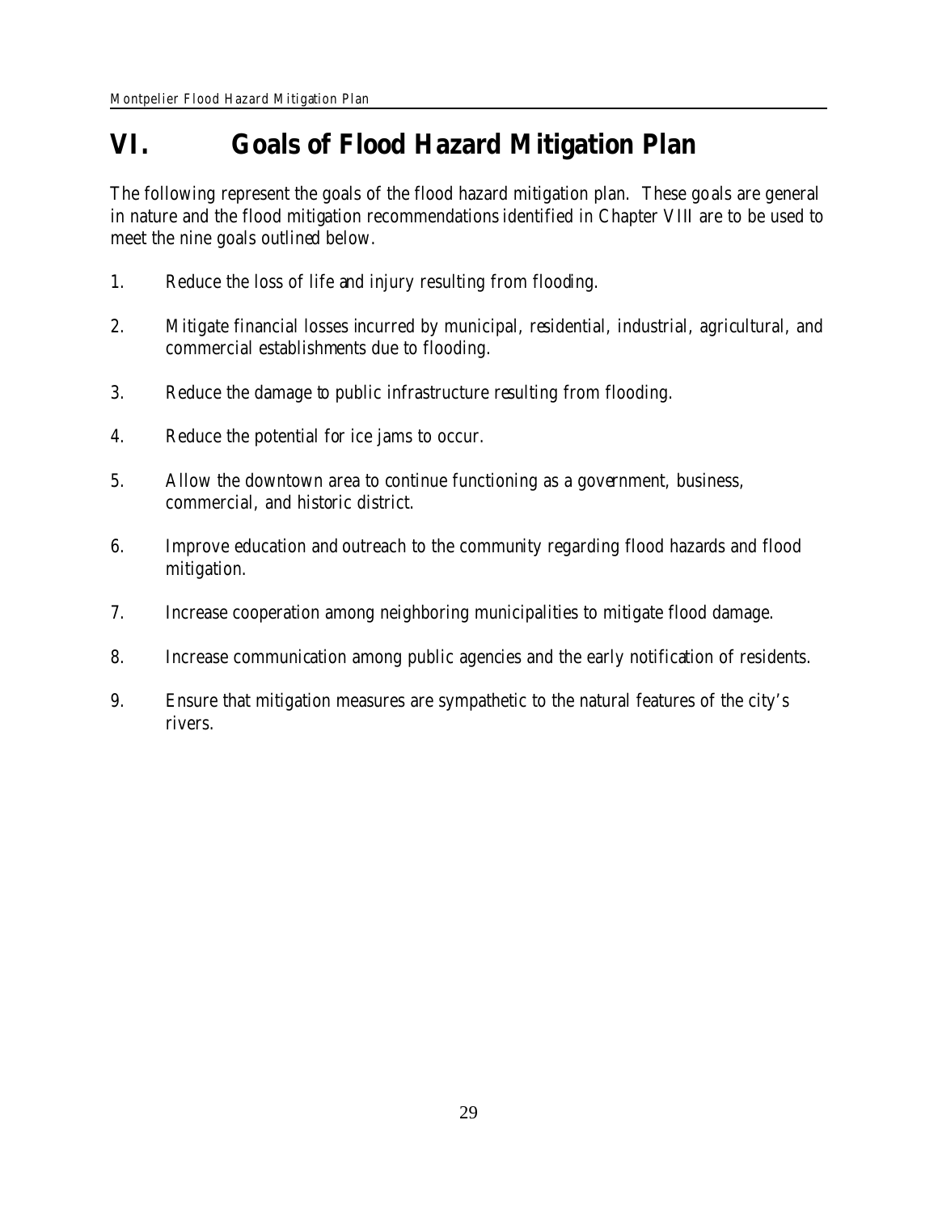# VI. Goals of Flood Hazard Mitigation Plan

The following represent the goals of the flood hazard mitigation plan. These goals are general in nature and the flood mitigation recommendations identified in Chapter VIII are to be used to meet the nine goals outlined below.

1. Reduce the loss of life and injury resulting from flooding.

2. Mitigate financial losses incurred by municipal, residential, industrial, agricultural, and commercial establishments due to flooding.

3. Reduce the damage to public infrastructure resulting from flooding.

4. Reduce the potential for ice jams to occur.

5. Allow the downtown area to continue functioning as a government, business, commercial, and historic district.

6. Improve education and outreach to the community regarding flood hazards and flood mitigation.

7. Increase cooperation among neighboring municipalities to mitigate flood damage.

8. Increase communication among public agencies and the early notification of residents.

9. Ensure that mitigation measures are sympathetic to the natural features of the city's rivers.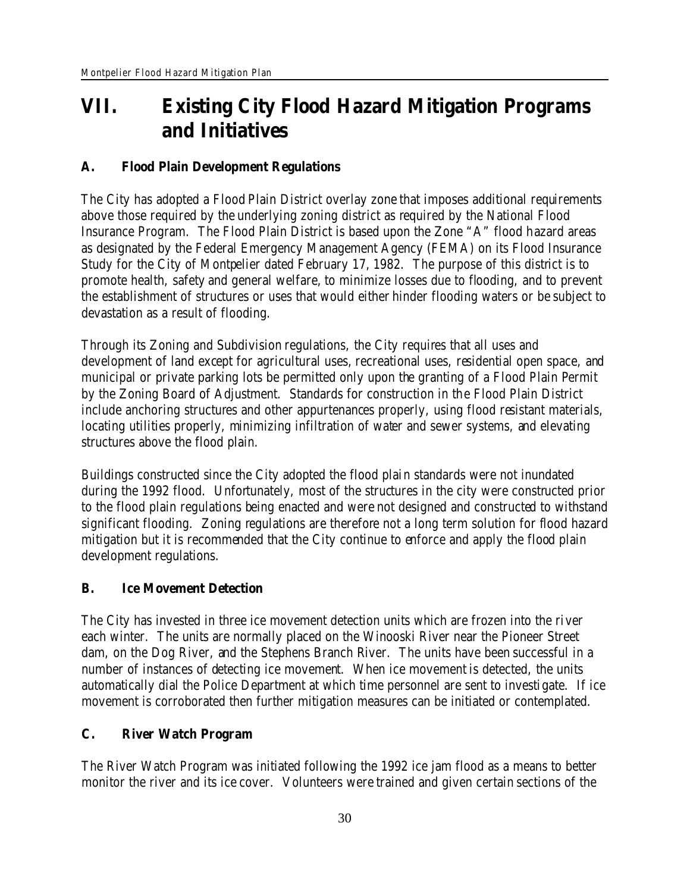# VII. Existing City Flood Hazard Mitigation Programs and Initiatives

## A. Flood Plain Development Regulations

The City has adopted a Flood Plain District overlay zone that imposes additional requirements above those required by the underlying zoning district as required by the National Flood Insurance Program. The Flood Plain District is based upon the Zone "A" flood hazard areas as designated by the Federal Emergency Management Agency (FEMA) on its Flood Insurance Study for the City of Montpelier dated February 17, 1982. The purpose of this district is to promote health, safety and general welfare, to minimize losses due to flooding, and to prevent the establishment of structures or uses that would either hinder flooding waters or be subject to devastation as a result of flooding.

Through its Zoning and Subdivision regulations, the City requires that all uses and development of land except for agricultural uses, recreational uses, residential open space, and municipal or private parking lots be permitted only upon the granting of a Flood Plain Permit by the Zoning Board of Adjustment. Standards for construction in the Flood Plain District include anchoring structures and other appurtenances properly, using flood resistant materials, locating utilities properly, minimizing infiltration of water and sewer systems, and elevating structures above the flood plain.

Buildings constructed since the City adopted the flood plain standards were not inundated during the 1992 flood. Unfortunately, most of the structures in the city were constructed prior to the flood plain regulations being enacted and were not designed and constructed to withstand significant flooding. Zoning regulations are therefore not a long term solution for flood hazard mitigation but it is recommended that the City continue to enforce and apply the flood plain development regulations.

## B. Ice Movement Detection

The City has invested in three ice movement detection units which are frozen into the river each winter. The units are normally placed on the Winooski River near the Pioneer Street dam, on the Dog River, and the Stephens Branch River. The units have been successful in a number of instances of detecting ice movement. When ice movement is detected, the units automatically dial the Police Department at which time personnel are sent to investigate. If ice movement is corroborated then further mitigation measures can be initiated or contemplated.

## C. River Watch Program

The River Watch Program was initiated following the 1992 ice jam flood as a means to better monitor the river and its ice cover. Volunteers were trained and given certain sections of the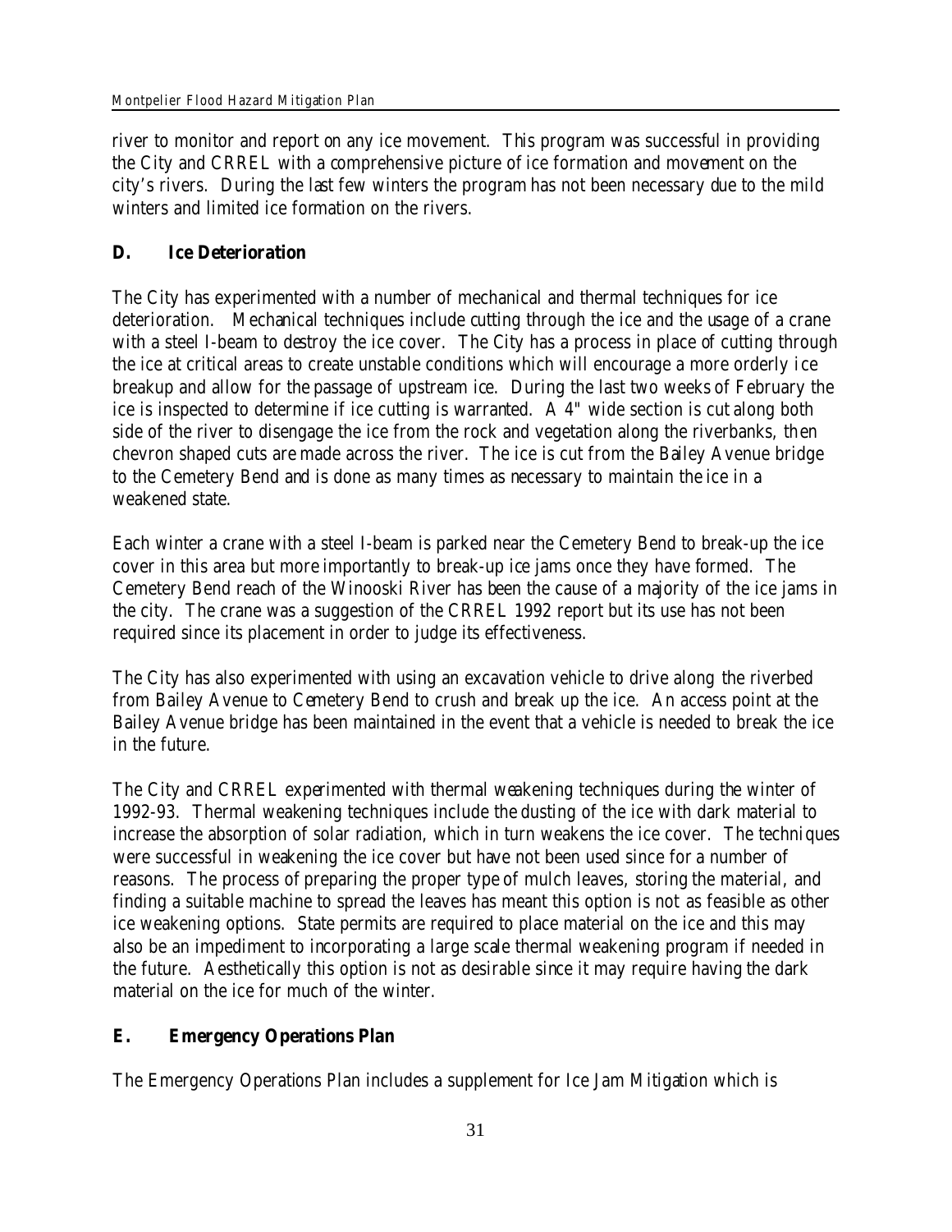river to monitor and report on any ice movement. This program was successful in providing the City and CRREL with a comprehensive picture of ice formation and movement on the city's rivers. During the last few winters the program has not been necessary due to the mild winters and limited ice formation on the rivers.

## D. Ice Deterioration

The City has experimented with a number of mechanical and thermal techniques for ice deterioration. Mechanical techniques include cutting through the ice and the usage of a crane with a steel I-beam to destroy the ice cover. The City has a process in place of cutting through the ice at critical areas to create unstable conditions which will encourage a more orderly ice breakup and allow for the passage of upstream ice. During the last two weeks of February the ice is inspected to determine if ice cutting is warranted. A 4" wide section is cut along both side of the river to disengage the ice from the rock and vegetation along the riverbanks, then chevron shaped cuts are made across the river. The ice is cut from the Bailey Avenue bridge to the Cemetery Bend and is done as many times as necessary to maintain the ice in a weakened state.

Each winter a crane with a steel I-beam is parked near the Cemetery Bend to break-up the ice cover in this area but more importantly to break-up ice jams once they have formed. The Cemetery Bend reach of the Winooski River has been the cause of a majority of the ice jams in the city. The crane was a suggestion of the CRREL 1992 report but its use has not been required since its placement in order to judge its effectiveness.

The City has also experimented with using an excavation vehicle to drive along the riverbed from Bailey Avenue to Cemetery Bend to crush and break up the ice. An access point at the Bailey Avenue bridge has been maintained in the event that a vehicle is needed to break the ice in the future.

The City and CRREL experimented with thermal weakening techniques during the winter of 1992-93. Thermal weakening techniques include the dusting of the ice with dark material to increase the absorption of solar radiation, which in turn weakens the ice cover. The techniques were successful in weakening the ice cover but have not been used since for a number of reasons. The process of preparing the proper type of mulch leaves, storing the material, and finding a suitable machine to spread the leaves has meant this option is not as feasible as other ice weakening options. State permits are required to place material on the ice and this may also be an impediment to incorporating a large scale thermal weakening program if needed in the future. Aesthetically this option is not as desirable since it may require having the dark material on the ice for much of the winter.

## E. Emergency Operations Plan

The Emergency Operations Plan includes a supplement for Ice Jam Mitigation which is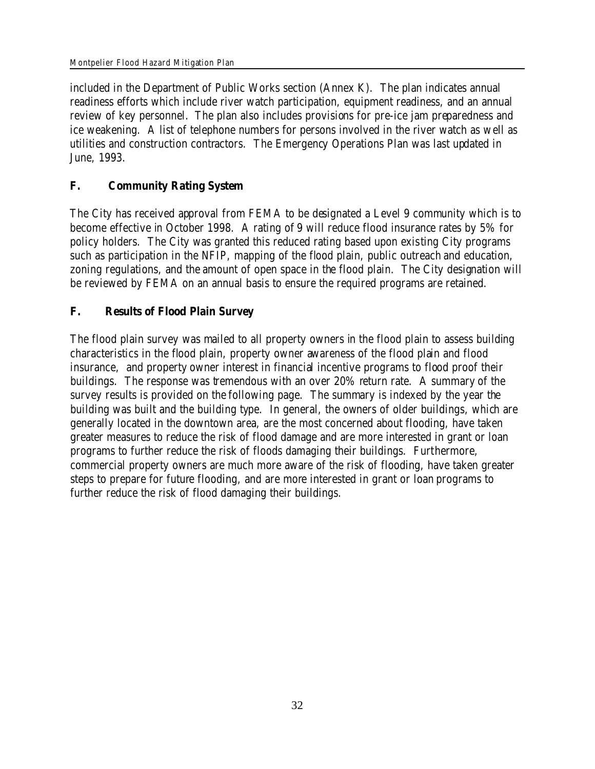included in the Department of Public Works section (Annex K). The plan indicates annual readiness efforts which include river watch participation, equipment readiness, and an annual review of key personnel. The plan also includes provisions for pre-ice jam preparedness and ice weakening. A list of telephone numbers for persons involved in the river watch as well as utilities and construction contractors. The Emergency Operations Plan was last updated in June, 1993.

### F. Community Rating System

The City has received approval from FEMA to be designated a Level 9 community which is to become effective in October 1998. A rating of 9 will reduce flood insurance rates by 5% for policy holders. The City was granted this reduced rating based upon existing City programs such as participation in the NFIP, mapping of the flood plain, public outreach and education, zoning regulations, and the amount of open space in the flood plain. The City designation will be reviewed by FEMA on an annual basis to ensure the required programs are retained.

### F. Results of Flood Plain Survey

The flood plain survey was mailed to all property owners in the flood plain to assess building characteristics in the flood plain, property owner awareness of the flood plain and flood insurance, and property owner interest in financial incentive programs to flood proof their buildings. The response was tremendous with an over 20% return rate. A summary of the survey results is provided on the following page. The summary is indexed by the year the building was built and the building type. In general, the owners of older buildings, which are generally located in the downtown area, are the most concerned about flooding, have taken greater measures to reduce the risk of flood damage and are more interested in grant or loan programs to further reduce the risk of floods damaging their buildings. Furthermore, commercial property owners are much more aware of the risk of flooding, have taken greater steps to prepare for future flooding, and are more interested in grant or loan programs to further reduce the risk of flood damaging their buildings.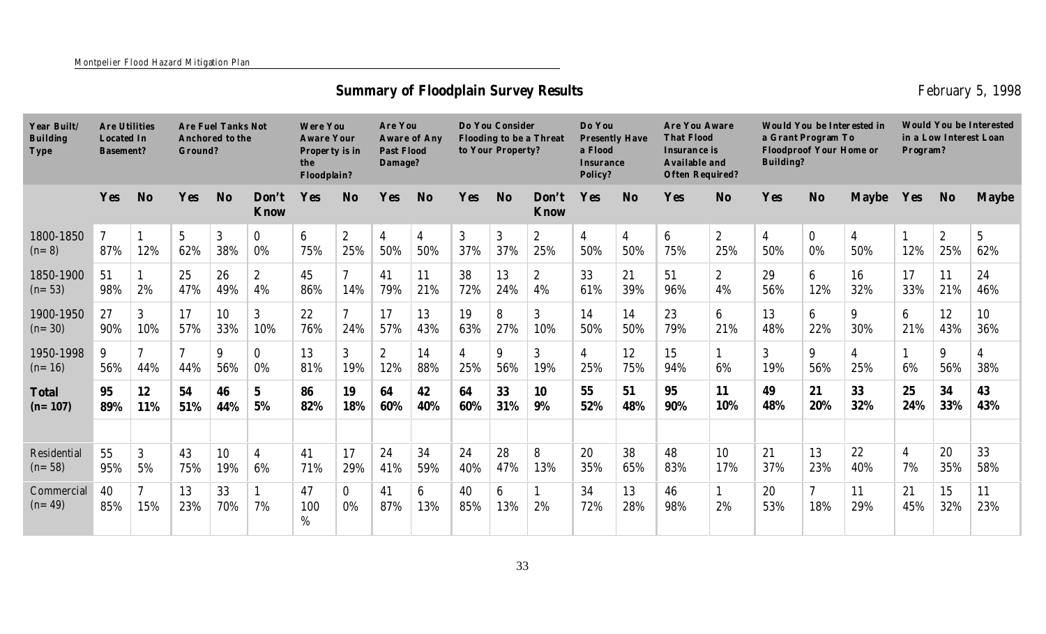## Summary of Floodplain Survey Results

February 5, 1998

| Year Built/ Building Type | Are Utilities Located In Basement? | | Are Fuel Tanks Not Anchored to the Ground? | | | Were You Aware Your Property is in the Floodplain? | | Are You Aware of Any Past Flood Damage? | | Do You Consider Flooding to be a Threat to Your Property? | | | Do You Presently Have a Flood Insurance Policy? | | Are You Aware That Flood Insurance is Available and Often Required? | | Would You be Interested in a Grant Program To Floodproof Your Home or Building? | | | Would You be Interested in a Low Interest Loan Program? | | |
|---|---|---|---|---|---|---|---|---|---|---|---|---|---|---|---|---|---|---|---|---|---|---|
| | **Yes** | **No** | **Yes** | **No** | **Don't Know** | **Yes** | **No** | **Yes** | **No** | **Yes** | **No** | **Don't Know** | **Yes** | **No** | **Yes** | **No** | **Yes** | **No** | **Maybe** | **Yes** | **No** | **Maybe** |
| 1800-1850 (n= 8) | 7 87% | 1 12% | 5 62% | 3 38% | 0 0% | 6 75% | 2 25% | 4 50% | 4 50% | 3 37% | 3 37% | 2 25% | 4 50% | 4 50% | 6 75% | 2 25% | 4 50% | 0 0% | 4 50% | 1 12% | 2 25% | 5 62% |
| 1850-1900 (n= 53) | 51 98% | 1 2% | 25 47% | 26 49% | 2 4% | 45 86% | 7 14% | 41 79% | 11 21% | 38 72% | 13 24% | 2 4% | 33 61% | 21 39% | 51 96% | 2 4% | 29 56% | 6 12% | 16 32% | 17 33% | 11 21% | 24 46% |
| 1900-1950 (n= 30) | 27 90% | 3 10% | 17 57% | 10 33% | 3 10% | 22 76% | 7 24% | 17 57% | 13 43% | 19 63% | 8 27% | 3 10% | 14 50% | 14 50% | 23 79% | 6 21% | 13 48% | 6 22% | 9 30% | 6 21% | 12 43% | 10 36% |
| 1950-1998 (n= 16) | 9 56% | 7 44% | 7 44% | 9 56% | 0 0% | 13 81% | 3 19% | 2 12% | 14 88% | 4 25% | 9 56% | 3 19% | 4 25% | 12 75% | 15 94% | 1 6% | 3 19% | 9 56% | 4 25% | 1 6% | 9 56% | 4 38% |
| **Total (n= 107)** | **95 89%** | **12 11%** | **54 51%** | **46 44%** | **5 5%** | **86 82%** | **19 18%** | **64 60%** | **42 40%** | **64 60%** | **33 31%** | **10 9%** | **55 52%** | **51 48%** | **95 90%** | **11 10%** | **49 48%** | **21 20%** | **33 32%** | **25 24%** | **34 33%** | **43 43%** |
| | | | | | | | | | | | | | | | | | | | | | | |
| Residential (n= 58) | 55 95% | 3 5% | 43 75% | 10 19% | 4 6% | 41 71% | 17 29% | 24 41% | 34 59% | 24 40% | 28 47% | 8 13% | 20 35% | 38 65% | 48 83% | 10 17% | 21 37% | 13 23% | 22 40% | 4 7% | 20 35% | 33 58% |
| Commercial (n= 49) | 40 85% | 7 15% | 13 23% | 33 70% | 1 7% | 47 100 % | 0 0% | 41 87% | 6 13% | 40 85% | 6 13% | 1 2% | 34 72% | 13 28% | 46 98% | 1 2% | 20 53% | 7 18% | 11 29% | 21 45% | 15 32% | 11 23% |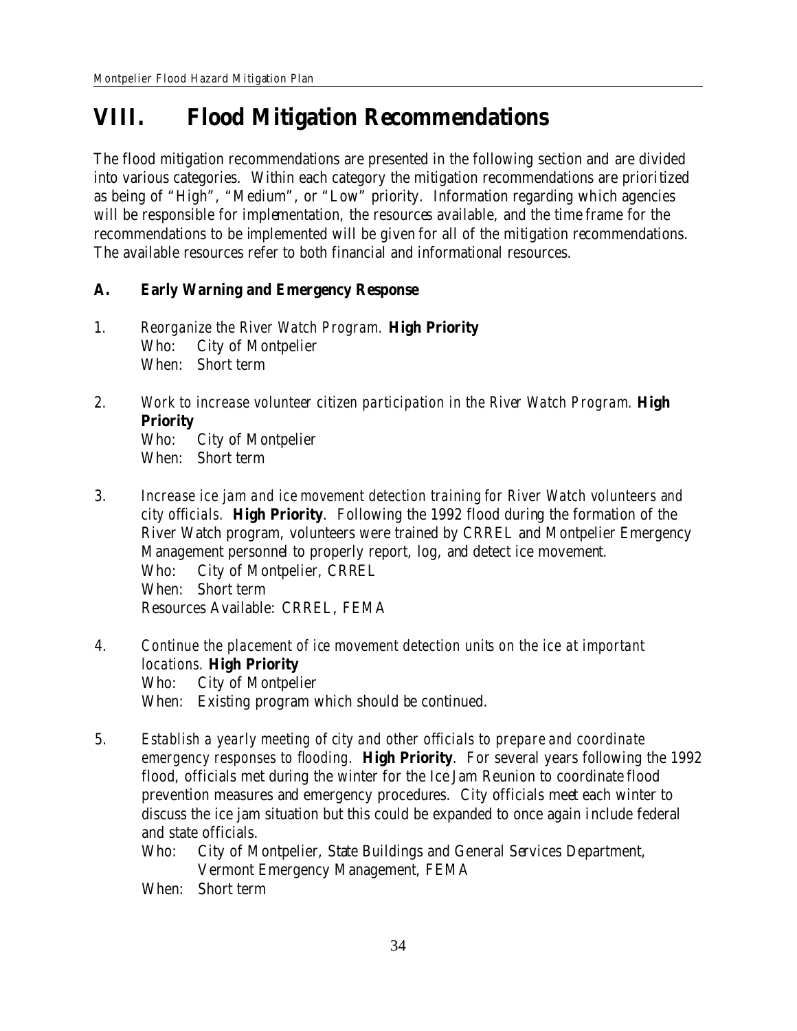# VIII. Flood Mitigation Recommendations

The flood mitigation recommendations are presented in the following section and are divided into various categories. Within each category the mitigation recommendations are prioritized as being of "High", "Medium", or "Low" priority. Information regarding which agencies will be responsible for implementation, the resources available, and the time frame for the recommendations to be implemented will be given for all of the mitigation recommendations. The available resources refer to both financial and informational resources.

## A. Early Warning and Emergency Response

1. *Reorganize the River Watch Program.* **High Priority**
   Who: City of Montpelier
   When: Short term

2. *Work to increase volunteer citizen participation in the River Watch Program.* **High Priority**
   Who: City of Montpelier
   When: Short term

3. *Increase ice jam and ice movement detection training for River Watch volunteers and city officials.* **High Priority**. Following the 1992 flood during the formation of the River Watch program, volunteers were trained by CRREL and Montpelier Emergency Management personnel to properly report, log, and detect ice movement.
   Who: City of Montpelier, CRREL
   When: Short term
   Resources Available: CRREL, FEMA

4. *Continue the placement of ice movement detection units on the ice at important locations.* **High Priority**
   Who: City of Montpelier
   When: Existing program which should be continued.

5. *Establish a yearly meeting of city and other officials to prepare and coordinate emergency responses to flooding.* **High Priority**. For several years following the 1992 flood, officials met during the winter for the Ice Jam Reunion to coordinate flood prevention measures and emergency procedures. City officials meet each winter to discuss the ice jam situation but this could be expanded to once again include federal and state officials.
   Who: City of Montpelier, State Buildings and General Services Department, Vermont Emergency Management, FEMA
   When: Short term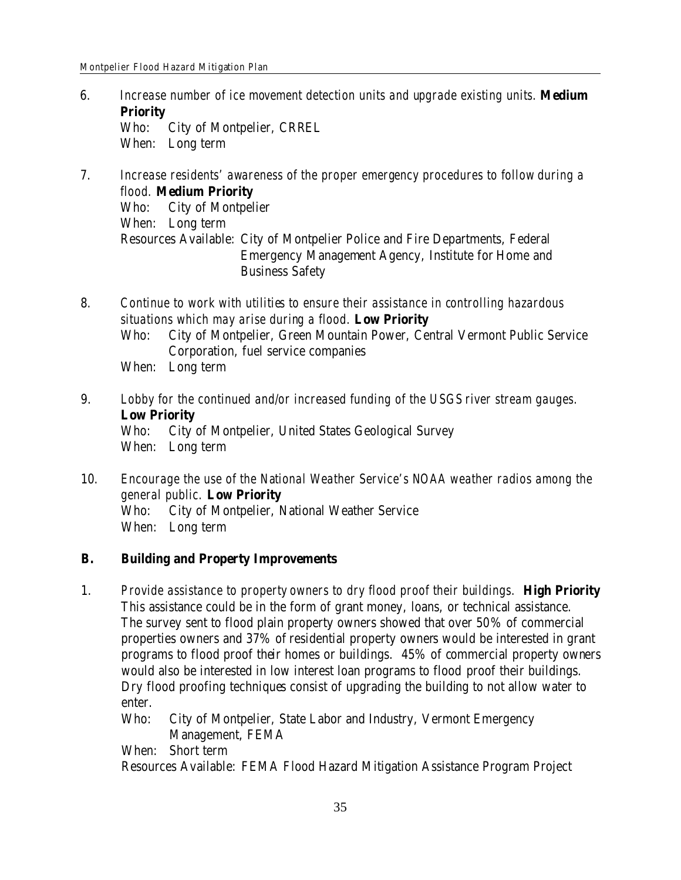6. *Increase number of ice movement detection units and upgrade existing units.* **Medium Priority**
   Who: City of Montpelier, CRREL
   When: Long term

7. *Increase residents' awareness of the proper emergency procedures to follow during a flood.* **Medium Priority**
   Who: City of Montpelier
   When: Long term
   Resources Available: City of Montpelier Police and Fire Departments, Federal Emergency Management Agency, Institute for Home and Business Safety

8. *Continue to work with utilities to ensure their assistance in controlling hazardous situations which may arise during a flood.* **Low Priority**
   Who: City of Montpelier, Green Mountain Power, Central Vermont Public Service Corporation, fuel service companies
   When: Long term

9. *Lobby for the continued and/or increased funding of the USGS river stream gauges.* **Low Priority**
   Who: City of Montpelier, United States Geological Survey
   When: Long term

10. *Encourage the use of the National Weather Service's NOAA weather radios among the general public.* **Low Priority**
    Who: City of Montpelier, National Weather Service
    When: Long term

## B. Building and Property Improvements

1. *Provide assistance to property owners to dry flood proof their buildings.* **High Priority**
   This assistance could be in the form of grant money, loans, or technical assistance. The survey sent to flood plain property owners showed that over 50% of commercial properties owners and 37% of residential property owners would be interested in grant programs to flood proof their homes or buildings. 45% of commercial property owners would also be interested in low interest loan programs to flood proof their buildings. Dry flood proofing techniques consist of upgrading the building to not allow water to enter.
   Who: City of Montpelier, State Labor and Industry, Vermont Emergency Management, FEMA
   When: Short term
   Resources Available: FEMA Flood Hazard Mitigation Assistance Program Project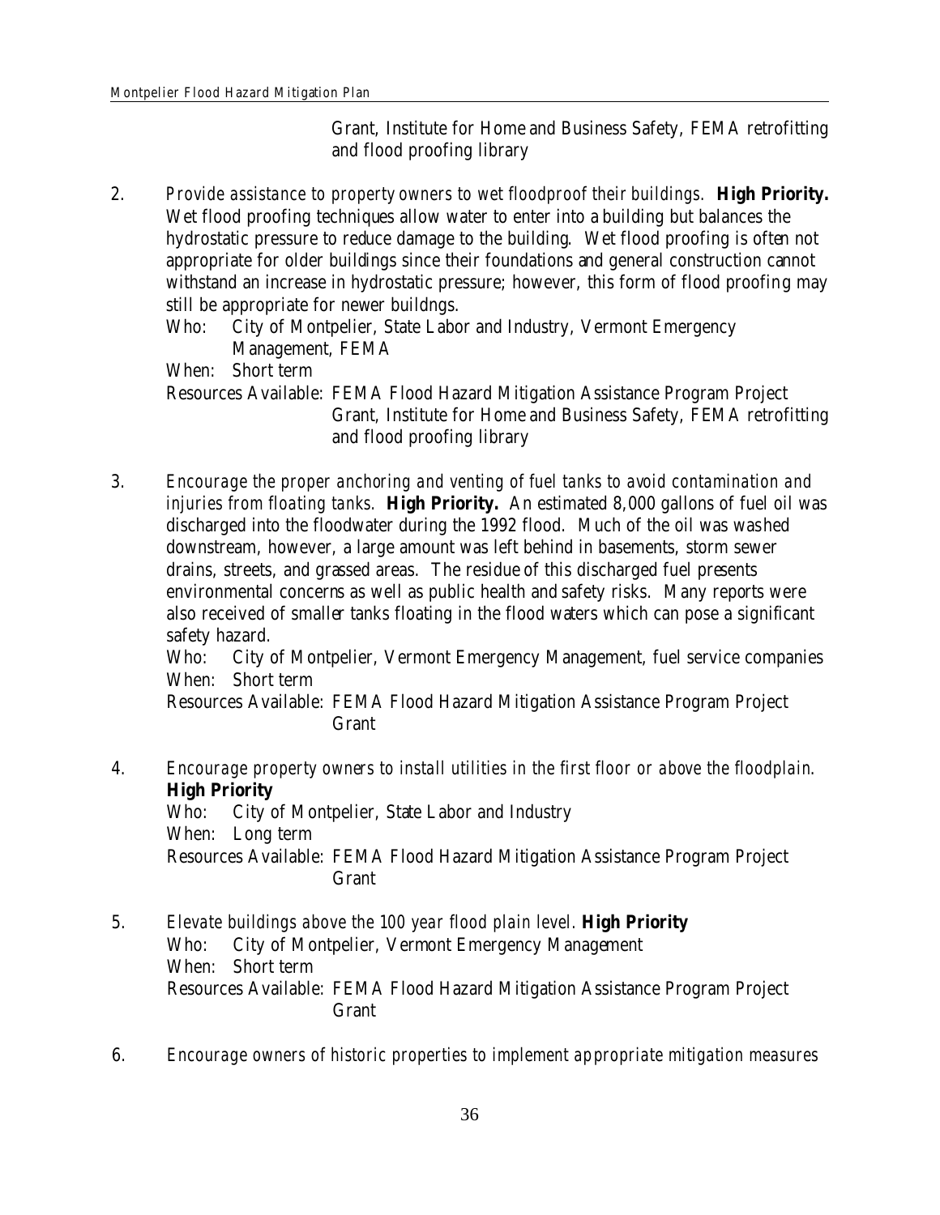Grant, Institute for Home and Business Safety, FEMA retrofitting and flood proofing library

2. *Provide assistance to property owners to wet floodproof their buildings.* **High Priority.** Wet flood proofing techniques allow water to enter into a building but balances the hydrostatic pressure to reduce damage to the building. Wet flood proofing is often not appropriate for older buildings since their foundations and general construction cannot withstand an increase in hydrostatic pressure; however, this form of flood proofing may still be appropriate for newer buildngs.
   Who: City of Montpelier, State Labor and Industry, Vermont Emergency Management, FEMA
   When: Short term
   Resources Available: FEMA Flood Hazard Mitigation Assistance Program Project Grant, Institute for Home and Business Safety, FEMA retrofitting and flood proofing library

3. *Encourage the proper anchoring and venting of fuel tanks to avoid contamination and injuries from floating tanks.* **High Priority.** An estimated 8,000 gallons of fuel oil was discharged into the floodwater during the 1992 flood. Much of the oil was washed downstream, however, a large amount was left behind in basements, storm sewer drains, streets, and grassed areas. The residue of this discharged fuel presents environmental concerns as well as public health and safety risks. Many reports were also received of smaller tanks floating in the flood waters which can pose a significant safety hazard.
   Who: City of Montpelier, Vermont Emergency Management, fuel service companies
   When: Short term
   Resources Available: FEMA Flood Hazard Mitigation Assistance Program Project Grant

4. *Encourage property owners to install utilities in the first floor or above the floodplain.* **High Priority**
   Who: City of Montpelier, State Labor and Industry
   When: Long term
   Resources Available: FEMA Flood Hazard Mitigation Assistance Program Project Grant

5. *Elevate buildings above the 100 year flood plain level.* **High Priority**
   Who: City of Montpelier, Vermont Emergency Management
   When: Short term
   Resources Available: FEMA Flood Hazard Mitigation Assistance Program Project Grant

6. *Encourage owners of historic properties to implement appropriate mitigation measures*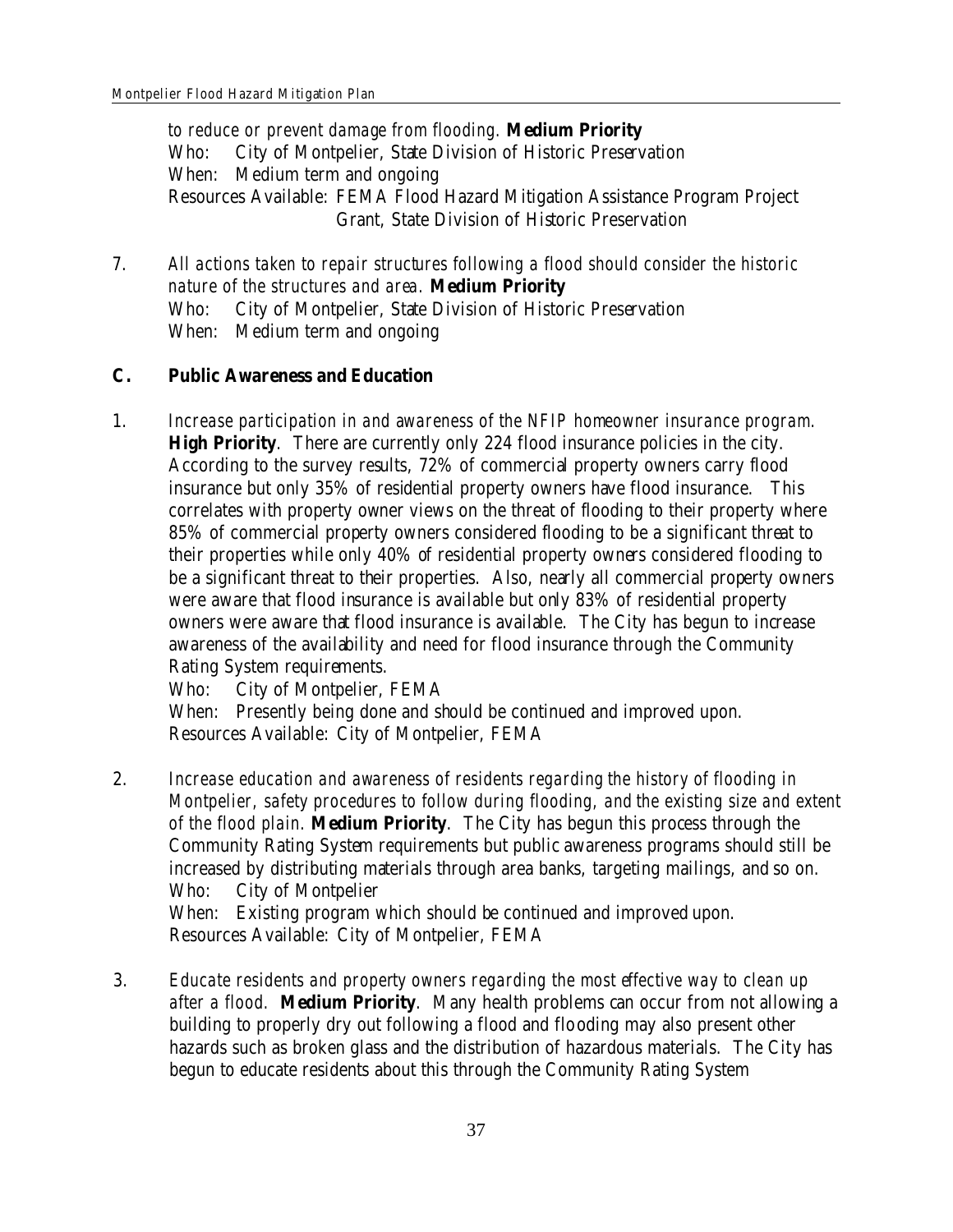*to reduce or prevent damage from flooding.* **Medium Priority**
Who: City of Montpelier, State Division of Historic Preservation
When: Medium term and ongoing
Resources Available: FEMA Flood Hazard Mitigation Assistance Program Project Grant, State Division of Historic Preservation

7. *All actions taken to repair structures following a flood should consider the historic nature of the structures and area.* **Medium Priority**
   Who: City of Montpelier, State Division of Historic Preservation
   When: Medium term and ongoing

### C. Public Awareness and Education

1. *Increase participation in and awareness of the NFIP homeowner insurance program.* **High Priority**. There are currently only 224 flood insurance policies in the city. According to the survey results, 72% of commercial property owners carry flood insurance but only 35% of residential property owners have flood insurance. This correlates with property owner views on the threat of flooding to their property where 85% of commercial property owners considered flooding to be a significant threat to their properties while only 40% of residential property owners considered flooding to be a significant threat to their properties. Also, nearly all commercial property owners were aware that flood insurance is available but only 83% of residential property owners were aware that flood insurance is available. The City has begun to increase awareness of the availability and need for flood insurance through the Community Rating System requirements.
   Who: City of Montpelier, FEMA
   When: Presently being done and should be continued and improved upon.
   Resources Available: City of Montpelier, FEMA

2. *Increase education and awareness of residents regarding the history of flooding in Montpelier, safety procedures to follow during flooding, and the existing size and extent of the flood plain.* **Medium Priority**. The City has begun this process through the Community Rating System requirements but public awareness programs should still be increased by distributing materials through area banks, targeting mailings, and so on.
   Who: City of Montpelier
   When: Existing program which should be continued and improved upon.
   Resources Available: City of Montpelier, FEMA

3. *Educate residents and property owners regarding the most effective way to clean up after a flood.* **Medium Priority**. Many health problems can occur from not allowing a building to properly dry out following a flood and flooding may also present other hazards such as broken glass and the distribution of hazardous materials. The City has begun to educate residents about this through the Community Rating System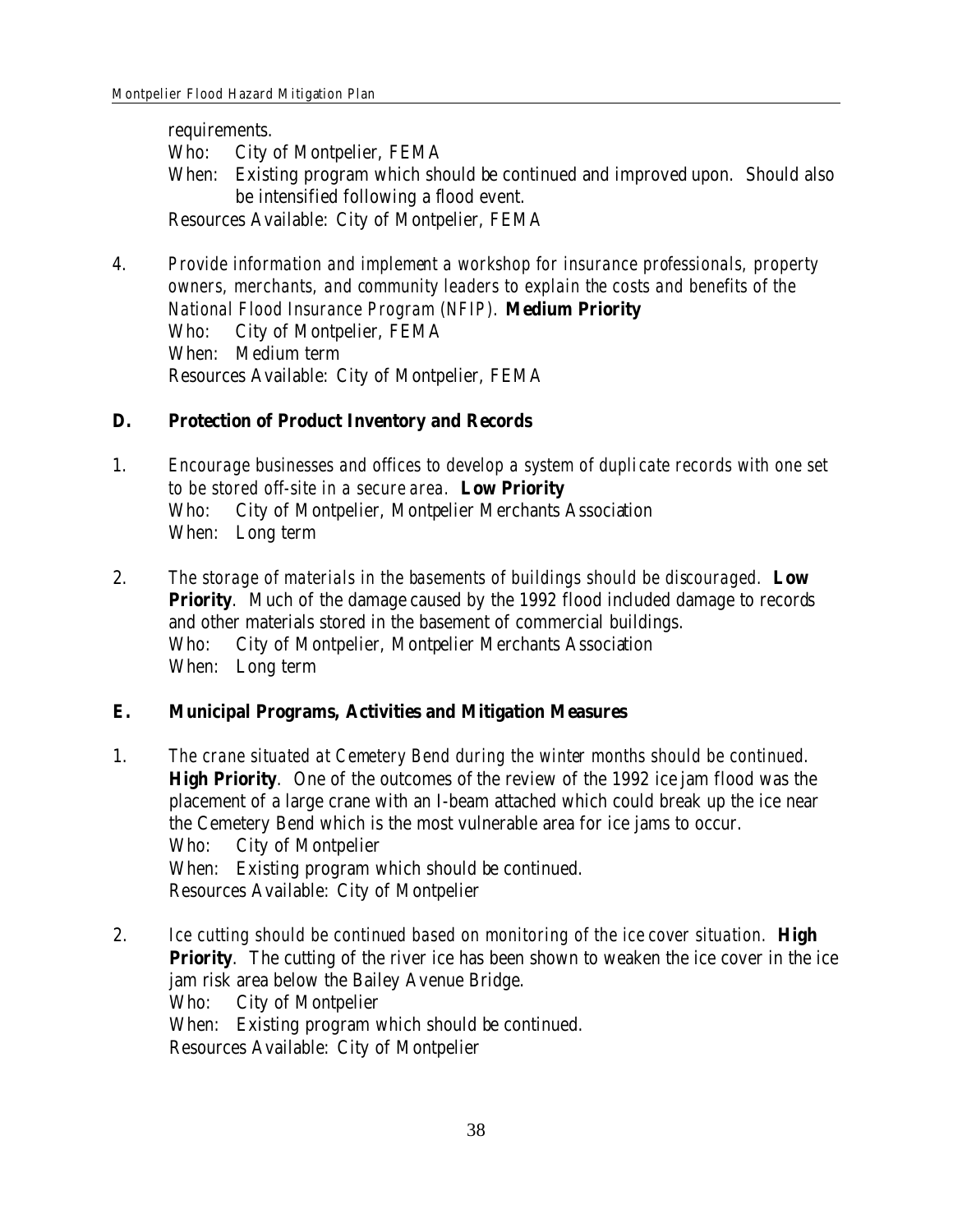requirements.
Who: City of Montpelier, FEMA
When: Existing program which should be continued and improved upon. Should also be intensified following a flood event.
Resources Available: City of Montpelier, FEMA

4. *Provide information and implement a workshop for insurance professionals, property owners, merchants, and community leaders to explain the costs and benefits of the National Flood Insurance Program (NFIP).* **Medium Priority**
   Who: City of Montpelier, FEMA
   When: Medium term
   Resources Available: City of Montpelier, FEMA

### D. Protection of Product Inventory and Records

1. *Encourage businesses and offices to develop a system of duplicate records with one set to be stored off-site in a secure area.* **Low Priority**
   Who: City of Montpelier, Montpelier Merchants Association
   When: Long term

2. *The storage of materials in the basements of buildings should be discouraged.* **Low Priority**. Much of the damage caused by the 1992 flood included damage to records and other materials stored in the basement of commercial buildings.
   Who: City of Montpelier, Montpelier Merchants Association
   When: Long term

### E. Municipal Programs, Activities and Mitigation Measures

1. *The crane situated at Cemetery Bend during the winter months should be continued.* **High Priority**. One of the outcomes of the review of the 1992 ice jam flood was the placement of a large crane with an I-beam attached which could break up the ice near the Cemetery Bend which is the most vulnerable area for ice jams to occur.
   Who: City of Montpelier
   When: Existing program which should be continued.
   Resources Available: City of Montpelier

2. *Ice cutting should be continued based on monitoring of the ice cover situation.* **High Priority**. The cutting of the river ice has been shown to weaken the ice cover in the ice jam risk area below the Bailey Avenue Bridge.
   Who: City of Montpelier
   When: Existing program which should be continued.
   Resources Available: City of Montpelier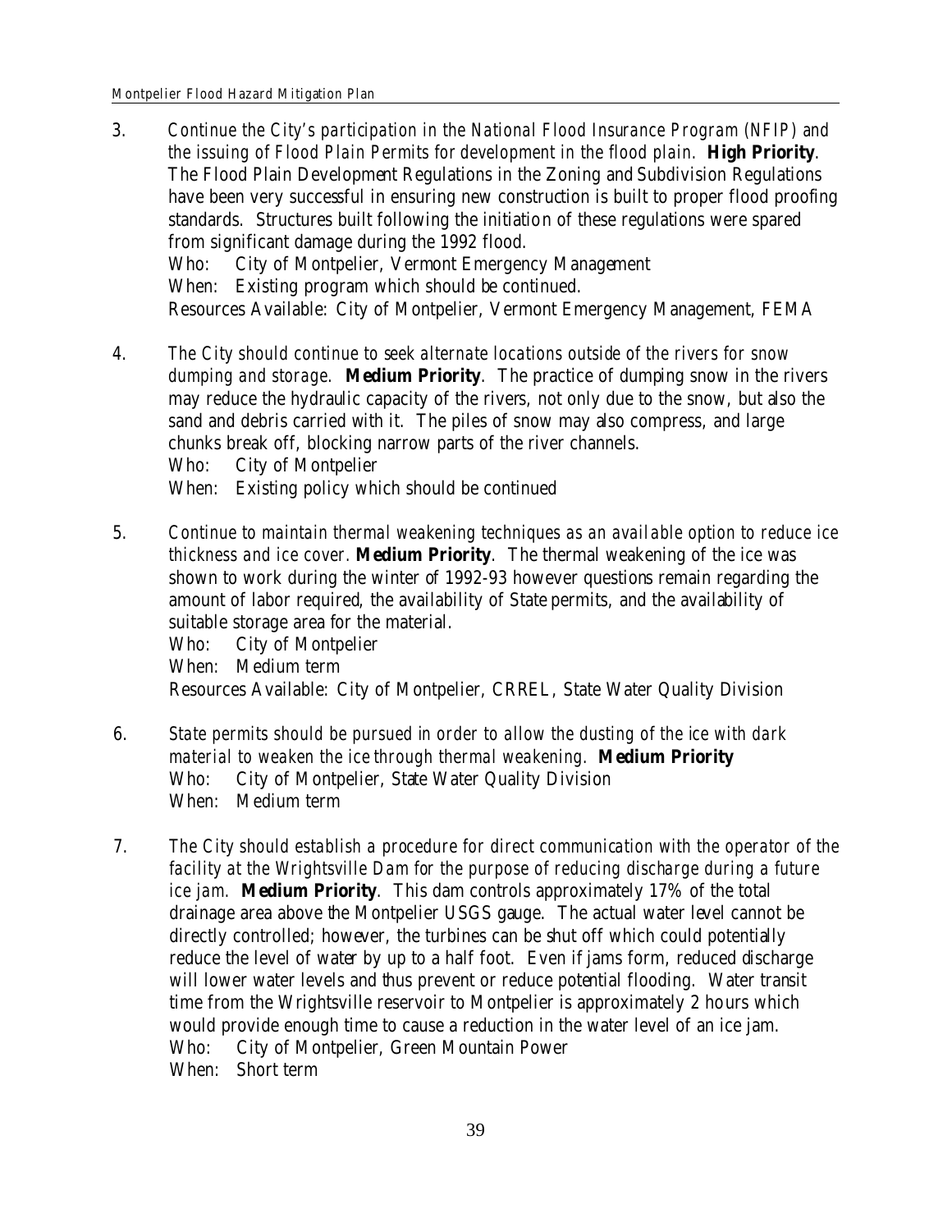3. *Continue the City's participation in the National Flood Insurance Program (NFIP) and the issuing of Flood Plain Permits for development in the flood plain.* **High Priority**. The Flood Plain Development Regulations in the Zoning and Subdivision Regulations have been very successful in ensuring new construction is built to proper flood proofing standards. Structures built following the initiation of these regulations were spared from significant damage during the 1992 flood.
   Who: City of Montpelier, Vermont Emergency Management
   When: Existing program which should be continued.
   Resources Available: City of Montpelier, Vermont Emergency Management, FEMA

4. *The City should continue to seek alternate locations outside of the rivers for snow dumping and storage.* **Medium Priority**. The practice of dumping snow in the rivers may reduce the hydraulic capacity of the rivers, not only due to the snow, but also the sand and debris carried with it. The piles of snow may also compress, and large chunks break off, blocking narrow parts of the river channels.
   Who: City of Montpelier
   When: Existing policy which should be continued

5. *Continue to maintain thermal weakening techniques as an available option to reduce ice thickness and ice cover.* **Medium Priority**. The thermal weakening of the ice was shown to work during the winter of 1992-93 however questions remain regarding the amount of labor required, the availability of State permits, and the availability of suitable storage area for the material.
   Who: City of Montpelier
   When: Medium term
   Resources Available: City of Montpelier, CRREL, State Water Quality Division

6. *State permits should be pursued in order to allow the dusting of the ice with dark material to weaken the ice through thermal weakening.* **Medium Priority**
   Who: City of Montpelier, State Water Quality Division
   When: Medium term

7. *The City should establish a procedure for direct communication with the operator of the facility at the Wrightsville Dam for the purpose of reducing discharge during a future ice jam.* **Medium Priority**. This dam controls approximately 17% of the total drainage area above the Montpelier USGS gauge. The actual water level cannot be directly controlled; however, the turbines can be shut off which could potentially reduce the level of water by up to a half foot. Even if jams form, reduced discharge will lower water levels and thus prevent or reduce potential flooding. Water transit time from the Wrightsville reservoir to Montpelier is approximately 2 hours which would provide enough time to cause a reduction in the water level of an ice jam.
   Who: City of Montpelier, Green Mountain Power
   When: Short term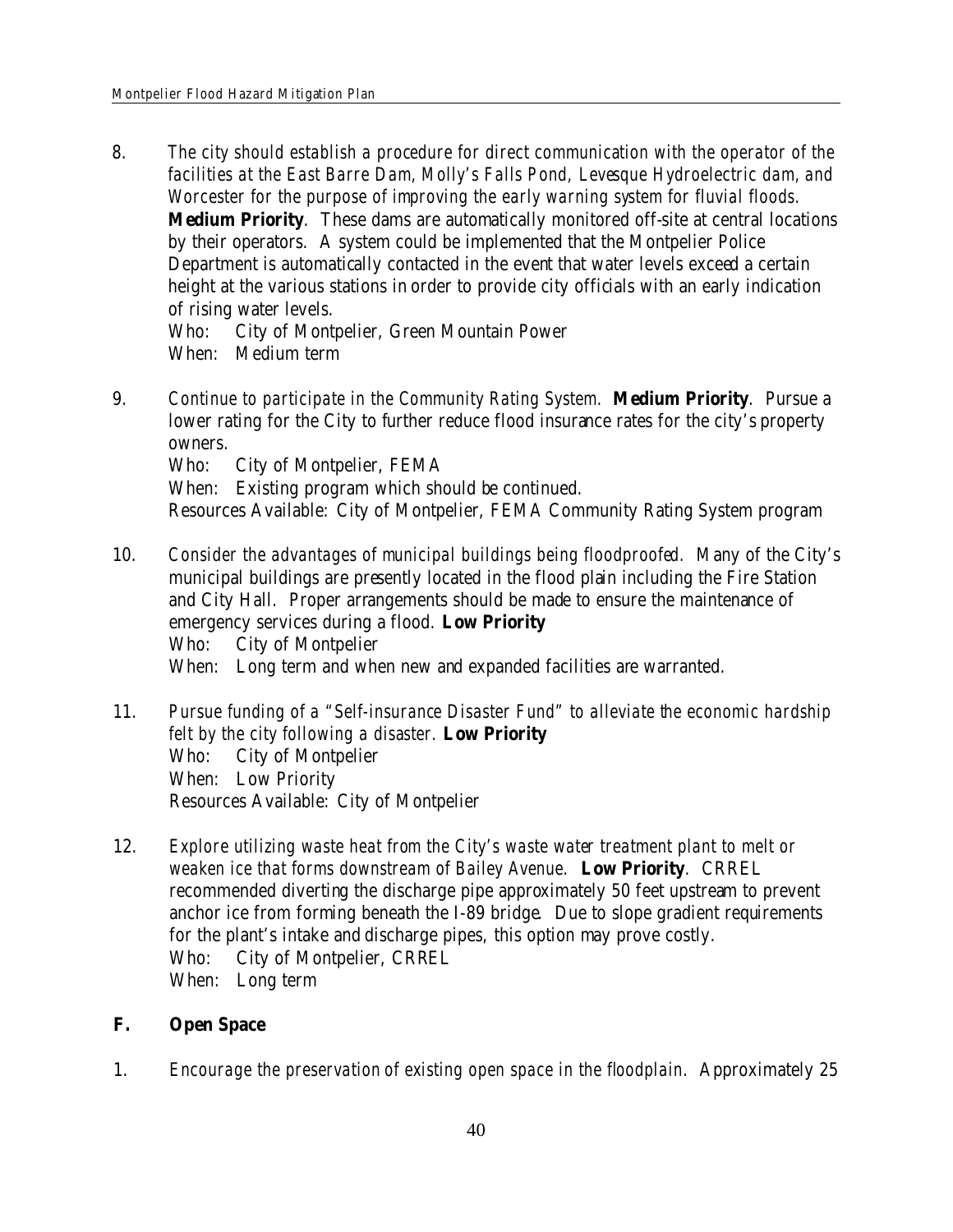8. *The city should establish a procedure for direct communication with the operator of the facilities at the East Barre Dam, Molly's Falls Pond, Levesque Hydroelectric dam, and Worcester for the purpose of improving the early warning system for fluvial floods*. **Medium Priority**. These dams are automatically monitored off-site at central locations by their operators. A system could be implemented that the Montpelier Police Department is automatically contacted in the event that water levels exceed a certain height at the various stations in order to provide city officials with an early indication of rising water levels.
   Who: City of Montpelier, Green Mountain Power
   When: Medium term

9. *Continue to participate in the Community Rating System*. **Medium Priority**. Pursue a lower rating for the City to further reduce flood insurance rates for the city's property owners.
   Who: City of Montpelier, FEMA
   When: Existing program which should be continued.
   Resources Available: City of Montpelier, FEMA Community Rating System program

10. *Consider the advantages of municipal buildings being floodproofed*. Many of the City's municipal buildings are presently located in the flood plain including the Fire Station and City Hall. Proper arrangements should be made to ensure the maintenance of emergency services during a flood. **Low Priority**
    Who: City of Montpelier
    When: Long term and when new and expanded facilities are warranted.

11. *Pursue funding of a "Self-insurance Disaster Fund" to alleviate the economic hardship felt by the city following a disaster*. **Low Priority**
    Who: City of Montpelier
    When: Low Priority
    Resources Available: City of Montpelier

12. *Explore utilizing waste heat from the City's waste water treatment plant to melt or weaken ice that forms downstream of Bailey Avenue*. **Low Priority**. CRREL recommended diverting the discharge pipe approximately 50 feet upstream to prevent anchor ice from forming beneath the I-89 bridge. Due to slope gradient requirements for the plant's intake and discharge pipes, this option may prove costly.
    Who: City of Montpelier, CRREL
    When: Long term

## F. Open Space

1. *Encourage the preservation of existing open space in the floodplain*. Approximately 25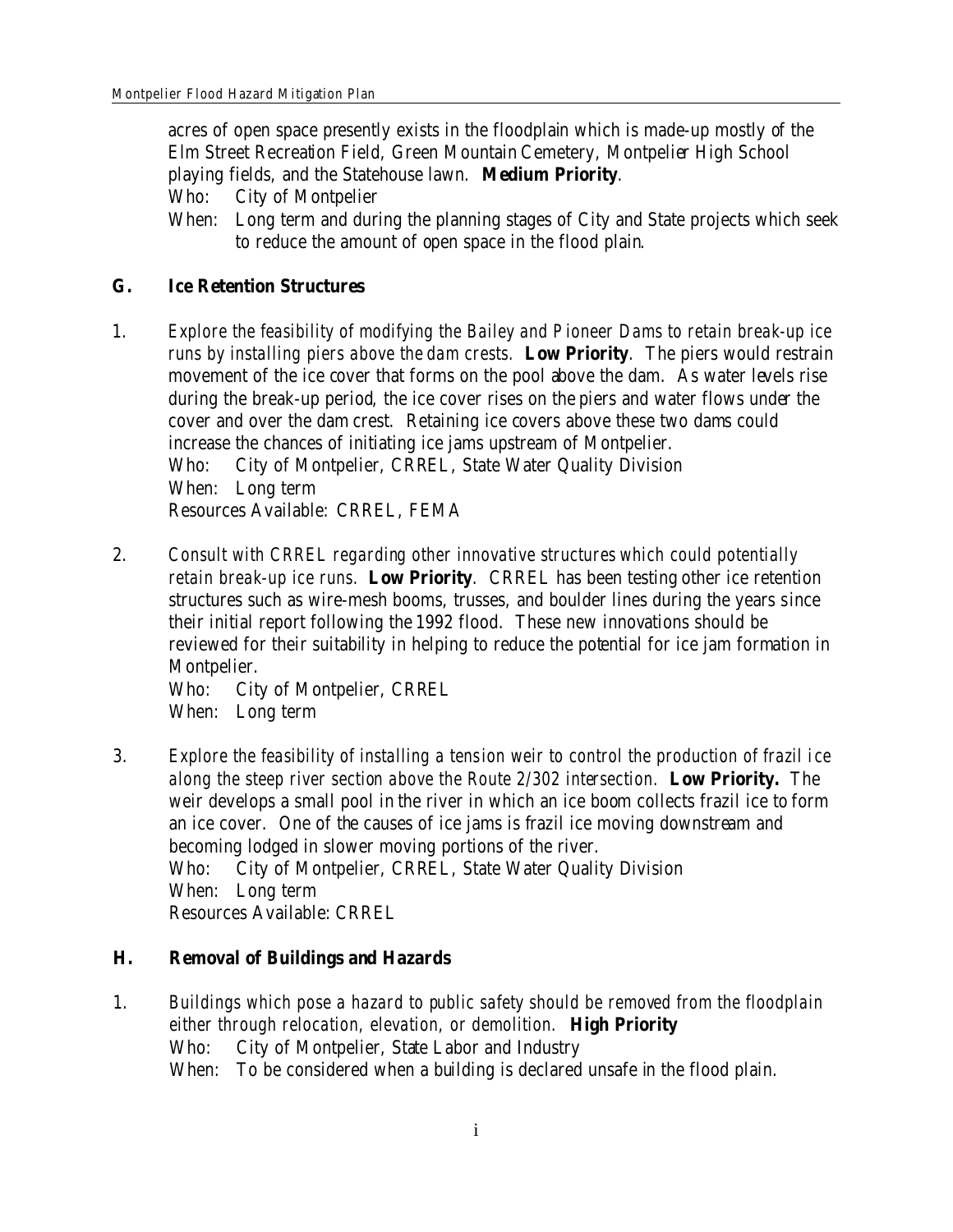acres of open space presently exists in the floodplain which is made-up mostly of the Elm Street Recreation Field, Green Mountain Cemetery, Montpelier High School playing fields, and the Statehouse lawn. **Medium Priority**.

Who: City of Montpelier

When: Long term and during the planning stages of City and State projects which seek to reduce the amount of open space in the flood plain.

## G. Ice Retention Structures

1. *Explore the feasibility of modifying the Bailey and Pioneer Dams to retain break-up ice runs by installing piers above the dam crests.* **Low Priority**. The piers would restrain movement of the ice cover that forms on the pool above the dam. As water levels rise during the break-up period, the ice cover rises on the piers and water flows under the cover and over the dam crest. Retaining ice covers above these two dams could increase the chances of initiating ice jams upstream of Montpelier.
   Who: City of Montpelier, CRREL, State Water Quality Division
   When: Long term
   Resources Available: CRREL, FEMA

2. *Consult with CRREL regarding other innovative structures which could potentially retain break-up ice runs.* **Low Priority**. CRREL has been testing other ice retention structures such as wire-mesh booms, trusses, and boulder lines during the years since their initial report following the 1992 flood. These new innovations should be reviewed for their suitability in helping to reduce the potential for ice jam formation in Montpelier.
   Who: City of Montpelier, CRREL
   When: Long term

3. *Explore the feasibility of installing a tension weir to control the production of frazil ice along the steep river section above the Route 2/302 intersection.* **Low Priority.** The weir develops a small pool in the river in which an ice boom collects frazil ice to form an ice cover. One of the causes of ice jams is frazil ice moving downstream and becoming lodged in slower moving portions of the river.
   Who: City of Montpelier, CRREL, State Water Quality Division
   When: Long term
   Resources Available: CRREL

## H. Removal of Buildings and Hazards

1. *Buildings which pose a hazard to public safety should be removed from the floodplain either through relocation, elevation, or demolition.* **High Priority**
   Who: City of Montpelier, State Labor and Industry
   When: To be considered when a building is declared unsafe in the flood plain.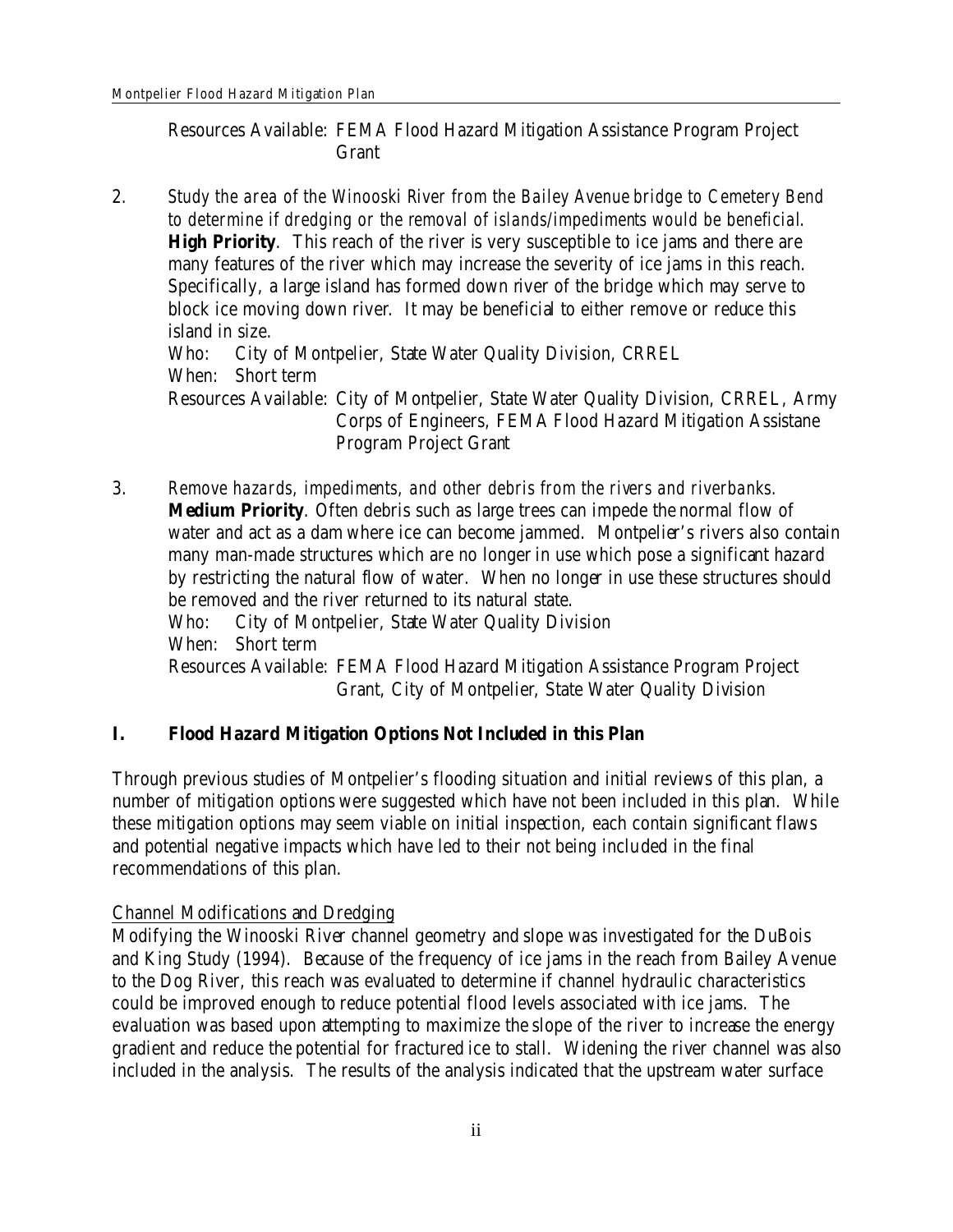Resources Available: FEMA Flood Hazard Mitigation Assistance Program Project Grant

2. *Study the area of the Winooski River from the Bailey Avenue bridge to Cemetery Bend to determine if dredging or the removal of islands/impediments would be beneficial.* **High Priority**. This reach of the river is very susceptible to ice jams and there are many features of the river which may increase the severity of ice jams in this reach. Specifically, a large island has formed down river of the bridge which may serve to block ice moving down river. It may be beneficial to either remove or reduce this island in size.
   Who: City of Montpelier, State Water Quality Division, CRREL
   When: Short term
   Resources Available: City of Montpelier, State Water Quality Division, CRREL, Army Corps of Engineers, FEMA Flood Hazard Mitigation Assistane Program Project Grant

3. *Remove hazards, impediments, and other debris from the rivers and riverbanks.* **Medium Priority**. Often debris such as large trees can impede the normal flow of water and act as a dam where ice can become jammed. Montpelier's rivers also contain many man-made structures which are no longer in use which pose a significant hazard by restricting the natural flow of water. When no longer in use these structures should be removed and the river returned to its natural state.
   Who: City of Montpelier, State Water Quality Division
   When: Short term
   Resources Available: FEMA Flood Hazard Mitigation Assistance Program Project Grant, City of Montpelier, State Water Quality Division

## I. Flood Hazard Mitigation Options Not Included in this Plan

Through previous studies of Montpelier's flooding situation and initial reviews of this plan, a number of mitigation options were suggested which have not been included in this plan. While these mitigation options may seem viable on initial inspection, each contain significant flaws and potential negative impacts which have led to their not being included in the final recommendations of this plan.

Channel Modifications and Dredging

Modifying the Winooski River channel geometry and slope was investigated for the DuBois and King Study (1994). Because of the frequency of ice jams in the reach from Bailey Avenue to the Dog River, this reach was evaluated to determine if channel hydraulic characteristics could be improved enough to reduce potential flood levels associated with ice jams. The evaluation was based upon attempting to maximize the slope of the river to increase the energy gradient and reduce the potential for fractured ice to stall. Widening the river channel was also included in the analysis. The results of the analysis indicated that the upstream water surface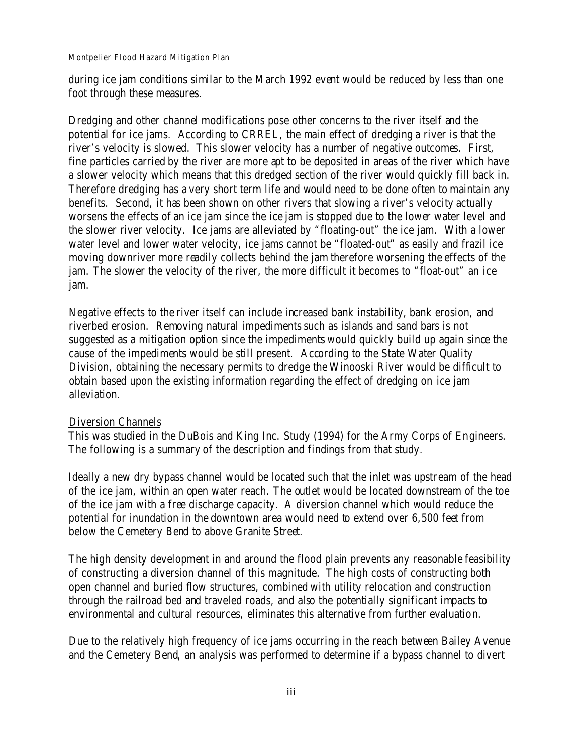during ice jam conditions similar to the March 1992 event would be reduced by less than one foot through these measures.

Dredging and other channel modifications pose other concerns to the river itself and the potential for ice jams. According to CRREL, the main effect of dredging a river is that the river's velocity is slowed. This slower velocity has a number of negative outcomes. First, fine particles carried by the river are more apt to be deposited in areas of the river which have a slower velocity which means that this dredged section of the river would quickly fill back in. Therefore dredging has a very short term life and would need to be done often to maintain any benefits. Second, it has been shown on other rivers that slowing a river's velocity actually worsens the effects of an ice jam since the ice jam is stopped due to the lower water level and the slower river velocity. Ice jams are alleviated by "floating-out" the ice jam. With a lower water level and lower water velocity, ice jams cannot be "floated-out" as easily and frazil ice moving downriver more readily collects behind the jam therefore worsening the effects of the jam. The slower the velocity of the river, the more difficult it becomes to "float-out" an ice jam.

Negative effects to the river itself can include increased bank instability, bank erosion, and riverbed erosion. Removing natural impediments such as islands and sand bars is not suggested as a mitigation option since the impediments would quickly build up again since the cause of the impediments would be still present. According to the State Water Quality Division, obtaining the necessary permits to dredge the Winooski River would be difficult to obtain based upon the existing information regarding the effect of dredging on ice jam alleviation.

<u>Diversion Channels</u>

This was studied in the DuBois and King Inc. Study (1994) for the Army Corps of Engineers. The following is a summary of the description and findings from that study.

Ideally a new dry bypass channel would be located such that the inlet was upstream of the head of the ice jam, within an open water reach. The outlet would be located downstream of the toe of the ice jam with a free discharge capacity. A diversion channel which would reduce the potential for inundation in the downtown area would need to extend over 6,500 feet from below the Cemetery Bend to above Granite Street.

The high density development in and around the flood plain prevents any reasonable feasibility of constructing a diversion channel of this magnitude. The high costs of constructing both open channel and buried flow structures, combined with utility relocation and construction through the railroad bed and traveled roads, and also the potentially significant impacts to environmental and cultural resources, eliminates this alternative from further evaluation.

Due to the relatively high frequency of ice jams occurring in the reach between Bailey Avenue and the Cemetery Bend, an analysis was performed to determine if a bypass channel to divert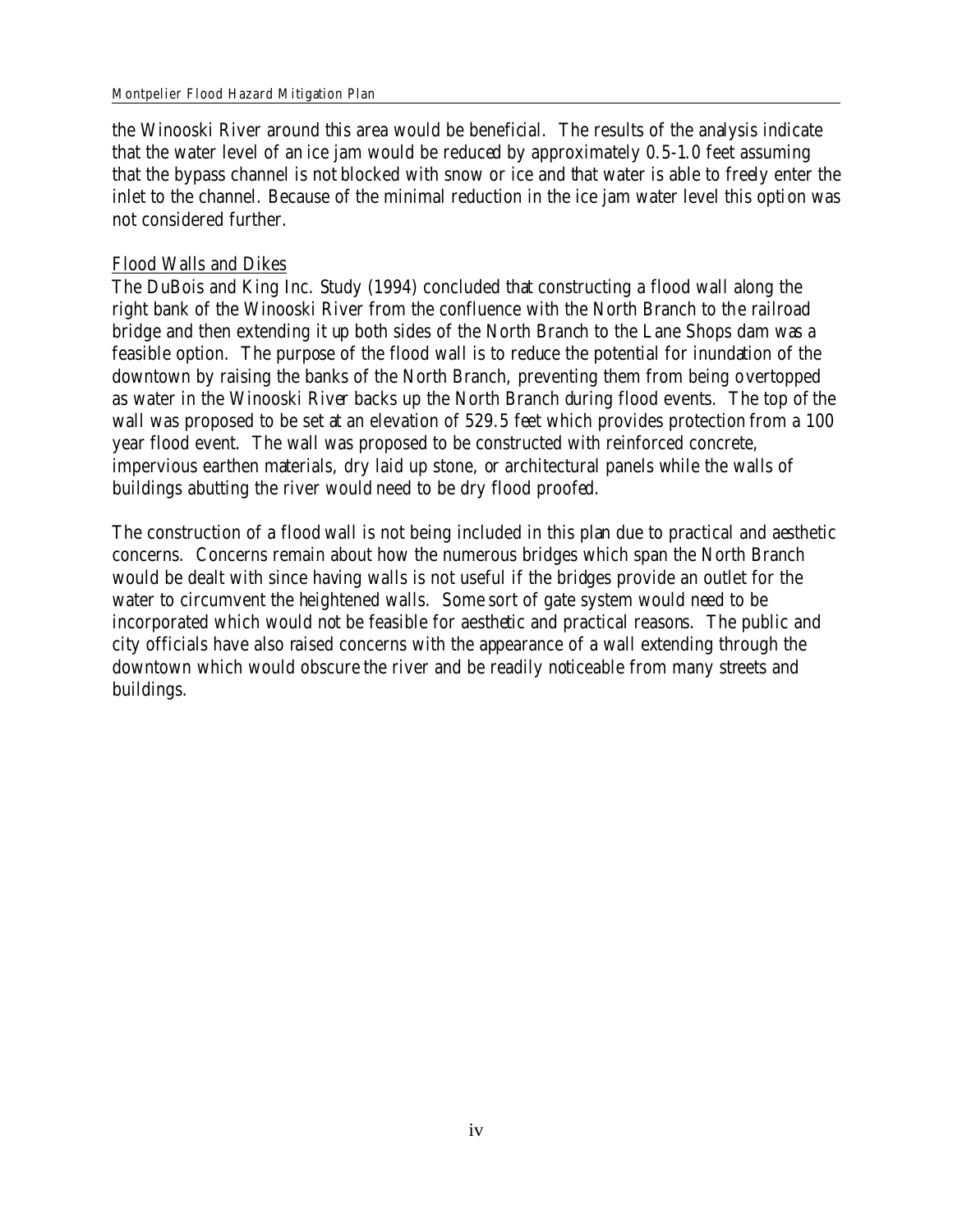the Winooski River around this area would be beneficial. The results of the analysis indicate that the water level of an ice jam would be reduced by approximately 0.5-1.0 feet assuming that the bypass channel is not blocked with snow or ice and that water is able to freely enter the inlet to the channel. Because of the minimal reduction in the ice jam water level this option was not considered further.

<u>Flood Walls and Dikes</u>

The DuBois and King Inc. Study (1994) concluded that constructing a flood wall along the right bank of the Winooski River from the confluence with the North Branch to the railroad bridge and then extending it up both sides of the North Branch to the Lane Shops dam was a feasible option. The purpose of the flood wall is to reduce the potential for inundation of the downtown by raising the banks of the North Branch, preventing them from being overtopped as water in the Winooski River backs up the North Branch during flood events. The top of the wall was proposed to be set at an elevation of 529.5 feet which provides protection from a 100 year flood event. The wall was proposed to be constructed with reinforced concrete, impervious earthen materials, dry laid up stone, or architectural panels while the walls of buildings abutting the river would need to be dry flood proofed.

The construction of a flood wall is not being included in this plan due to practical and aesthetic concerns. Concerns remain about how the numerous bridges which span the North Branch would be dealt with since having walls is not useful if the bridges provide an outlet for the water to circumvent the heightened walls. Some sort of gate system would need to be incorporated which would not be feasible for aesthetic and practical reasons. The public and city officials have also raised concerns with the appearance of a wall extending through the downtown which would obscure the river and be readily noticeable from many streets and buildings.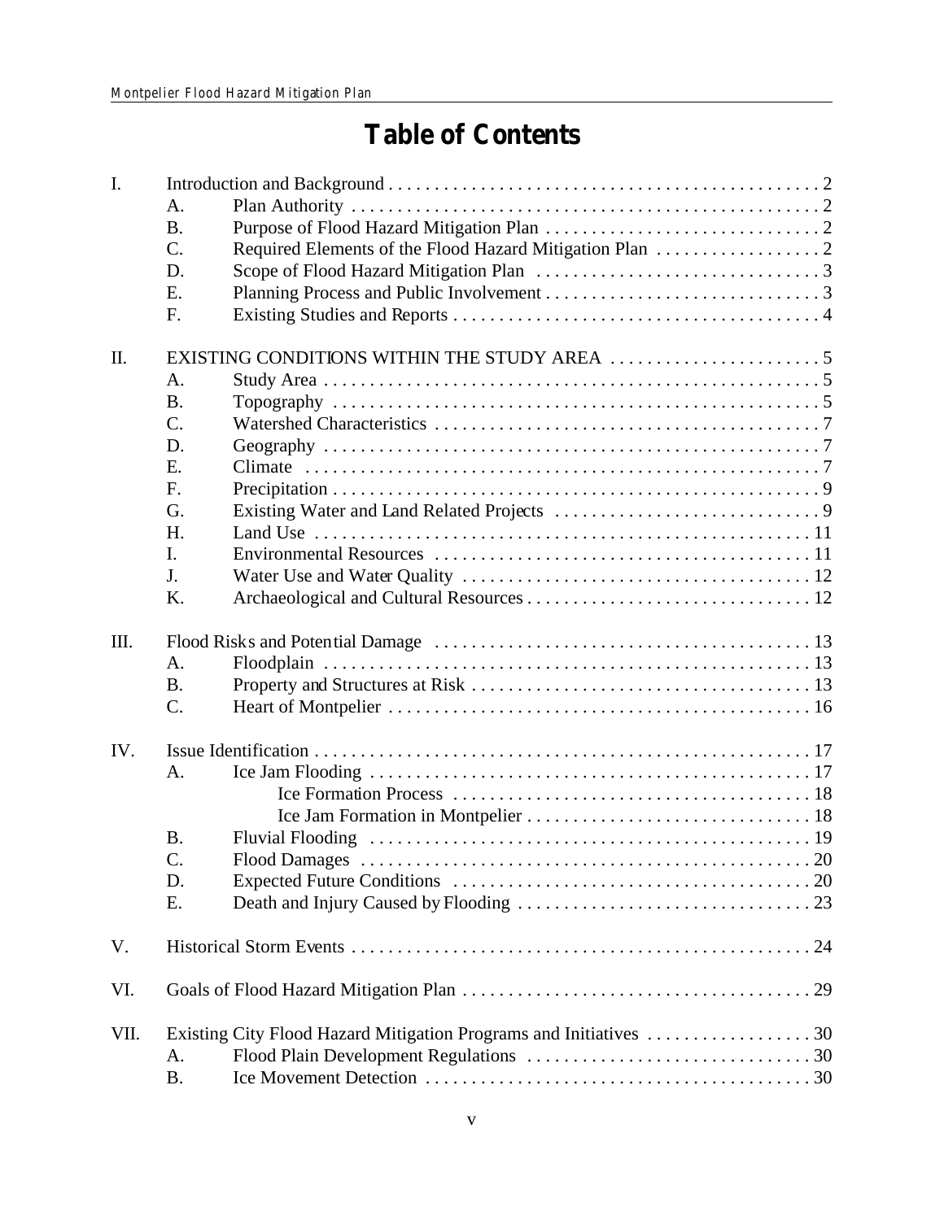# Table of Contents

- I. Introduction and Background . . . . . . . . . . 2
  - A. Plan Authority . . . . . . . . . . 2
  - B. Purpose of Flood Hazard Mitigation Plan . . . . . . . . . . 2
  - C. Required Elements of the Flood Hazard Mitigation Plan . . . . . . . . . . 2
  - D. Scope of Flood Hazard Mitigation Plan . . . . . . . . . . 3
  - E. Planning Process and Public Involvement . . . . . . . . . . 3
  - F. Existing Studies and Reports . . . . . . . . . . 4
- II. EXISTING CONDITIONS WITHIN THE STUDY AREA . . . . . . . . . . 5
  - A. Study Area . . . . . . . . . . 5
  - B. Topography . . . . . . . . . . 5
  - C. Watershed Characteristics . . . . . . . . . . 7
  - D. Geography . . . . . . . . . . 7
  - E. Climate . . . . . . . . . . 7
  - F. Precipitation . . . . . . . . . . 9
  - G. Existing Water and Land Related Projects . . . . . . . . . . 9
  - H. Land Use . . . . . . . . . . 11
  - I. Environmental Resources . . . . . . . . . . 11
  - J. Water Use and Water Quality . . . . . . . . . . 12
  - K. Archaeological and Cultural Resources . . . . . . . . . . 12
- III. Flood Risks and Potential Damage . . . . . . . . . . 13
  - A. Floodplain . . . . . . . . . . 13
  - B. Property and Structures at Risk . . . . . . . . . . 13
  - C. Heart of Montpelier . . . . . . . . . . 16
- IV. Issue Identification . . . . . . . . . . 17
  - A. Ice Jam Flooding . . . . . . . . . . 17
    - Ice Formation Process . . . . . . . . . . 18
    - Ice Jam Formation in Montpelier . . . . . . . . . . 18
  - B. Fluvial Flooding . . . . . . . . . . 19
  - C. Flood Damages . . . . . . . . . . 20
  - D. Expected Future Conditions . . . . . . . . . . 20
  - E. Death and Injury Caused by Flooding . . . . . . . . . . 23
- V. Historical Storm Events . . . . . . . . . . 24
- VI. Goals of Flood Hazard Mitigation Plan . . . . . . . . . . 29
- VII. Existing City Flood Hazard Mitigation Programs and Initiatives . . . . . . . . . . 30
  - A. Flood Plain Development Regulations . . . . . . . . . . 30
  - B. Ice Movement Detection . . . . . . . . . . 30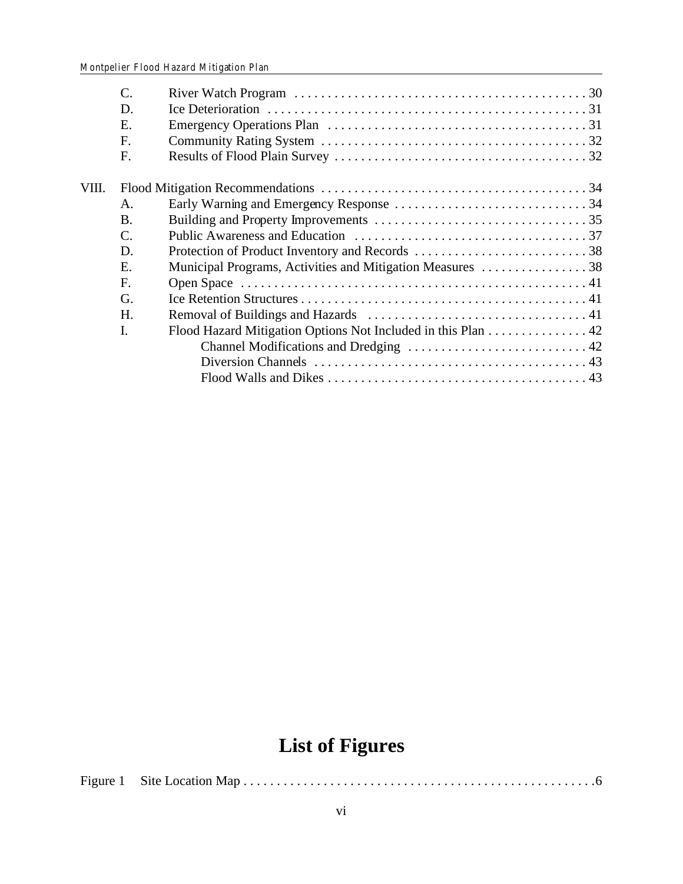C. River Watch Program . . . . . . . . . . . . . . . . . . . . . . . . . . . . . . . . . . . . . . . . . . . 30
D. Ice Deterioration . . . . . . . . . . . . . . . . . . . . . . . . . . . . . . . . . . . . . . . . . . . . . . . 31
E. Emergency Operations Plan . . . . . . . . . . . . . . . . . . . . . . . . . . . . . . . . . . . . . . 31
F. Community Rating System . . . . . . . . . . . . . . . . . . . . . . . . . . . . . . . . . . . . . . . 32
F. Results of Flood Plain Survey . . . . . . . . . . . . . . . . . . . . . . . . . . . . . . . . . . . . . 32

VIII. Flood Mitigation Recommendations . . . . . . . . . . . . . . . . . . . . . . . . . . . . . . . . . . . . . . . 34
A. Early Warning and Emergency Response . . . . . . . . . . . . . . . . . . . . . . . . . . . . 34
B. Building and Property Improvements . . . . . . . . . . . . . . . . . . . . . . . . . . . . . . . 35
C. Public Awareness and Education . . . . . . . . . . . . . . . . . . . . . . . . . . . . . . . . . . 37
D. Protection of Product Inventory and Records . . . . . . . . . . . . . . . . . . . . . . . . . 38
E. Municipal Programs, Activities and Mitigation Measures . . . . . . . . . . . . . . . . 38
F. Open Space . . . . . . . . . . . . . . . . . . . . . . . . . . . . . . . . . . . . . . . . . . . . . . . . . . . 41
G. Ice Retention Structures . . . . . . . . . . . . . . . . . . . . . . . . . . . . . . . . . . . . . . . . . . 41
H. Removal of Buildings and Hazards . . . . . . . . . . . . . . . . . . . . . . . . . . . . . . . . . 41
I. Flood Hazard Mitigation Options Not Included in this Plan . . . . . . . . . . . . . . . 42
Channel Modifications and Dredging . . . . . . . . . . . . . . . . . . . . . . . . . . 42
Diversion Channels . . . . . . . . . . . . . . . . . . . . . . . . . . . . . . . . . . . . . . . . 43
Flood Walls and Dikes . . . . . . . . . . . . . . . . . . . . . . . . . . . . . . . . . . . . . . 43

# List of Figures

Figure 1 Site Location Map . . . . . . . . . . . . . . . . . . . . . . . . . . . . . . . . . . . . . . . . . . . . . . . . . . . . . 6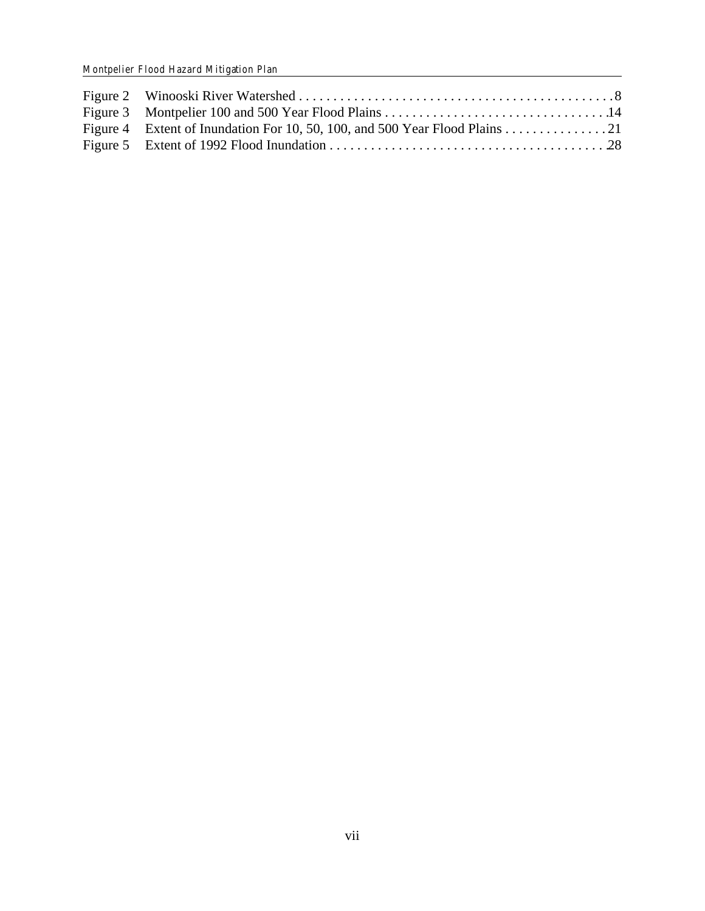Figure 2 Winooski River Watershed . . . . . . . . . . . . . . . . . . . . . . . . . . . . . . . . . . . . . . . . . . . . . 8

Figure 3 Montpelier 100 and 500 Year Flood Plains . . . . . . . . . . . . . . . . . . . . . . . . . . . . . . . . 14

Figure 4 Extent of Inundation For 10, 50, 100, and 500 Year Flood Plains . . . . . . . . . . . . . . . 21

Figure 5 Extent of 1992 Flood Inundation . . . . . . . . . . . . . . . . . . . . . . . . . . . . . . . . . . . . . . . 28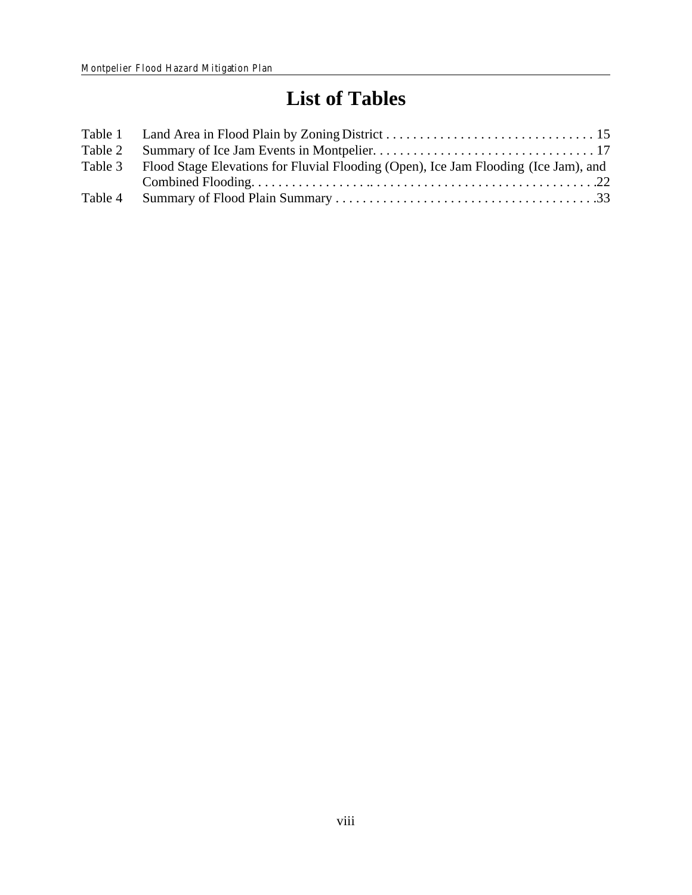# List of Tables

| | | |
|---|---|---|
| Table 1 | Land Area in Flood Plain by Zoning District | 15 |
| Table 2 | Summary of Ice Jam Events in Montpelier. | 17 |
| Table 3 | Flood Stage Elevations for Fluvial Flooding (Open), Ice Jam Flooding (Ice Jam), and Combined Flooding. | 22 |
| Table 4 | Summary of Flood Plain Summary | 33 |